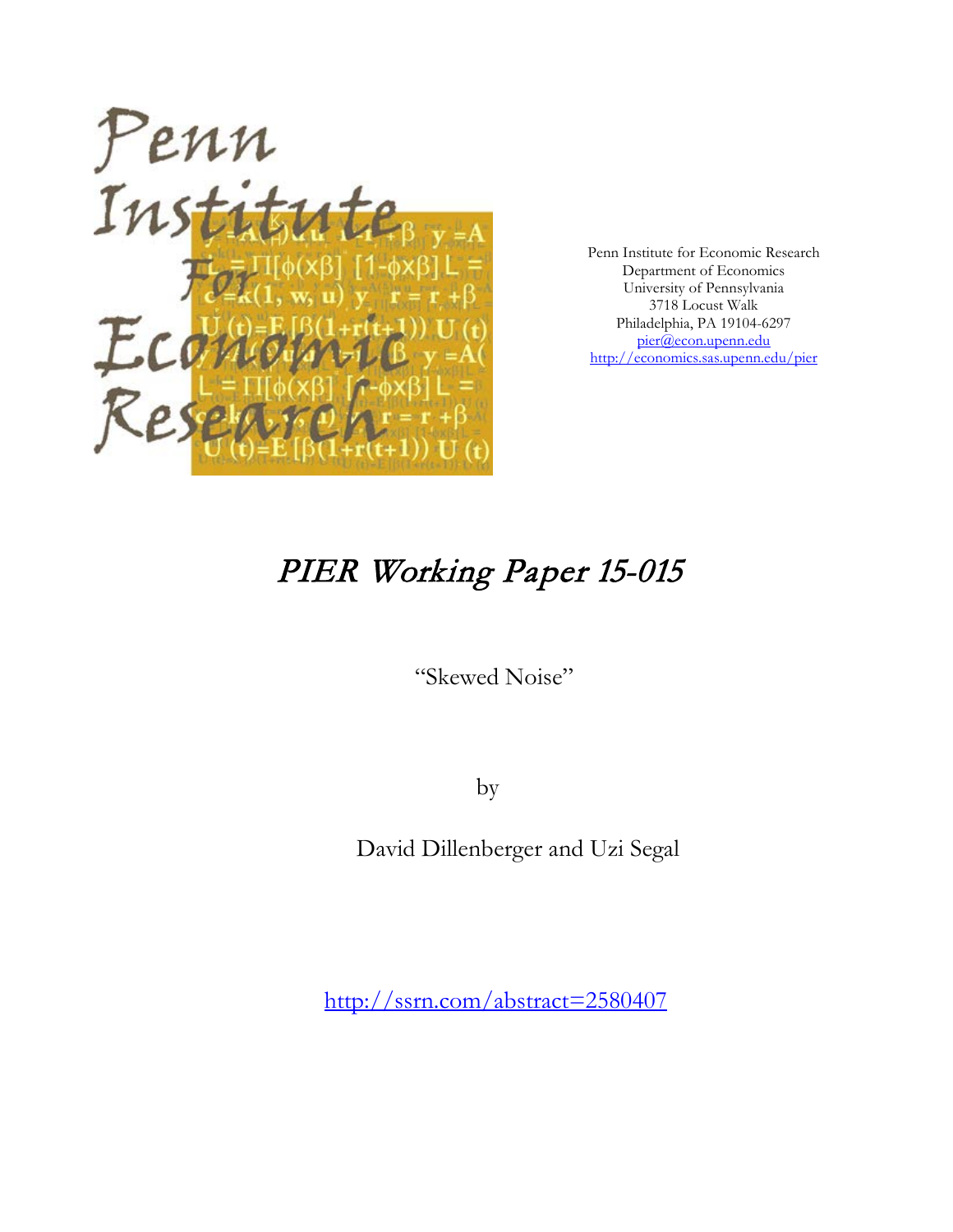Penn Institute for Economic Research
Department of Economics
University of Pennsylvania
3718 Locust Walk
Philadelphia, PA 19104-6297
pier@econ.upenn.edu
http://economics.sas.upenn.edu/pier

# PIER Working Paper 15-015

"Skewed Noise"

by

David Dillenberger and Uzi Segal

http://ssrn.com/abstract=2580407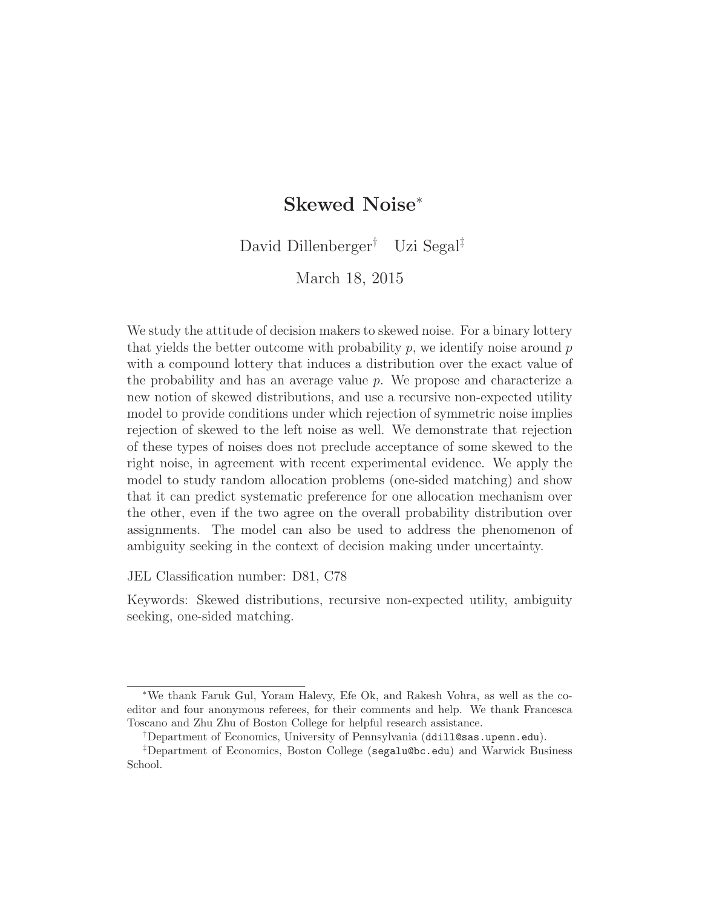# Skewed Noise*

David Dillenberger[†] Uzi Segal[‡]

March 18, 2015

We study the attitude of decision makers to skewed noise. For a binary lottery that yields the better outcome with probability $p$, we identify noise around $p$ with a compound lottery that induces a distribution over the exact value of the probability and has an average value $p$. We propose and characterize a new notion of skewed distributions, and use a recursive non-expected utility model to provide conditions under which rejection of symmetric noise implies rejection of skewed to the left noise as well. We demonstrate that rejection of these types of noises does not preclude acceptance of some skewed to the right noise, in agreement with recent experimental evidence. We apply the model to study random allocation problems (one-sided matching) and show that it can predict systematic preference for one allocation mechanism over the other, even if the two agree on the overall probability distribution over assignments. The model can also be used to address the phenomenon of ambiguity seeking in the context of decision making under uncertainty.

JEL Classification number: D81, C78

Keywords: Skewed distributions, recursive non-expected utility, ambiguity seeking, one-sided matching.

---

*We thank Faruk Gul, Yoram Halevy, Efe Ok, and Rakesh Vohra, as well as the co-editor and four anonymous referees, for their comments and help. We thank Francesca Toscano and Zhu Zhu of Boston College for helpful research assistance.

[†]Department of Economics, University of Pennsylvania (ddill@sas.upenn.edu).

[‡]Department of Economics, Boston College (segalu@bc.edu) and Warwick Business School.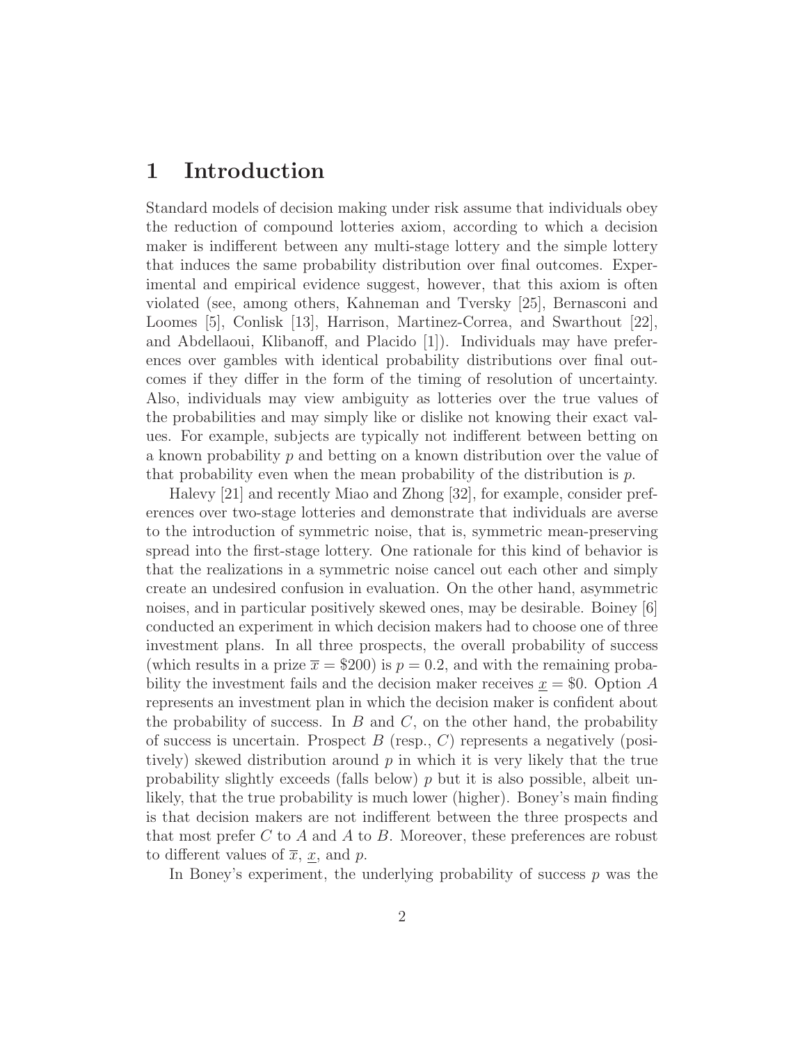# 1 Introduction

Standard models of decision making under risk assume that individuals obey the reduction of compound lotteries axiom, according to which a decision maker is indifferent between any multi-stage lottery and the simple lottery that induces the same probability distribution over final outcomes. Experimental and empirical evidence suggest, however, that this axiom is often violated (see, among others, Kahneman and Tversky [25], Bernasconi and Loomes [5], Conlisk [13], Harrison, Martinez-Correa, and Swarthout [22], and Abdellaoui, Klibanoff, and Placido [1]). Individuals may have preferences over gambles with identical probability distributions over final outcomes if they differ in the form of the timing of resolution of uncertainty. Also, individuals may view ambiguity as lotteries over the true values of the probabilities and may simply like or dislike not knowing their exact values. For example, subjects are typically not indifferent between betting on a known probability $p$ and betting on a known distribution over the value of that probability even when the mean probability of the distribution is $p$.

Halevy [21] and recently Miao and Zhong [32], for example, consider preferences over two-stage lotteries and demonstrate that individuals are averse to the introduction of symmetric noise, that is, symmetric mean-preserving spread into the first-stage lottery. One rationale for this kind of behavior is that the realizations in a symmetric noise cancel out each other and simply create an undesired confusion in evaluation. On the other hand, asymmetric noises, and in particular positively skewed ones, may be desirable. Boiney [6] conducted an experiment in which decision makers had to choose one of three investment plans. In all three prospects, the overall probability of success (which results in a prize $\overline{x} = \$200$) is $p = 0.2$, and with the remaining probability the investment fails and the decision maker receives $\underline{x} = \$0$. Option $A$ represents an investment plan in which the decision maker is confident about the probability of success. In $B$ and $C$, on the other hand, the probability of success is uncertain. Prospect $B$ (resp., $C$) represents a negatively (positively) skewed distribution around $p$ in which it is very likely that the true probability slightly exceeds (falls below) $p$ but it is also possible, albeit unlikely, that the true probability is much lower (higher). Boney's main finding is that decision makers are not indifferent between the three prospects and that most prefer $C$ to $A$ and $A$ to $B$. Moreover, these preferences are robust to different values of $\overline{x}$, $\underline{x}$, and $p$.

In Boney's experiment, the underlying probability of success $p$ was the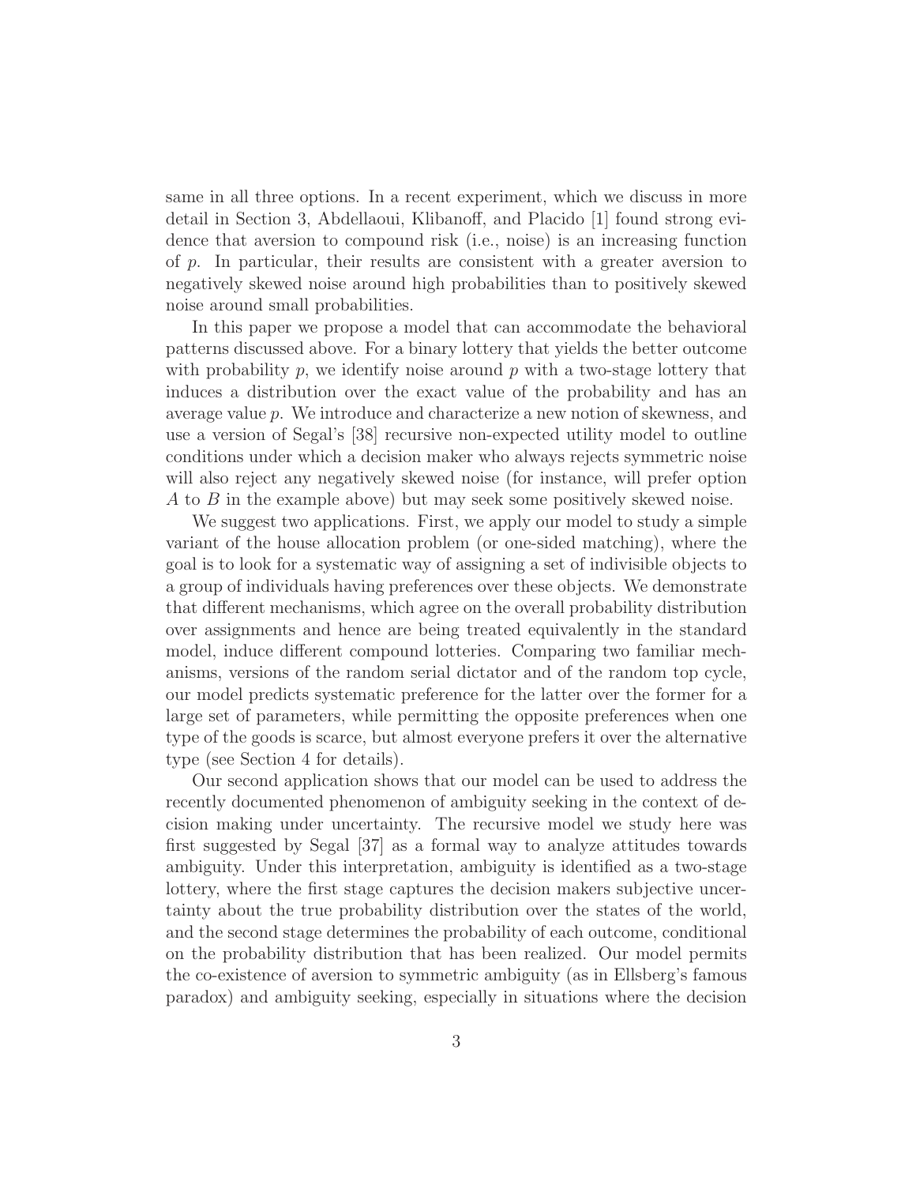same in all three options. In a recent experiment, which we discuss in more detail in Section 3, Abdellaoui, Klibanoff, and Placido [1] found strong evidence that aversion to compound risk (i.e., noise) is an increasing function of $p$. In particular, their results are consistent with a greater aversion to negatively skewed noise around high probabilities than to positively skewed noise around small probabilities.

In this paper we propose a model that can accommodate the behavioral patterns discussed above. For a binary lottery that yields the better outcome with probability $p$, we identify noise around $p$ with a two-stage lottery that induces a distribution over the exact value of the probability and has an average value $p$. We introduce and characterize a new notion of skewness, and use a version of Segal's [38] recursive non-expected utility model to outline conditions under which a decision maker who always rejects symmetric noise will also reject any negatively skewed noise (for instance, will prefer option $A$ to $B$ in the example above) but may seek some positively skewed noise.

We suggest two applications. First, we apply our model to study a simple variant of the house allocation problem (or one-sided matching), where the goal is to look for a systematic way of assigning a set of indivisible objects to a group of individuals having preferences over these objects. We demonstrate that different mechanisms, which agree on the overall probability distribution over assignments and hence are being treated equivalently in the standard model, induce different compound lotteries. Comparing two familiar mechanisms, versions of the random serial dictator and of the random top cycle, our model predicts systematic preference for the latter over the former for a large set of parameters, while permitting the opposite preferences when one type of the goods is scarce, but almost everyone prefers it over the alternative type (see Section 4 for details).

Our second application shows that our model can be used to address the recently documented phenomenon of ambiguity seeking in the context of decision making under uncertainty. The recursive model we study here was first suggested by Segal [37] as a formal way to analyze attitudes towards ambiguity. Under this interpretation, ambiguity is identified as a two-stage lottery, where the first stage captures the decision makers subjective uncertainty about the true probability distribution over the states of the world, and the second stage determines the probability of each outcome, conditional on the probability distribution that has been realized. Our model permits the co-existence of aversion to symmetric ambiguity (as in Ellsberg's famous paradox) and ambiguity seeking, especially in situations where the decision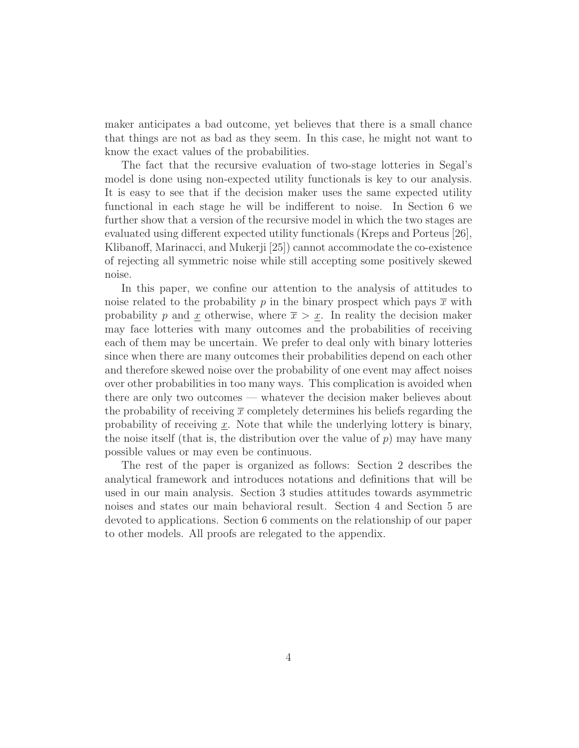maker anticipates a bad outcome, yet believes that there is a small chance that things are not as bad as they seem. In this case, he might not want to know the exact values of the probabilities.

The fact that the recursive evaluation of two-stage lotteries in Segal's model is done using non-expected utility functionals is key to our analysis. It is easy to see that if the decision maker uses the same expected utility functional in each stage he will be indifferent to noise. In Section 6 we further show that a version of the recursive model in which the two stages are evaluated using different expected utility functionals (Kreps and Porteus [26], Klibanoff, Marinacci, and Mukerji [25]) cannot accommodate the co-existence of rejecting all symmetric noise while still accepting some positively skewed noise.

In this paper, we confine our attention to the analysis of attitudes to noise related to the probability $p$ in the binary prospect which pays $\overline{x}$ with probability $p$ and $\underline{x}$ otherwise, where $\overline{x} > \underline{x}$. In reality the decision maker may face lotteries with many outcomes and the probabilities of receiving each of them may be uncertain. We prefer to deal only with binary lotteries since when there are many outcomes their probabilities depend on each other and therefore skewed noise over the probability of one event may affect noises over other probabilities in too many ways. This complication is avoided when there are only two outcomes — whatever the decision maker believes about the probability of receiving $\overline{x}$ completely determines his beliefs regarding the probability of receiving $\underline{x}$. Note that while the underlying lottery is binary, the noise itself (that is, the distribution over the value of $p$) may have many possible values or may even be continuous.

The rest of the paper is organized as follows: Section 2 describes the analytical framework and introduces notations and definitions that will be used in our main analysis. Section 3 studies attitudes towards asymmetric noises and states our main behavioral result. Section 4 and Section 5 are devoted to applications. Section 6 comments on the relationship of our paper to other models. All proofs are relegated to the appendix.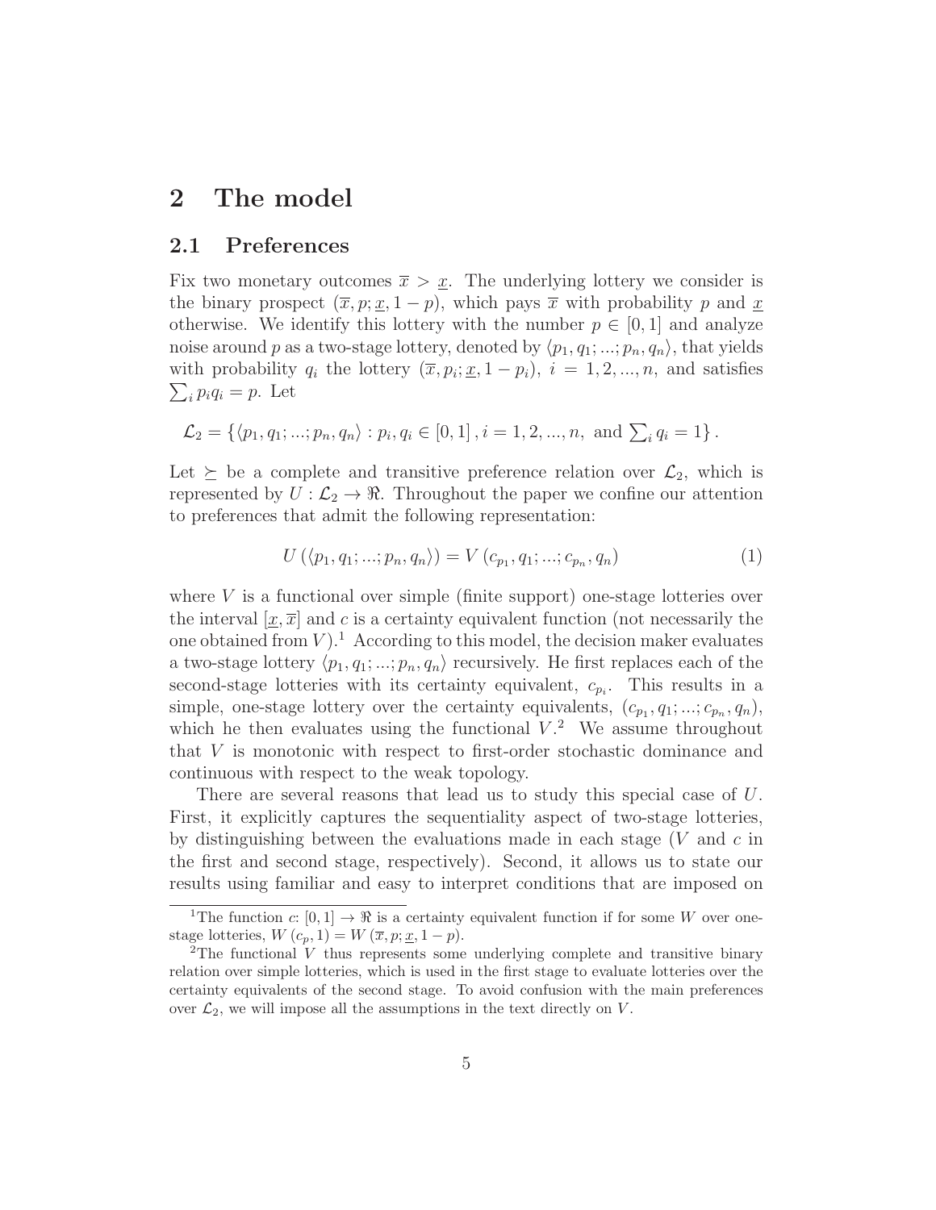# 2 The model

## 2.1 Preferences

Fix two monetary outcomes $\overline{x} > \underline{x}$. The underlying lottery we consider is the binary prospect $(\overline{x}, p; \underline{x}, 1-p)$, which pays $\overline{x}$ with probability $p$ and $\underline{x}$ otherwise. We identify this lottery with the number $p \in [0,1]$ and analyze noise around $p$ as a two-stage lottery, denoted by $\langle p_1, q_1; ...; p_n, q_n \rangle$, that yields with probability $q_i$ the lottery $(\overline{x}, p_i; \underline{x}, 1-p_i)$, $i = 1, 2, ..., n$, and satisfies $\sum_i p_i q_i = p$. Let

$$\mathcal{L}_2 = \left\{ \langle p_1, q_1; ...; p_n, q_n \rangle : p_i, q_i \in [0,1], i = 1, 2, ..., n, \text{ and } \sum_i q_i = 1 \right\}.$$

Let $\succeq$ be a complete and transitive preference relation over $\mathcal{L}_2$, which is represented by $U : \mathcal{L}_2 \to \Re$. Throughout the paper we confine our attention to preferences that admit the following representation:

$$U\left(\langle p_1, q_1; ...; p_n, q_n \rangle\right) = V\left(c_{p_1}, q_1; ...; c_{p_n}, q_n\right) \tag{1}$$

where $V$ is a functional over simple (finite support) one-stage lotteries over the interval $[\underline{x}, \overline{x}]$ and $c$ is a certainty equivalent function (not necessarily the one obtained from $V$).[1] According to this model, the decision maker evaluates a two-stage lottery $\langle p_1, q_1; ...; p_n, q_n \rangle$ recursively. He first replaces each of the second-stage lotteries with its certainty equivalent, $c_{p_i}$. This results in a simple, one-stage lottery over the certainty equivalents, $(c_{p_1}, q_1; ...; c_{p_n}, q_n)$, which he then evaluates using the functional $V$.[2] We assume throughout that $V$ is monotonic with respect to first-order stochastic dominance and continuous with respect to the weak topology.

There are several reasons that lead us to study this special case of $U$. First, it explicitly captures the sequentiality aspect of two-stage lotteries, by distinguishing between the evaluations made in each stage ($V$ and $c$ in the first and second stage, respectively). Second, it allows us to state our results using familiar and easy to interpret conditions that are imposed on

---

[1] The function $c$: $[0,1] \to \Re$ is a certainty equivalent function if for some $W$ over one-stage lotteries, $W(c_p, 1) = W(\overline{x}, p; \underline{x}, 1-p)$.

[2] The functional $V$ thus represents some underlying complete and transitive binary relation over simple lotteries, which is used in the first stage to evaluate lotteries over the certainty equivalents of the second stage. To avoid confusion with the main preferences over $\mathcal{L}_2$, we will impose all the assumptions in the text directly on $V$.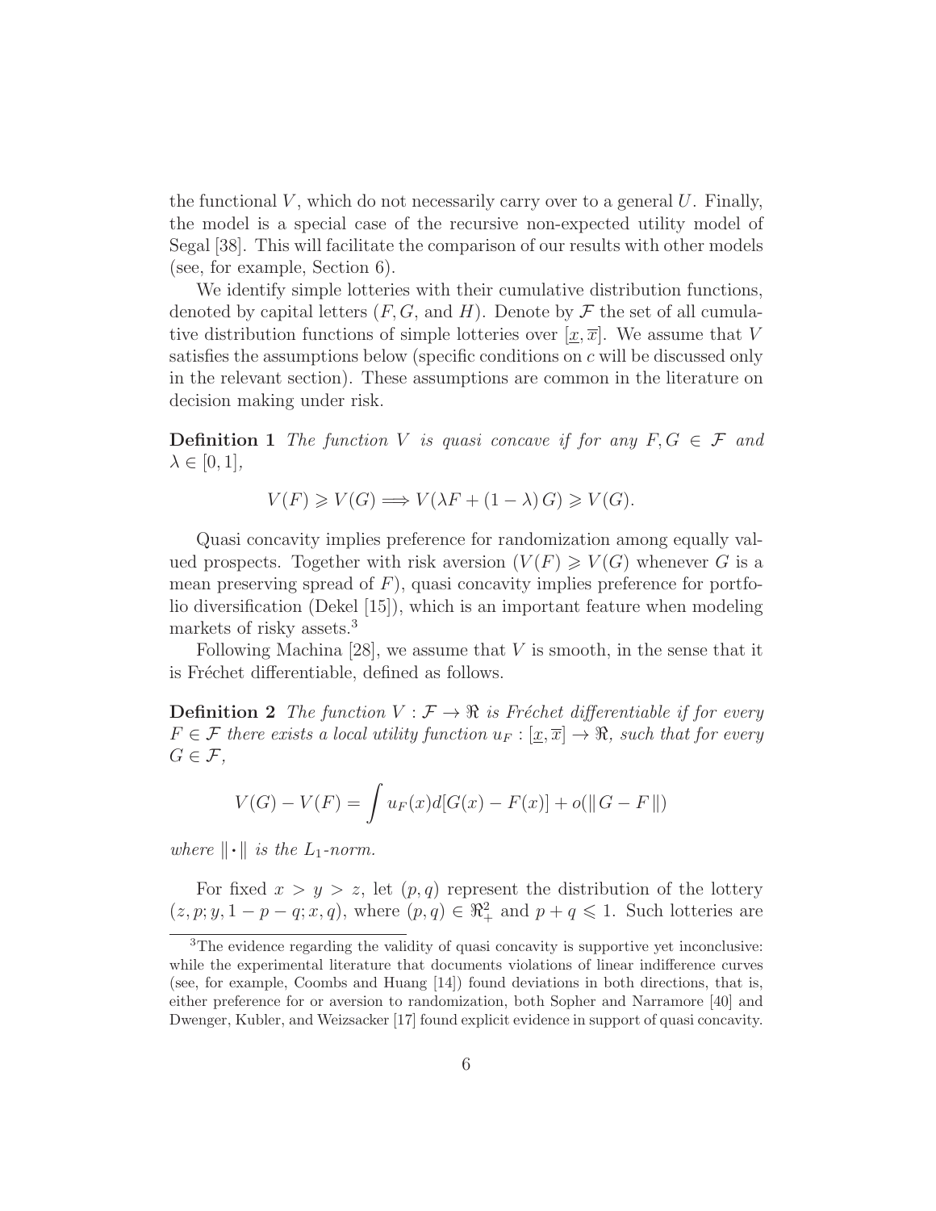the functional $V$, which do not necessarily carry over to a general $U$. Finally, the model is a special case of the recursive non-expected utility model of Segal [38]. This will facilitate the comparison of our results with other models (see, for example, Section 6).

We identify simple lotteries with their cumulative distribution functions, denoted by capital letters ($F, G$, and $H$). Denote by $\mathcal{F}$ the set of all cumulative distribution functions of simple lotteries over $[\underline{x}, \overline{x}]$. We assume that $V$ satisfies the assumptions below (specific conditions on $c$ will be discussed only in the relevant section). These assumptions are common in the literature on decision making under risk.

**Definition 1** *The function $V$ is quasi concave if for any $F, G \in \mathcal{F}$ and $\lambda \in [0, 1]$,*

$$V(F) \geqslant V(G) \Longrightarrow V(\lambda F + (1 - \lambda) G) \geqslant V(G).$$

Quasi concavity implies preference for randomization among equally valued prospects. Together with risk aversion ($V(F) \geqslant V(G)$ whenever $G$ is a mean preserving spread of $F$), quasi concavity implies preference for portfolio diversification (Dekel [15]), which is an important feature when modeling markets of risky assets.[3]

Following Machina [28], we assume that $V$ is smooth, in the sense that it is Fréchet differentiable, defined as follows.

**Definition 2** *The function $V : \mathcal{F} \to \Re$ is Fréchet differentiable if for every $F \in \mathcal{F}$ there exists a local utility function $u_F : [\underline{x}, \overline{x}] \to \Re$, such that for every $G \in \mathcal{F}$,*

$$V(G) - V(F) = \int u_F(x) d[G(x) - F(x)] + o(\| G - F \|)$$

*where $\| \cdot \|$ is the $L_1$-norm.*

For fixed $x > y > z$, let $(p, q)$ represent the distribution of the lottery $(z, p; y, 1 - p - q; x, q)$, where $(p, q) \in \Re^2_+$ and $p + q \leqslant 1$. Such lotteries are

[3] The evidence regarding the validity of quasi concavity is supportive yet inconclusive: while the experimental literature that documents violations of linear indifference curves (see, for example, Coombs and Huang [14]) found deviations in both directions, that is, either preference for or aversion to randomization, both Sopher and Narramore [40] and Dwenger, Kubler, and Weizsacker [17] found explicit evidence in support of quasi concavity.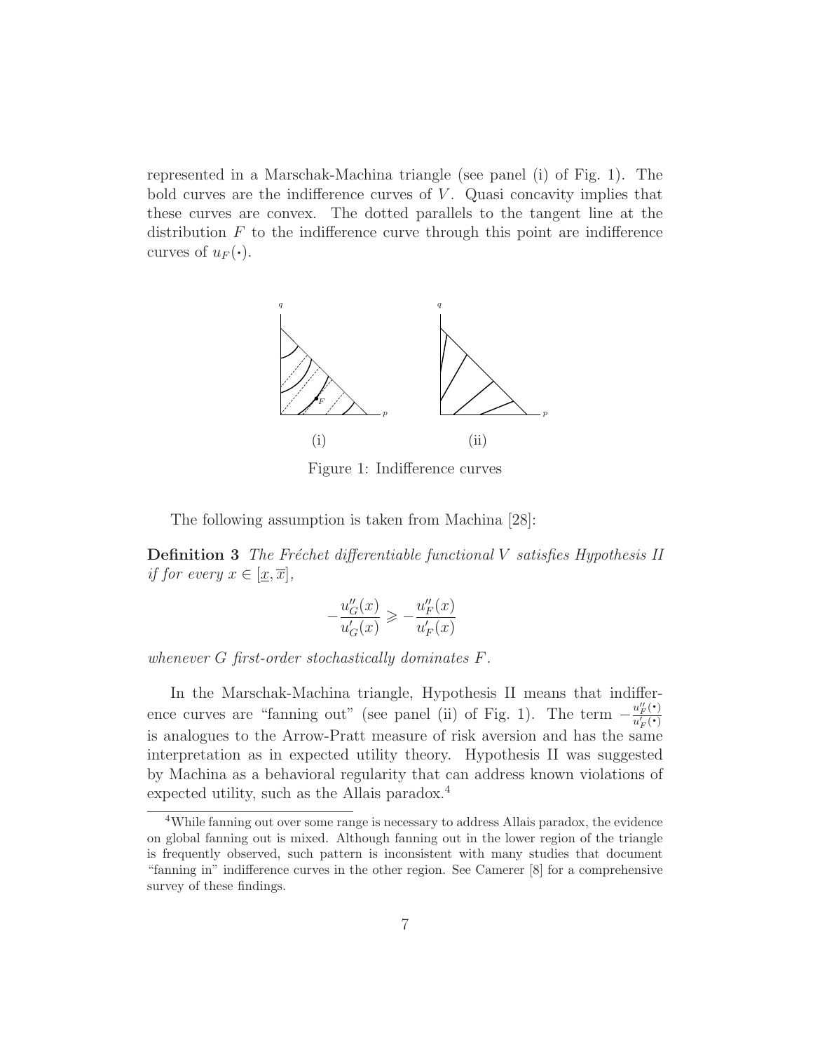represented in a Marschak-Machina triangle (see panel (i) of Fig. 1). The bold curves are the indifference curves of $V$. Quasi concavity implies that these curves are convex. The dotted parallels to the tangent line at the distribution $F$ to the indifference curve through this point are indifference curves of $u_F(\cdot)$.

Figure 1: Indifference curves

The following assumption is taken from Machina [28]:

**Definition 3** *The Fréchet differentiable functional $V$ satisfies Hypothesis II if for every $x \in [\underline{x}, \overline{x}]$,*

$$-\frac{u''_G(x)}{u'_G(x)} \geqslant -\frac{u''_F(x)}{u'_F(x)}$$

*whenever $G$ first-order stochastically dominates $F$.*

In the Marschak-Machina triangle, Hypothesis II means that indifference curves are "fanning out" (see panel (ii) of Fig. 1). The term $-\frac{u''_F(\cdot)}{u'_F(\cdot)}$ is analogues to the Arrow-Pratt measure of risk aversion and has the same interpretation as in expected utility theory. Hypothesis II was suggested by Machina as a behavioral regularity that can address known violations of expected utility, such as the Allais paradox.[4]

[4] While fanning out over some range is necessary to address Allais paradox, the evidence on global fanning out is mixed. Although fanning out in the lower region of the triangle is frequently observed, such pattern is inconsistent with many studies that document "fanning in" indifference curves in the other region. See Camerer [8] for a comprehensive survey of these findings.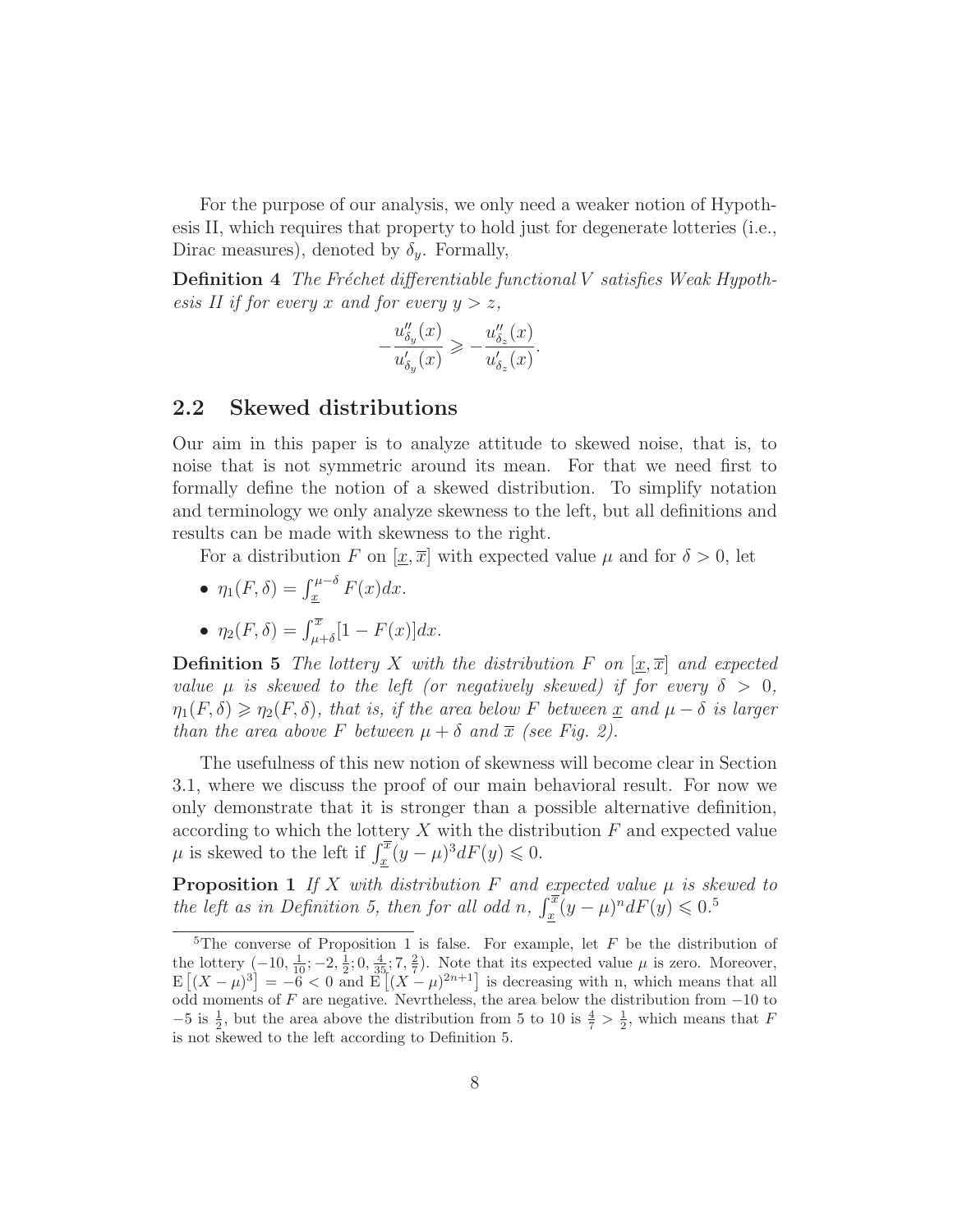For the purpose of our analysis, we only need a weaker notion of Hypothesis II, which requires that property to hold just for degenerate lotteries (i.e., Dirac measures), denoted by $\delta_y$. Formally,

**Definition 4** *The Fréchet differentiable functional $V$ satisfies Weak Hypothesis II if for every $x$ and for every $y > z$,*

$$-\frac{u''_{\delta_y}(x)}{u'_{\delta_y}(x)} \geqslant -\frac{u''_{\delta_z}(x)}{u'_{\delta_z}(x)}.$$

## 2.2 Skewed distributions

Our aim in this paper is to analyze attitude to skewed noise, that is, to noise that is not symmetric around its mean. For that we need first to formally define the notion of a skewed distribution. To simplify notation and terminology we only analyze skewness to the left, but all definitions and results can be made with skewness to the right.

For a distribution $F$ on $[\underline{x}, \overline{x}]$ with expected value $\mu$ and for $\delta > 0$, let

- $\eta_1(F, \delta) = \int_{\underline{x}}^{\mu-\delta} F(x)dx$.
- $\eta_2(F, \delta) = \int_{\mu+\delta}^{\overline{x}} [1 - F(x)]dx$.

**Definition 5** *The lottery $X$ with the distribution $F$ on $[\underline{x}, \overline{x}]$ and expected value $\mu$ is skewed to the left (or negatively skewed) if for every $\delta > 0$, $\eta_1(F, \delta) \geqslant \eta_2(F, \delta)$, that is, if the area below $F$ between $\underline{x}$ and $\mu - \delta$ is larger than the area above $F$ between $\mu + \delta$ and $\overline{x}$ (see Fig. 2).*

The usefulness of this new notion of skewness will become clear in Section 3.1, where we discuss the proof of our main behavioral result. For now we only demonstrate that it is stronger than a possible alternative definition, according to which the lottery $X$ with the distribution $F$ and expected value $\mu$ is skewed to the left if $\int_{\underline{x}}^{\overline{x}} (y - \mu)^3 dF(y) \leqslant 0$.

**Proposition 1** *If $X$ with distribution $F$ and expected value $\mu$ is skewed to the left as in Definition 5, then for all odd $n$, $\int_{\underline{x}}^{\overline{x}} (y - \mu)^n dF(y) \leqslant 0$.*[5]

[5]The converse of Proposition 1 is false. For example, let $F$ be the distribution of the lottery $(-10, \frac{1}{10}; -2, \frac{1}{2}; 0, \frac{4}{35}; 7, \frac{2}{7})$. Note that its expected value $\mu$ is zero. Moreover, $\mathrm{E}\left[(X - \mu)^3\right] = -6 < 0$ and $\mathrm{E}\left[(X - \mu)^{2n+1}\right]$ is decreasing with n, which means that all odd moments of $F$ are negative. Nevrtheless, the area below the distribution from $-10$ to $-5$ is $\frac{1}{2}$, but the area above the distribution from 5 to 10 is $\frac{4}{7} > \frac{1}{2}$, which means that $F$ is not skewed to the left according to Definition 5.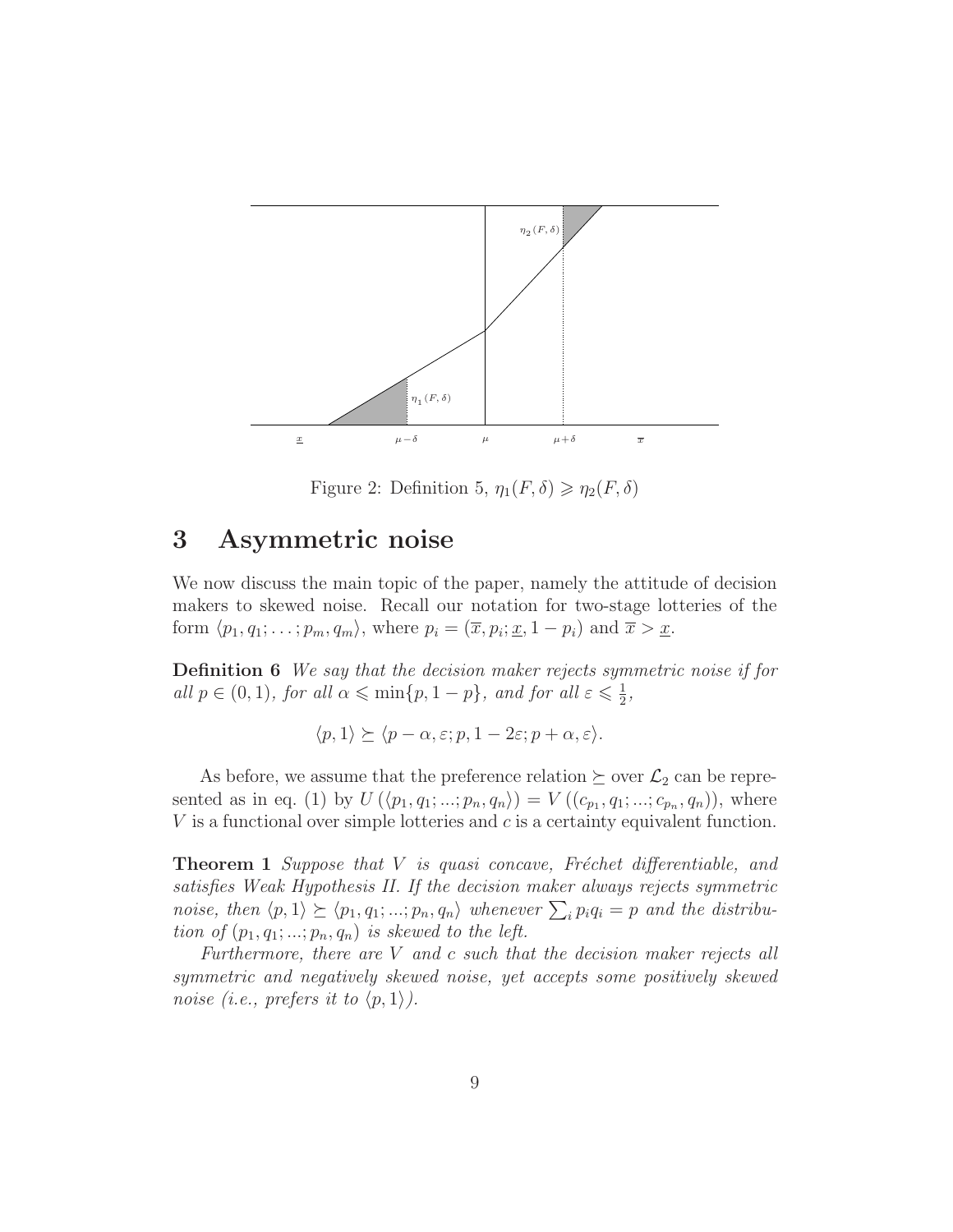Figure 2: Definition 5, $\eta_1(F,\delta) \geqslant \eta_2(F,\delta)$

# 3 Asymmetric noise

We now discuss the main topic of the paper, namely the attitude of decision makers to skewed noise. Recall our notation for two-stage lotteries of the form $\langle p_1, q_1; \ldots; p_m, q_m\rangle$, where $p_i = (\overline{x}, p_i; \underline{x}, 1-p_i)$ and $\overline{x} > \underline{x}$.

**Definition 6** *We say that the decision maker rejects symmetric noise if for all $p \in (0,1)$, for all $\alpha \leqslant \min\{p, 1-p\}$, and for all $\varepsilon \leqslant \frac{1}{2}$,*

$$\langle p, 1\rangle \succeq \langle p-\alpha, \varepsilon; p, 1-2\varepsilon; p+\alpha, \varepsilon\rangle.$$

As before, we assume that the preference relation $\succeq$ over $\mathcal{L}_2$ can be represented as in eq. (1) by $U(\langle p_1, q_1; ...; p_n, q_n\rangle) = V((c_{p_1}, q_1; ...; c_{p_n}, q_n))$, where $V$ is a functional over simple lotteries and $c$ is a certainty equivalent function.

**Theorem 1** *Suppose that $V$ is quasi concave, Fréchet differentiable, and satisfies Weak Hypothesis II. If the decision maker always rejects symmetric noise, then $\langle p, 1\rangle \succeq \langle p_1, q_1; ...; p_n, q_n\rangle$ whenever $\sum_i p_i q_i = p$ and the distribution of $(p_1, q_1; ...; p_n, q_n)$ is skewed to the left.*

*Furthermore, there are $V$ and $c$ such that the decision maker rejects all symmetric and negatively skewed noise, yet accepts some positively skewed noise (i.e., prefers it to $\langle p, 1\rangle$).*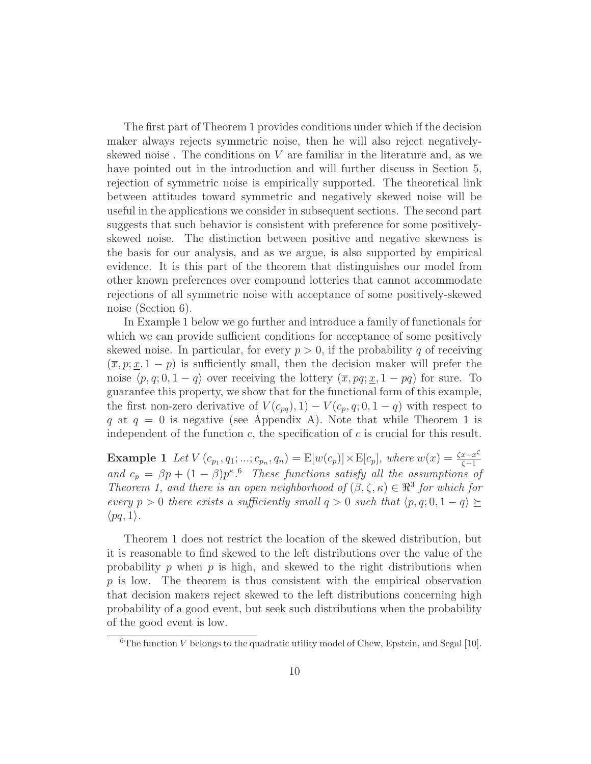The first part of Theorem 1 provides conditions under which if the decision maker always rejects symmetric noise, then he will also reject negatively-skewed noise . The conditions on $V$ are familiar in the literature and, as we have pointed out in the introduction and will further discuss in Section 5, rejection of symmetric noise is empirically supported. The theoretical link between attitudes toward symmetric and negatively skewed noise will be useful in the applications we consider in subsequent sections. The second part suggests that such behavior is consistent with preference for some positively-skewed noise. The distinction between positive and negative skewness is the basis for our analysis, and as we argue, is also supported by empirical evidence. It is this part of the theorem that distinguishes our model from other known preferences over compound lotteries that cannot accommodate rejections of all symmetric noise with acceptance of some positively-skewed noise (Section 6).

In Example 1 below we go further and introduce a family of functionals for which we can provide sufficient conditions for acceptance of some positively skewed noise. In particular, for every $p > 0$, if the probability $q$ of receiving $(\overline{x}, p; \underline{x}, 1-p)$ is sufficiently small, then the decision maker will prefer the noise $\langle p, q; 0, 1-q \rangle$ over receiving the lottery $(\overline{x}, pq; \underline{x}, 1-pq)$ for sure. To guarantee this property, we show that for the functional form of this example, the first non-zero derivative of $V(c_{pq}), 1) - V(c_p, q; 0, 1-q)$ with respect to $q$ at $q = 0$ is negative (see Appendix A). Note that while Theorem 1 is independent of the function $c$, the specification of $c$ is crucial for this result.

**Example 1** *Let* $V(c_{p_1}, q_1; ...; c_{p_n}, q_n) = \mathrm{E}[w(c_p)] \times \mathrm{E}[c_p]$*, where* $w(x) = \frac{\zeta x - x^\zeta}{\zeta - 1}$ *and* $c_p = \beta p + (1-\beta)p^\kappa$.[6] *These functions satisfy all the assumptions of Theorem 1, and there is an open neighborhood of* $(\beta, \zeta, \kappa) \in \Re^3$ *for which for every* $p > 0$ *there exists a sufficiently small* $q > 0$ *such that* $\langle p, q; 0, 1-q \rangle \succeq \langle pq, 1 \rangle$.

Theorem 1 does not restrict the location of the skewed distribution, but it is reasonable to find skewed to the left distributions over the value of the probability $p$ when $p$ is high, and skewed to the right distributions when $p$ is low. The theorem is thus consistent with the empirical observation that decision makers reject skewed to the left distributions concerning high probability of a good event, but seek such distributions when the probability of the good event is low.

[6] The function $V$ belongs to the quadratic utility model of Chew, Epstein, and Segal [10].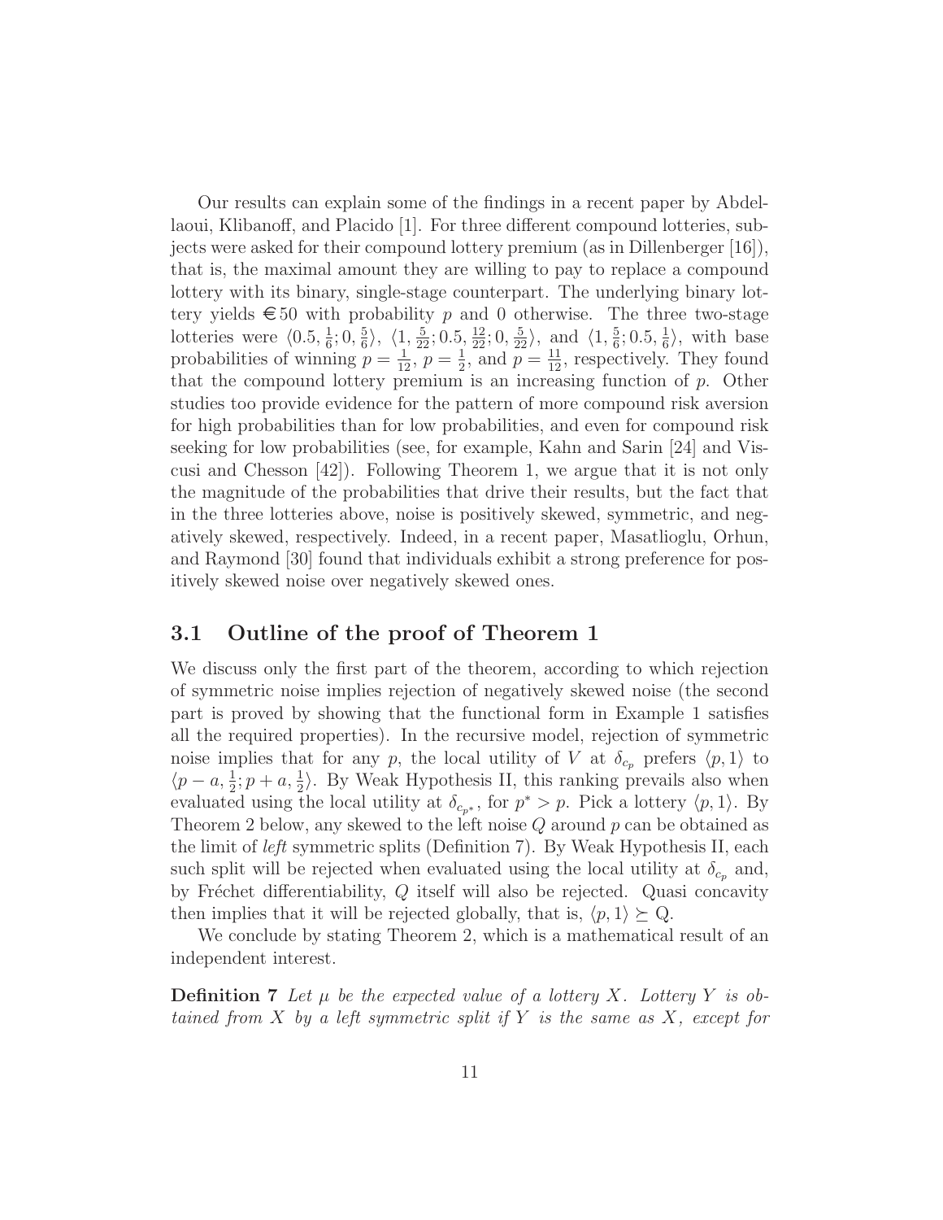Our results can explain some of the findings in a recent paper by Abdellaoui, Klibanoff, and Placido [1]. For three different compound lotteries, subjects were asked for their compound lottery premium (as in Dillenberger [16]), that is, the maximal amount they are willing to pay to replace a compound lottery with its binary, single-stage counterpart. The underlying binary lottery yields €50 with probability $p$ and 0 otherwise. The three two-stage lotteries were $\langle 0.5, \frac{1}{6}; 0, \frac{5}{6} \rangle$, $\langle 1, \frac{5}{22}; 0.5, \frac{12}{22}; 0, \frac{5}{22} \rangle$, and $\langle 1, \frac{5}{6}; 0.5, \frac{1}{6} \rangle$, with base probabilities of winning $p = \frac{1}{12}$, $p = \frac{1}{2}$, and $p = \frac{11}{12}$, respectively. They found that the compound lottery premium is an increasing function of $p$. Other studies too provide evidence for the pattern of more compound risk aversion for high probabilities than for low probabilities, and even for compound risk seeking for low probabilities (see, for example, Kahn and Sarin [24] and Viscusi and Chesson [42]). Following Theorem 1, we argue that it is not only the magnitude of the probabilities that drive their results, but the fact that in the three lotteries above, noise is positively skewed, symmetric, and negatively skewed, respectively. Indeed, in a recent paper, Masatlioglu, Orhun, and Raymond [30] found that individuals exhibit a strong preference for positively skewed noise over negatively skewed ones.

## 3.1 Outline of the proof of Theorem 1

We discuss only the first part of the theorem, according to which rejection of symmetric noise implies rejection of negatively skewed noise (the second part is proved by showing that the functional form in Example 1 satisfies all the required properties). In the recursive model, rejection of symmetric noise implies that for any $p$, the local utility of $V$ at $\delta_{c_p}$ prefers $\langle p, 1 \rangle$ to $\langle p - a, \frac{1}{2}; p + a, \frac{1}{2} \rangle$. By Weak Hypothesis II, this ranking prevails also when evaluated using the local utility at $\delta_{c_{p^*}}$, for $p^* > p$. Pick a lottery $\langle p, 1 \rangle$. By Theorem 2 below, any skewed to the left noise $Q$ around $p$ can be obtained as the limit of *left* symmetric splits (Definition 7). By Weak Hypothesis II, each such split will be rejected when evaluated using the local utility at $\delta_{c_p}$ and, by Fréchet differentiability, $Q$ itself will also be rejected. Quasi concavity then implies that it will be rejected globally, that is, $\langle p, 1 \rangle \succeq Q$.

We conclude by stating Theorem 2, which is a mathematical result of an independent interest.

**Definition 7** *Let $\mu$ be the expected value of a lottery $X$. Lottery $Y$ is obtained from $X$ by a left symmetric split if $Y$ is the same as $X$, except for*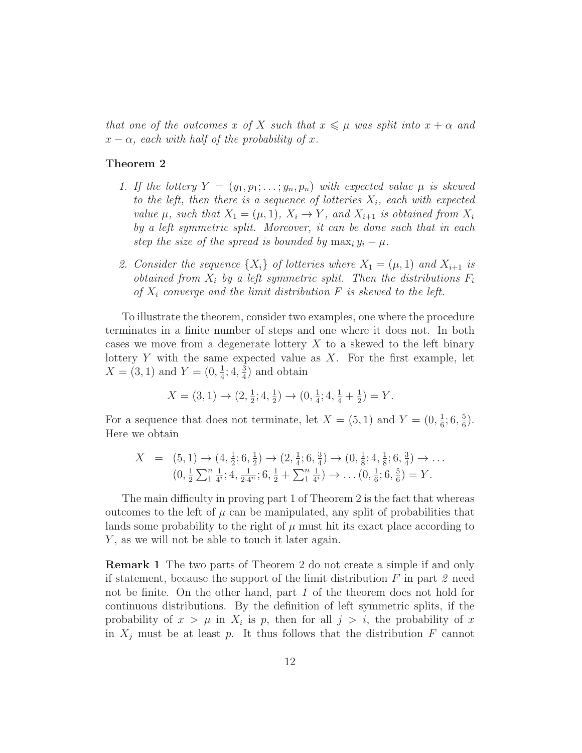*that one of the outcomes $x$ of $X$ such that $x \leqslant \mu$ was split into $x + \alpha$ and $x - \alpha$, each with half of the probability of $x$.*

**Theorem 2**

1. *If the lottery $Y = (y_1, p_1; \ldots; y_n, p_n)$ with expected value $\mu$ is skewed to the left, then there is a sequence of lotteries $X_i$, each with expected value $\mu$, such that $X_1 = (\mu, 1)$, $X_i \to Y$, and $X_{i+1}$ is obtained from $X_i$ by a left symmetric split. Moreover, it can be done such that in each step the size of the spread is bounded by $\max_i y_i - \mu$.*

2. *Consider the sequence $\{X_i\}$ of lotteries where $X_1 = (\mu, 1)$ and $X_{i+1}$ is obtained from $X_i$ by a left symmetric split. Then the distributions $F_i$ of $X_i$ converge and the limit distribution $F$ is skewed to the left.*

To illustrate the theorem, consider two examples, one where the procedure terminates in a finite number of steps and one where it does not. In both cases we move from a degenerate lottery $X$ to a skewed to the left binary lottery $Y$ with the same expected value as $X$. For the first example, let $X = (3, 1)$ and $Y = (0, \frac{1}{4}; 4, \frac{3}{4})$ and obtain

$$X = (3, 1) \to (2, \tfrac{1}{2}; 4, \tfrac{1}{2}) \to (0, \tfrac{1}{4}; 4, \tfrac{1}{4} + \tfrac{1}{2}) = Y.$$

For a sequence that does not terminate, let $X = (5, 1)$ and $Y = (0, \frac{1}{6}; 6, \frac{5}{6})$. Here we obtain

$$\begin{aligned} X &= (5,1) \to (4, \tfrac{1}{2}; 6, \tfrac{1}{2}) \to (2, \tfrac{1}{4}; 6, \tfrac{3}{4}) \to (0, \tfrac{1}{8}; 4, \tfrac{1}{8}; 6, \tfrac{3}{4}) \to \ldots \\ & \quad (0, \tfrac{1}{2} \textstyle\sum_1^n \tfrac{1}{4^i}; 4, \tfrac{1}{2 \cdot 4^n}; 6, \tfrac{1}{2} + \textstyle\sum_1^n \tfrac{1}{4^i}) \to \ldots (0, \tfrac{1}{6}; 6, \tfrac{5}{6}) = Y. \end{aligned}$$

The main difficulty in proving part 1 of Theorem 2 is the fact that whereas outcomes to the left of $\mu$ can be manipulated, any split of probabilities that lands some probability to the right of $\mu$ must hit its exact place according to $Y$, as we will not be able to touch it later again.

**Remark 1** The two parts of Theorem 2 do not create a simple if and only if statement, because the support of the limit distribution $F$ in part *2* need not be finite. On the other hand, part *1* of the theorem does not hold for continuous distributions. By the definition of left symmetric splits, if the probability of $x > \mu$ in $X_i$ is $p$, then for all $j > i$, the probability of $x$ in $X_j$ must be at least $p$. It thus follows that the distribution $F$ cannot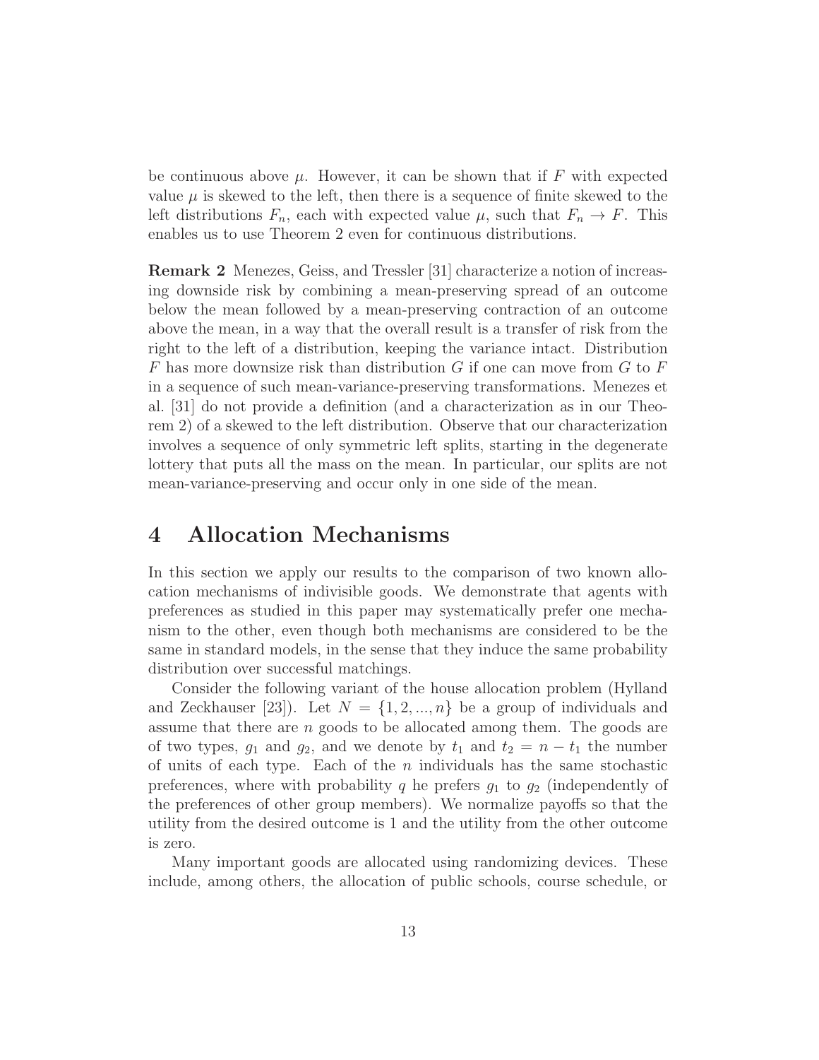be continuous above $\mu$. However, it can be shown that if $F$ with expected value $\mu$ is skewed to the left, then there is a sequence of finite skewed to the left distributions $F_n$, each with expected value $\mu$, such that $F_n \to F$. This enables us to use Theorem 2 even for continuous distributions.

**Remark 2** Menezes, Geiss, and Tressler [31] characterize a notion of increasing downside risk by combining a mean-preserving spread of an outcome below the mean followed by a mean-preserving contraction of an outcome above the mean, in a way that the overall result is a transfer of risk from the right to the left of a distribution, keeping the variance intact. Distribution $F$ has more downsize risk than distribution $G$ if one can move from $G$ to $F$ in a sequence of such mean-variance-preserving transformations. Menezes et al. [31] do not provide a definition (and a characterization as in our Theorem 2) of a skewed to the left distribution. Observe that our characterization involves a sequence of only symmetric left splits, starting in the degenerate lottery that puts all the mass on the mean. In particular, our splits are not mean-variance-preserving and occur only in one side of the mean.

# 4 Allocation Mechanisms

In this section we apply our results to the comparison of two known allocation mechanisms of indivisible goods. We demonstrate that agents with preferences as studied in this paper may systematically prefer one mechanism to the other, even though both mechanisms are considered to be the same in standard models, in the sense that they induce the same probability distribution over successful matchings.

Consider the following variant of the house allocation problem (Hylland and Zeckhauser [23]). Let $N = \{1, 2, ..., n\}$ be a group of individuals and assume that there are $n$ goods to be allocated among them. The goods are of two types, $g_1$ and $g_2$, and we denote by $t_1$ and $t_2 = n - t_1$ the number of units of each type. Each of the $n$ individuals has the same stochastic preferences, where with probability $q$ he prefers $g_1$ to $g_2$ (independently of the preferences of other group members). We normalize payoffs so that the utility from the desired outcome is 1 and the utility from the other outcome is zero.

Many important goods are allocated using randomizing devices. These include, among others, the allocation of public schools, course schedule, or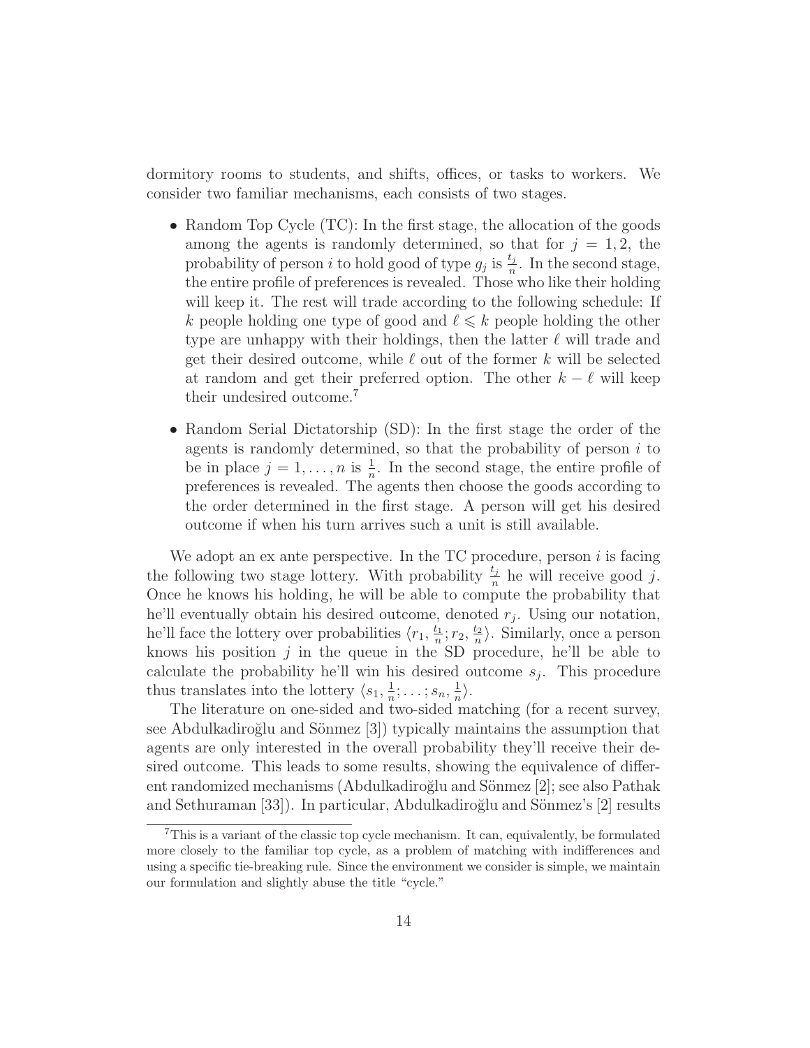dormitory rooms to students, and shifts, offices, or tasks to workers. We consider two familiar mechanisms, each consists of two stages.

- Random Top Cycle (TC): In the first stage, the allocation of the goods among the agents is randomly determined, so that for $j = 1, 2$, the probability of person $i$ to hold good of type $g_j$ is $\frac{t_j}{n}$. In the second stage, the entire profile of preferences is revealed. Those who like their holding will keep it. The rest will trade according to the following schedule: If $k$ people holding one type of good and $\ell \leqslant k$ people holding the other type are unhappy with their holdings, then the latter $\ell$ will trade and get their desired outcome, while $\ell$ out of the former $k$ will be selected at random and get their preferred option. The other $k - \ell$ will keep their undesired outcome.[7]

- Random Serial Dictatorship (SD): In the first stage the order of the agents is randomly determined, so that the probability of person $i$ to be in place $j = 1, \ldots, n$ is $\frac{1}{n}$. In the second stage, the entire profile of preferences is revealed. The agents then choose the goods according to the order determined in the first stage. A person will get his desired outcome if when his turn arrives such a unit is still available.

We adopt an ex ante perspective. In the TC procedure, person $i$ is facing the following two stage lottery. With probability $\frac{t_j}{n}$ he will receive good $j$. Once he knows his holding, he will be able to compute the probability that he'll eventually obtain his desired outcome, denoted $r_j$. Using our notation, he'll face the lottery over probabilities $\langle r_1, \frac{t_1}{n}; r_2, \frac{t_2}{n} \rangle$. Similarly, once a person knows his position $j$ in the queue in the SD procedure, he'll be able to calculate the probability he'll win his desired outcome $s_j$. This procedure thus translates into the lottery $\langle s_1, \frac{1}{n}; \ldots; s_n, \frac{1}{n} \rangle$.

The literature on one-sided and two-sided matching (for a recent survey, see Abdulkadiroğlu and Sönmez [3]) typically maintains the assumption that agents are only interested in the overall probability they'll receive their desired outcome. This leads to some results, showing the equivalence of different randomized mechanisms (Abdulkadiroğlu and Sönmez [2]; see also Pathak and Sethuraman [33]). In particular, Abdulkadiroğlu and Sönmez's [2] results

[7] This is a variant of the classic top cycle mechanism. It can, equivalently, be formulated more closely to the familiar top cycle, as a problem of matching with indifferences and using a specific tie-breaking rule. Since the environment we consider is simple, we maintain our formulation and slightly abuse the title "cycle."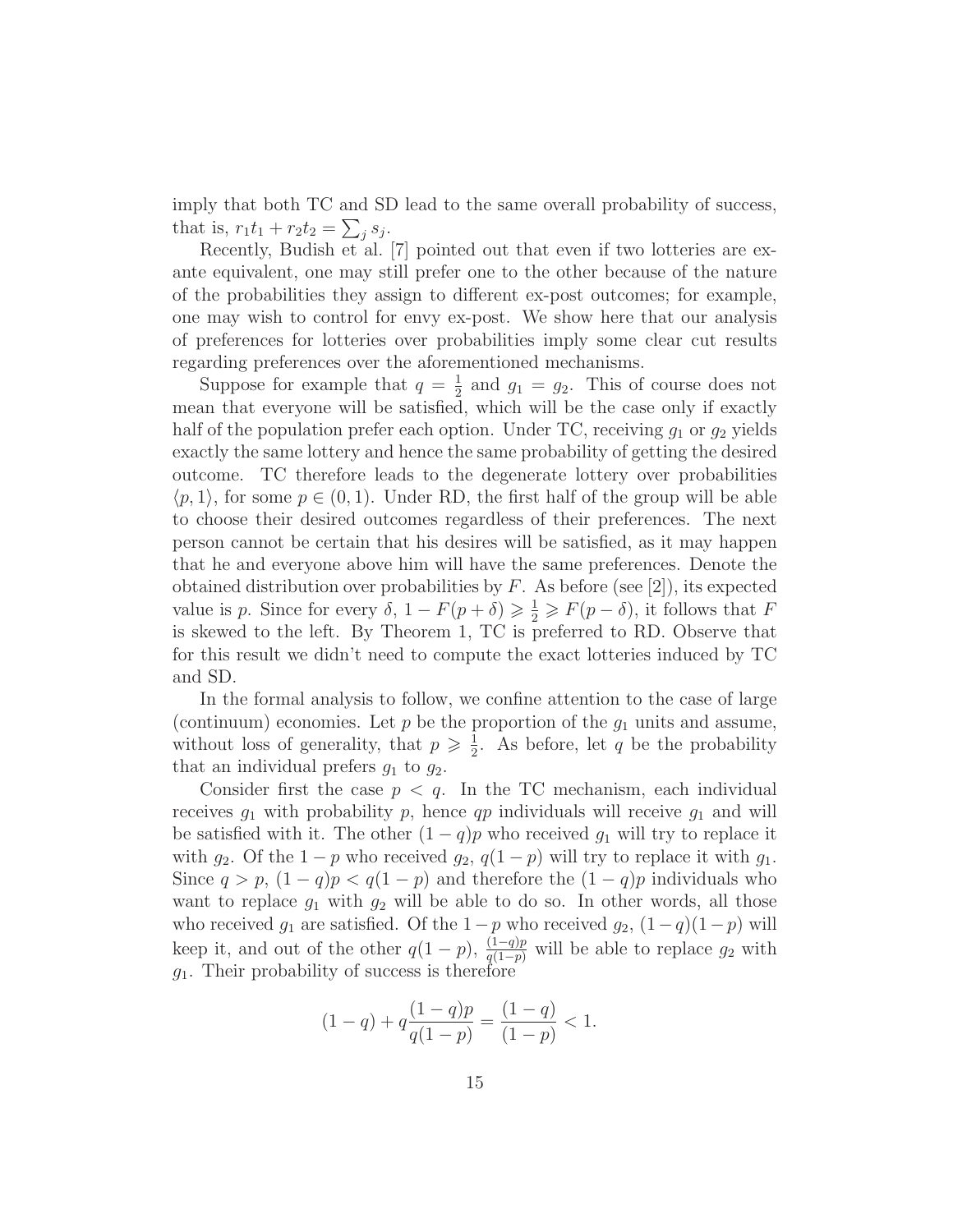imply that both TC and SD lead to the same overall probability of success, that is, $r_1 t_1 + r_2 t_2 = \sum_j s_j$.

Recently, Budish et al. [7] pointed out that even if two lotteries are ex-ante equivalent, one may still prefer one to the other because of the nature of the probabilities they assign to different ex-post outcomes; for example, one may wish to control for envy ex-post. We show here that our analysis of preferences for lotteries over probabilities imply some clear cut results regarding preferences over the aforementioned mechanisms.

Suppose for example that $q = \frac{1}{2}$ and $g_1 = g_2$. This of course does not mean that everyone will be satisfied, which will be the case only if exactly half of the population prefer each option. Under TC, receiving $g_1$ or $g_2$ yields exactly the same lottery and hence the same probability of getting the desired outcome. TC therefore leads to the degenerate lottery over probabilities $\langle p, 1 \rangle$, for some $p \in (0, 1)$. Under RD, the first half of the group will be able to choose their desired outcomes regardless of their preferences. The next person cannot be certain that his desires will be satisfied, as it may happen that he and everyone above him will have the same preferences. Denote the obtained distribution over probabilities by $F$. As before (see [2]), its expected value is $p$. Since for every $\delta$, $1 - F(p + \delta) \geqslant \frac{1}{2} \geqslant F(p - \delta)$, it follows that $F$ is skewed to the left. By Theorem 1, TC is preferred to RD. Observe that for this result we didn't need to compute the exact lotteries induced by TC and SD.

In the formal analysis to follow, we confine attention to the case of large (continuum) economies. Let $p$ be the proportion of the $g_1$ units and assume, without loss of generality, that $p \geqslant \frac{1}{2}$. As before, let $q$ be the probability that an individual prefers $g_1$ to $g_2$.

Consider first the case $p < q$. In the TC mechanism, each individual receives $g_1$ with probability $p$, hence $qp$ individuals will receive $g_1$ and will be satisfied with it. The other $(1-q)p$ who received $g_1$ will try to replace it with $g_2$. Of the $1 - p$ who received $g_2$, $q(1 - p)$ will try to replace it with $g_1$. Since $q > p$, $(1 - q)p < q(1 - p)$ and therefore the $(1 - q)p$ individuals who want to replace $g_1$ with $g_2$ will be able to do so. In other words, all those who received $g_1$ are satisfied. Of the $1 - p$ who received $g_2$, $(1 - q)(1 - p)$ will keep it, and out of the other $q(1 - p)$, $\frac{(1-q)p}{q(1-p)}$ will be able to replace $g_2$ with $g_1$. Their probability of success is therefore

$$(1 - q) + q\frac{(1 - q)p}{q(1 - p)} = \frac{(1 - q)}{(1 - p)} < 1.$$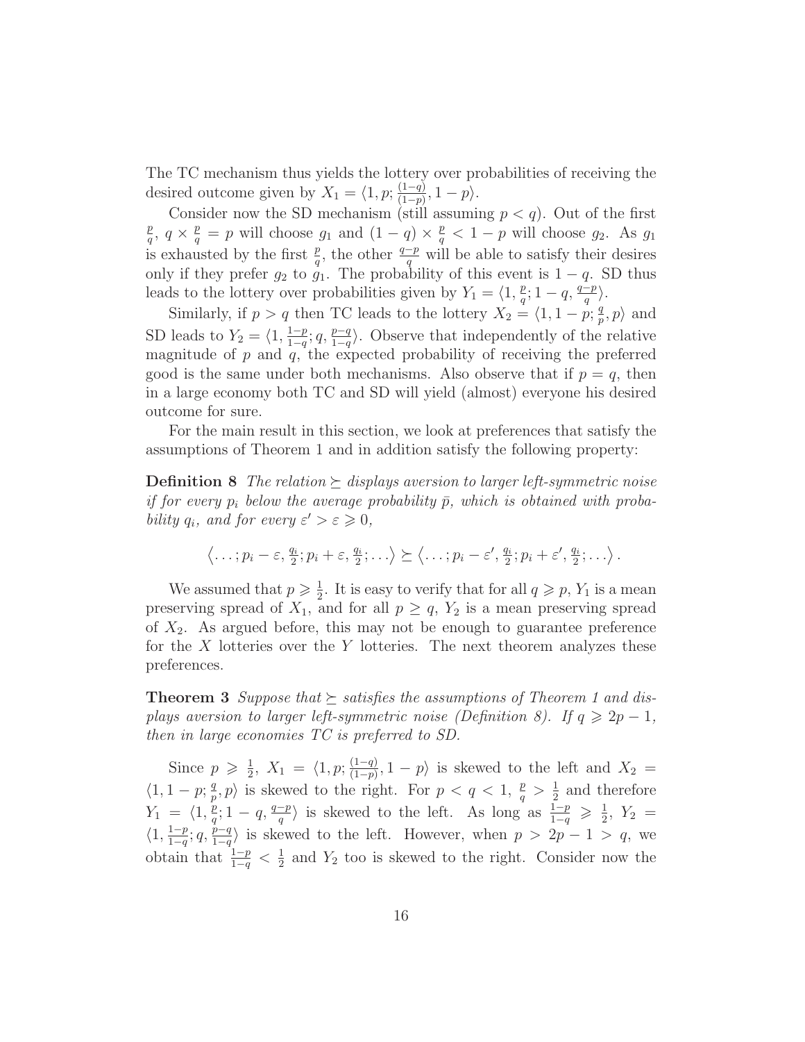The TC mechanism thus yields the lottery over probabilities of receiving the desired outcome given by $X_1 = \langle 1, p; \frac{(1-q)}{(1-p)}, 1-p \rangle$.

Consider now the SD mechanism (still assuming $p < q$). Out of the first $\frac{p}{q}$, $q \times \frac{p}{q} = p$ will choose $g_1$ and $(1-q) \times \frac{p}{q} < 1-p$ will choose $g_2$. As $g_1$ is exhausted by the first $\frac{p}{q}$, the other $\frac{q-p}{q}$ will be able to satisfy their desires only if they prefer $g_2$ to $g_1$. The probability of this event is $1-q$. SD thus leads to the lottery over probabilities given by $Y_1 = \langle 1, \frac{p}{q}; 1-q, \frac{q-p}{q} \rangle$.

Similarly, if $p > q$ then TC leads to the lottery $X_2 = \langle 1, 1-p; \frac{q}{p}, p \rangle$ and SD leads to $Y_2 = \langle 1, \frac{1-p}{1-q}; q, \frac{p-q}{1-q} \rangle$. Observe that independently of the relative magnitude of $p$ and $q$, the expected probability of receiving the preferred good is the same under both mechanisms. Also observe that if $p = q$, then in a large economy both TC and SD will yield (almost) everyone his desired outcome for sure.

For the main result in this section, we look at preferences that satisfy the assumptions of Theorem 1 and in addition satisfy the following property:

**Definition 8** *The relation $\succeq$ displays aversion to larger left-symmetric noise if for every $p_i$ below the average probability $\bar{p}$, which is obtained with probability $q_i$, and for every $\varepsilon' > \varepsilon \geqslant 0$,*

$$\left\langle \ldots; p_i - \varepsilon, \tfrac{q_i}{2}; p_i + \varepsilon, \tfrac{q_i}{2}; \ldots \right\rangle \succeq \left\langle \ldots; p_i - \varepsilon', \tfrac{q_i}{2}; p_i + \varepsilon', \tfrac{q_i}{2}; \ldots \right\rangle.$$

We assumed that $p \geqslant \frac{1}{2}$. It is easy to verify that for all $q \geqslant p$, $Y_1$ is a mean preserving spread of $X_1$, and for all $p \geq q$, $Y_2$ is a mean preserving spread of $X_2$. As argued before, this may not be enough to guarantee preference for the $X$ lotteries over the $Y$ lotteries. The next theorem analyzes these preferences.

**Theorem 3** *Suppose that $\succeq$ satisfies the assumptions of Theorem 1 and displays aversion to larger left-symmetric noise (Definition 8). If $q \geqslant 2p - 1$, then in large economies TC is preferred to SD.*

Since $p \geqslant \frac{1}{2}$, $X_1 = \langle 1, p; \frac{(1-q)}{(1-p)}, 1-p \rangle$ is skewed to the left and $X_2 = \langle 1, 1-p; \frac{q}{p}, p \rangle$ is skewed to the right. For $p < q < 1$, $\frac{p}{q} > \frac{1}{2}$ and therefore $Y_1 = \langle 1, \frac{p}{q}; 1-q, \frac{q-p}{q} \rangle$ is skewed to the left. As long as $\frac{1-p}{1-q} \geqslant \frac{1}{2}$, $Y_2 = \langle 1, \frac{1-p}{1-q}; q, \frac{p-q}{1-q} \rangle$ is skewed to the left. However, when $p > 2p - 1 > q$, we obtain that $\frac{1-p}{1-q} < \frac{1}{2}$ and $Y_2$ too is skewed to the right. Consider now the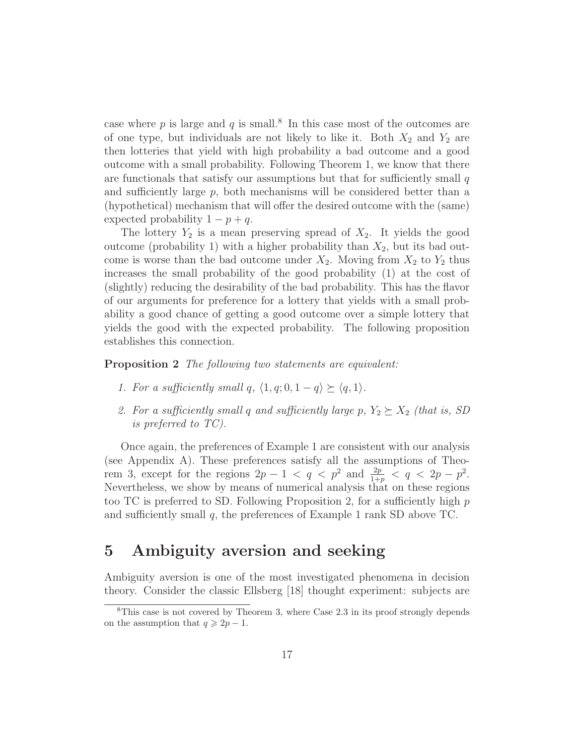case where $p$ is large and $q$ is small.[8] In this case most of the outcomes are of one type, but individuals are not likely to like it. Both $X_2$ and $Y_2$ are then lotteries that yield with high probability a bad outcome and a good outcome with a small probability. Following Theorem 1, we know that there are functionals that satisfy our assumptions but that for sufficiently small $q$ and sufficiently large $p$, both mechanisms will be considered better than a (hypothetical) mechanism that will offer the desired outcome with the (same) expected probability $1 - p + q$.

The lottery $Y_2$ is a mean preserving spread of $X_2$. It yields the good outcome (probability 1) with a higher probability than $X_2$, but its bad outcome is worse than the bad outcome under $X_2$. Moving from $X_2$ to $Y_2$ thus increases the small probability of the good probability (1) at the cost of (slightly) reducing the desirability of the bad probability. This has the flavor of our arguments for preference for a lottery that yields with a small probability a good chance of getting a good outcome over a simple lottery that yields the good with the expected probability. The following proposition establishes this connection.

**Proposition 2** *The following two statements are equivalent:*

1. *For a sufficiently small $q$, $\langle 1, q; 0, 1-q \rangle \succeq \langle q, 1 \rangle$.*
2. *For a sufficiently small $q$ and sufficiently large $p$, $Y_2 \succeq X_2$ (that is, SD is preferred to TC).*

Once again, the preferences of Example 1 are consistent with our analysis (see Appendix A). These preferences satisfy all the assumptions of Theorem 3, except for the regions $2p - 1 < q < p^2$ and $\frac{2p}{1+p} < q < 2p - p^2$. Nevertheless, we show by means of numerical analysis that on these regions too TC is preferred to SD. Following Proposition 2, for a sufficiently high $p$ and sufficiently small $q$, the preferences of Example 1 rank SD above TC.

## 5 Ambiguity aversion and seeking

Ambiguity aversion is one of the most investigated phenomena in decision theory. Consider the classic Ellsberg [18] thought experiment: subjects are

[8] This case is not covered by Theorem 3, where Case 2.3 in its proof strongly depends on the assumption that $q \geqslant 2p - 1$.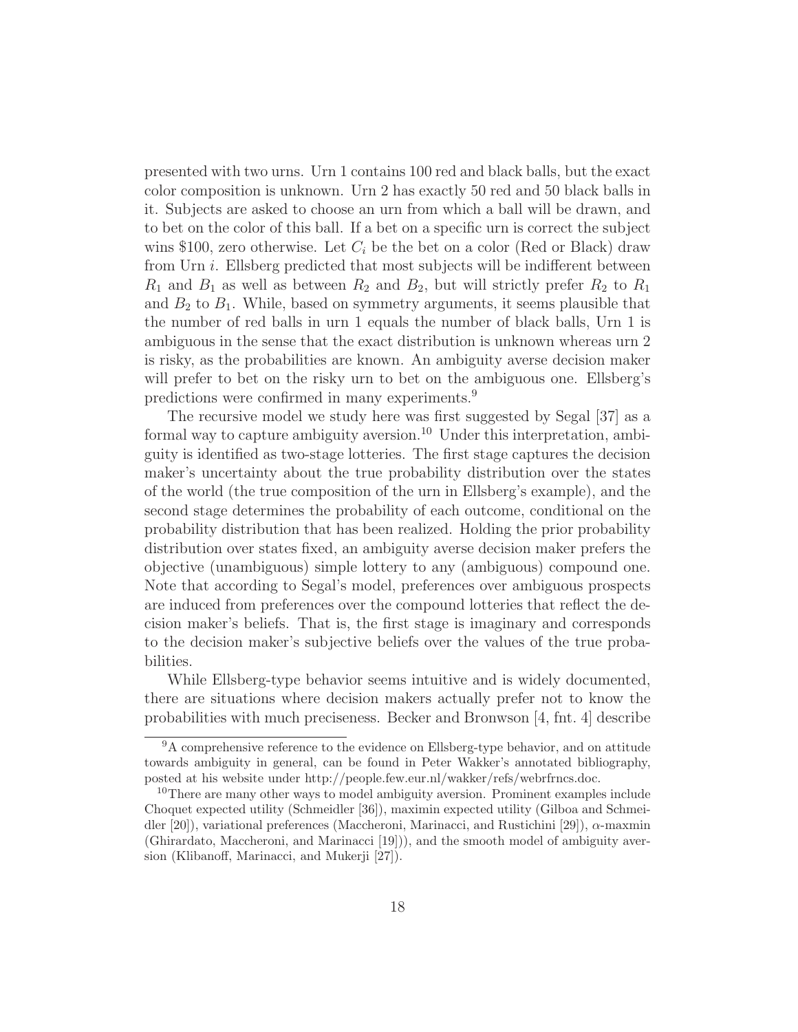presented with two urns. Urn 1 contains 100 red and black balls, but the exact color composition is unknown. Urn 2 has exactly 50 red and 50 black balls in it. Subjects are asked to choose an urn from which a ball will be drawn, and to bet on the color of this ball. If a bet on a specific urn is correct the subject wins \$100, zero otherwise. Let $C_i$ be the bet on a color (Red or Black) draw from Urn $i$. Ellsberg predicted that most subjects will be indifferent between $R_1$ and $B_1$ as well as between $R_2$ and $B_2$, but will strictly prefer $R_2$ to $R_1$ and $B_2$ to $B_1$. While, based on symmetry arguments, it seems plausible that the number of red balls in urn 1 equals the number of black balls, Urn 1 is ambiguous in the sense that the exact distribution is unknown whereas urn 2 is risky, as the probabilities are known. An ambiguity averse decision maker will prefer to bet on the risky urn to bet on the ambiguous one. Ellsberg's predictions were confirmed in many experiments.[9]

The recursive model we study here was first suggested by Segal [37] as a formal way to capture ambiguity aversion.[10] Under this interpretation, ambiguity is identified as two-stage lotteries. The first stage captures the decision maker's uncertainty about the true probability distribution over the states of the world (the true composition of the urn in Ellsberg's example), and the second stage determines the probability of each outcome, conditional on the probability distribution that has been realized. Holding the prior probability distribution over states fixed, an ambiguity averse decision maker prefers the objective (unambiguous) simple lottery to any (ambiguous) compound one. Note that according to Segal's model, preferences over ambiguous prospects are induced from preferences over the compound lotteries that reflect the decision maker's beliefs. That is, the first stage is imaginary and corresponds to the decision maker's subjective beliefs over the values of the true probabilities.

While Ellsberg-type behavior seems intuitive and is widely documented, there are situations where decision makers actually prefer not to know the probabilities with much preciseness. Becker and Bronwson [4, fnt. 4] describe

---

[9] A comprehensive reference to the evidence on Ellsberg-type behavior, and on attitude towards ambiguity in general, can be found in Peter Wakker's annotated bibliography, posted at his website under http://people.few.eur.nl/wakker/refs/webrfrncs.doc.

[10] There are many other ways to model ambiguity aversion. Prominent examples include Choquet expected utility (Schmeidler [36]), maximin expected utility (Gilboa and Schmeidler [20]), variational preferences (Maccheroni, Marinacci, and Rustichini [29]), $\alpha$-maxmin (Ghirardato, Maccheroni, and Marinacci [19])), and the smooth model of ambiguity aversion (Klibanoff, Marinacci, and Mukerji [27]).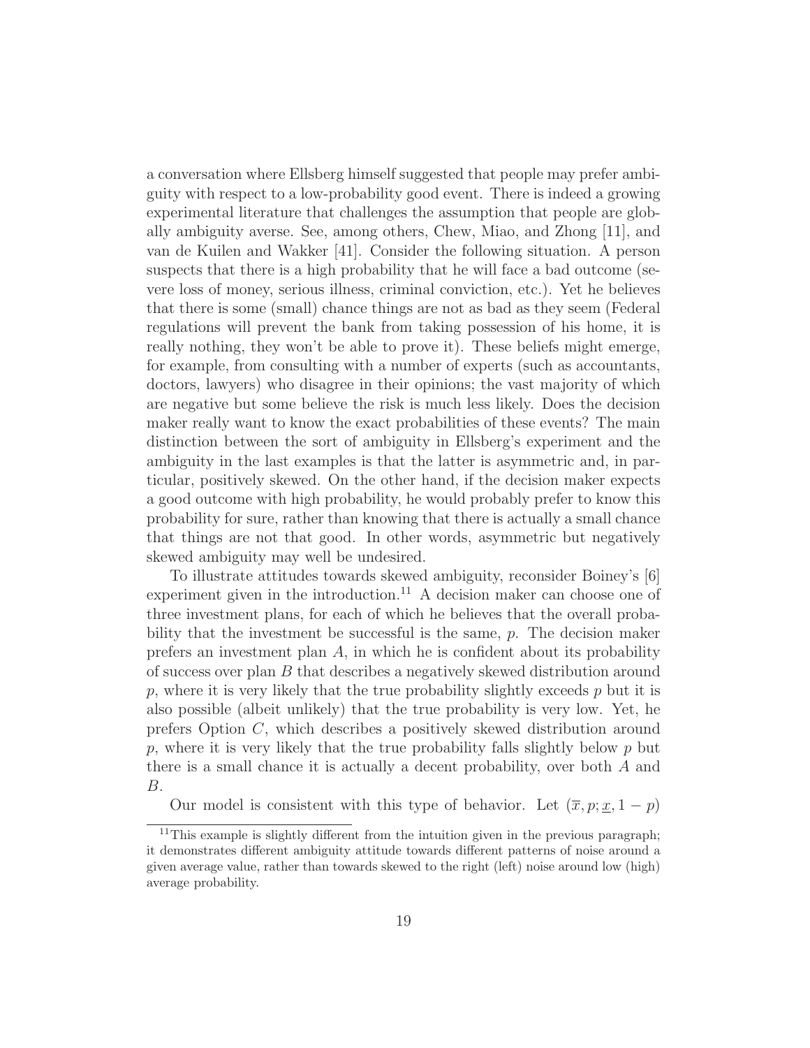a conversation where Ellsberg himself suggested that people may prefer ambiguity with respect to a low-probability good event. There is indeed a growing experimental literature that challenges the assumption that people are globally ambiguity averse. See, among others, Chew, Miao, and Zhong [11], and van de Kuilen and Wakker [41]. Consider the following situation. A person suspects that there is a high probability that he will face a bad outcome (severe loss of money, serious illness, criminal conviction, etc.). Yet he believes that there is some (small) chance things are not as bad as they seem (Federal regulations will prevent the bank from taking possession of his home, it is really nothing, they won't be able to prove it). These beliefs might emerge, for example, from consulting with a number of experts (such as accountants, doctors, lawyers) who disagree in their opinions; the vast majority of which are negative but some believe the risk is much less likely. Does the decision maker really want to know the exact probabilities of these events? The main distinction between the sort of ambiguity in Ellsberg's experiment and the ambiguity in the last examples is that the latter is asymmetric and, in particular, positively skewed. On the other hand, if the decision maker expects a good outcome with high probability, he would probably prefer to know this probability for sure, rather than knowing that there is actually a small chance that things are not that good. In other words, asymmetric but negatively skewed ambiguity may well be undesired.

To illustrate attitudes towards skewed ambiguity, reconsider Boiney's [6] experiment given in the introduction.[11] A decision maker can choose one of three investment plans, for each of which he believes that the overall probability that the investment be successful is the same, $p$. The decision maker prefers an investment plan $A$, in which he is confident about its probability of success over plan $B$ that describes a negatively skewed distribution around $p$, where it is very likely that the true probability slightly exceeds $p$ but it is also possible (albeit unlikely) that the true probability is very low. Yet, he prefers Option $C$, which describes a positively skewed distribution around $p$, where it is very likely that the true probability falls slightly below $p$ but there is a small chance it is actually a decent probability, over both $A$ and $B$.

Our model is consistent with this type of behavior. Let $(\overline{x}, p; \underline{x}, 1-p)$

[11] This example is slightly different from the intuition given in the previous paragraph; it demonstrates different ambiguity attitude towards different patterns of noise around a given average value, rather than towards skewed to the right (left) noise around low (high) average probability.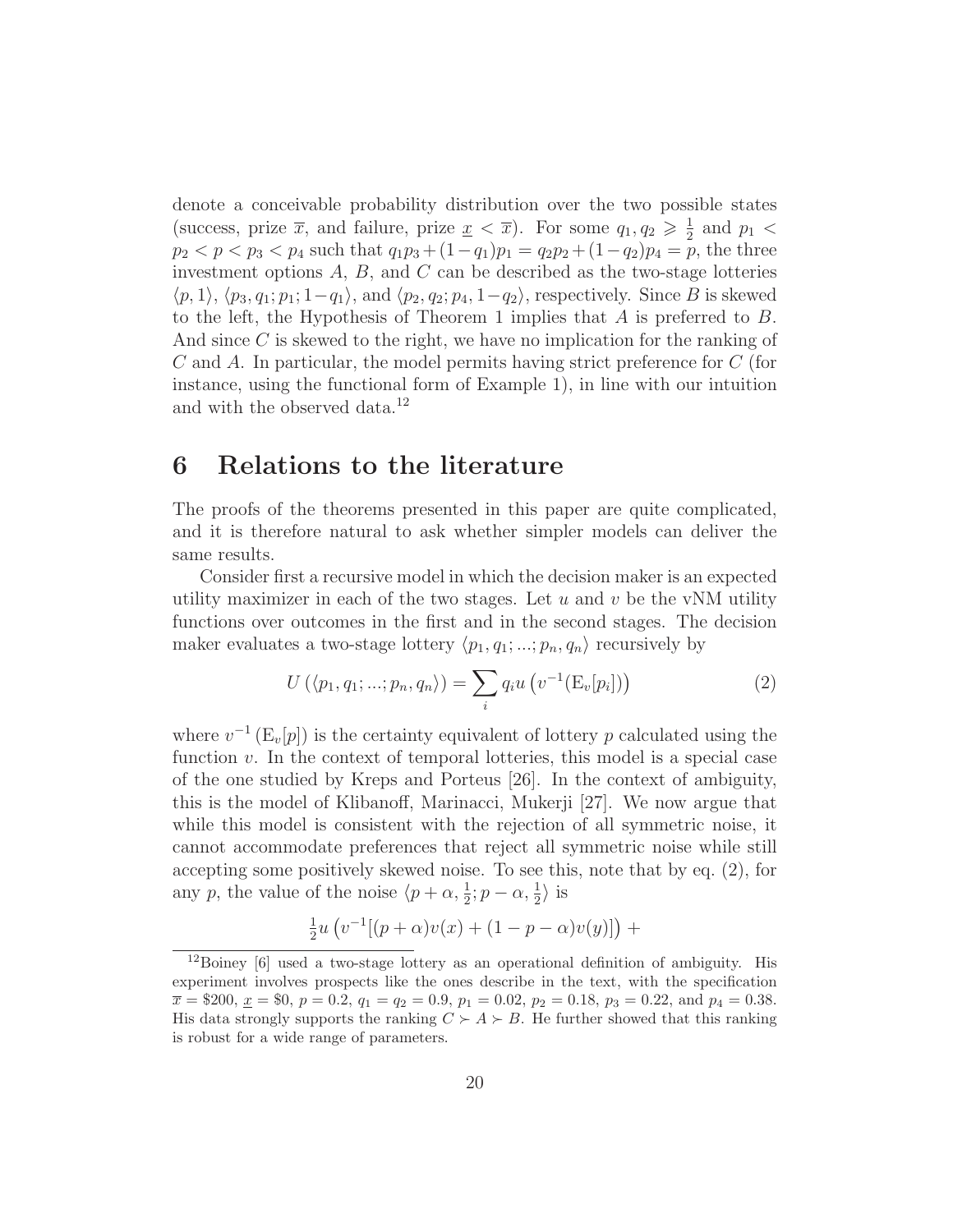denote a conceivable probability distribution over the two possible states (success, prize $\overline{x}$, and failure, prize $\underline{x} < \overline{x}$). For some $q_1, q_2 \geqslant \frac{1}{2}$ and $p_1 < p_2 < p < p_3 < p_4$ such that $q_1 p_3 + (1-q_1)p_1 = q_2 p_2 + (1-q_2)p_4 = p$, the three investment options $A$, $B$, and $C$ can be described as the two-stage lotteries $\langle p, 1\rangle$, $\langle p_3, q_1; p_1; 1-q_1\rangle$, and $\langle p_2, q_2; p_4, 1-q_2\rangle$, respectively. Since $B$ is skewed to the left, the Hypothesis of Theorem 1 implies that $A$ is preferred to $B$. And since $C$ is skewed to the right, we have no implication for the ranking of $C$ and $A$. In particular, the model permits having strict preference for $C$ (for instance, using the functional form of Example 1), in line with our intuition and with the observed data.[12]

## 6 Relations to the literature

The proofs of the theorems presented in this paper are quite complicated, and it is therefore natural to ask whether simpler models can deliver the same results.

Consider first a recursive model in which the decision maker is an expected utility maximizer in each of the two stages. Let $u$ and $v$ be the vNM utility functions over outcomes in the first and in the second stages. The decision maker evaluates a two-stage lottery $\langle p_1, q_1; ...; p_n, q_n\rangle$ recursively by

$$U\left(\langle p_1, q_1; ...; p_n, q_n\rangle\right) = \sum_i q_i u\left(v^{-1}(\mathrm{E}_v[p_i])\right) \tag{2}$$

where $v^{-1}\left(\mathrm{E}_v[p]\right)$ is the certainty equivalent of lottery $p$ calculated using the function $v$. In the context of temporal lotteries, this model is a special case of the one studied by Kreps and Porteus [26]. In the context of ambiguity, this is the model of Klibanoff, Marinacci, Mukerji [27]. We now argue that while this model is consistent with the rejection of all symmetric noise, it cannot accommodate preferences that reject all symmetric noise while still accepting some positively skewed noise. To see this, note that by eq. (2), for any $p$, the value of the noise $\langle p+\alpha, \frac{1}{2}; p-\alpha, \frac{1}{2}\rangle$ is

$$\tfrac{1}{2} u\left(v^{-1}[(p+\alpha)v(x) + (1-p-\alpha)v(y)]\right) +$$

[12] Boiney [6] used a two-stage lottery as an operational definition of ambiguity. His experiment involves prospects like the ones describe in the text, with the specification $\overline{x} = \$200$, $\underline{x} = \$0$, $p = 0.2$, $q_1 = q_2 = 0.9$, $p_1 = 0.02$, $p_2 = 0.18$, $p_3 = 0.22$, and $p_4 = 0.38$. His data strongly supports the ranking $C \succ A \succ B$. He further showed that this ranking is robust for a wide range of parameters.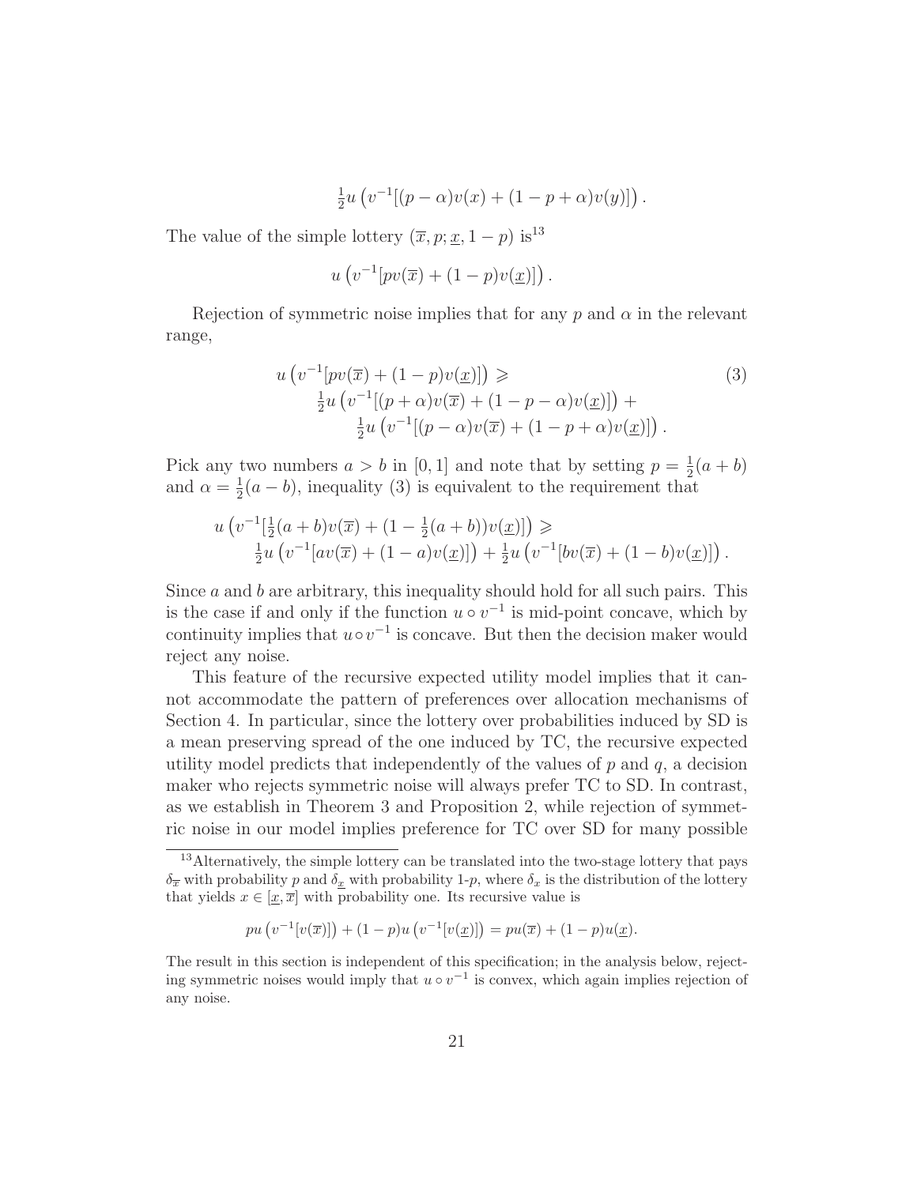$$\tfrac{1}{2}u\left(v^{-1}[(p-\alpha)v(x)+(1-p+\alpha)v(y)]\right).$$

The value of the simple lottery $(\overline{x}, p; \underline{x}, 1-p)$ is[13]

$$u\left(v^{-1}[pv(\overline{x})+(1-p)v(\underline{x})]\right).$$

Rejection of symmetric noise implies that for any $p$ and $\alpha$ in the relevant range,

$$\begin{aligned} u\left(v^{-1}[pv(\overline{x})+(1-p)v(\underline{x})]\right) \geqslant \\ \tfrac{1}{2}u\left(v^{-1}[(p+\alpha)v(\overline{x})+(1-p-\alpha)v(\underline{x})]\right) + \\ \tfrac{1}{2}u\left(v^{-1}[(p-\alpha)v(\overline{x})+(1-p+\alpha)v(\underline{x})]\right). \end{aligned} \tag{3}$$

Pick any two numbers $a > b$ in $[0,1]$ and note that by setting $p = \frac{1}{2}(a+b)$ and $\alpha = \frac{1}{2}(a-b)$, inequality (3) is equivalent to the requirement that

$$\begin{aligned} u\left(v^{-1}[\tfrac{1}{2}(a+b)v(\overline{x})+(1-\tfrac{1}{2}(a+b))v(\underline{x})]\right) \geqslant \\ \tfrac{1}{2}u\left(v^{-1}[av(\overline{x})+(1-a)v(\underline{x})]\right)+\tfrac{1}{2}u\left(v^{-1}[bv(\overline{x})+(1-b)v(\underline{x})]\right). \end{aligned}$$

Since $a$ and $b$ are arbitrary, this inequality should hold for all such pairs. This is the case if and only if the function $u \circ v^{-1}$ is mid-point concave, which by continuity implies that $u \circ v^{-1}$ is concave. But then the decision maker would reject any noise.

This feature of the recursive expected utility model implies that it cannot accommodate the pattern of preferences over allocation mechanisms of Section 4. In particular, since the lottery over probabilities induced by SD is a mean preserving spread of the one induced by TC, the recursive expected utility model predicts that independently of the values of $p$ and $q$, a decision maker who rejects symmetric noise will always prefer TC to SD. In contrast, as we establish in Theorem 3 and Proposition 2, while rejection of symmetric noise in our model implies preference for TC over SD for many possible

---

[13] Alternatively, the simple lottery can be translated into the two-stage lottery that pays $\delta_{\overline{x}}$ with probability $p$ and $\delta_{\underline{x}}$ with probability 1-$p$, where $\delta_x$ is the distribution of the lottery that yields $x \in [\underline{x}, \overline{x}]$ with probability one. Its recursive value is

$$pu\left(v^{-1}[v(\overline{x})]\right)+(1-p)u\left(v^{-1}[v(\underline{x})]\right) = pu(\overline{x})+(1-p)u(\underline{x}).$$

The result in this section is independent of this specification; in the analysis below, rejecting symmetric noises would imply that $u \circ v^{-1}$ is convex, which again implies rejection of any noise.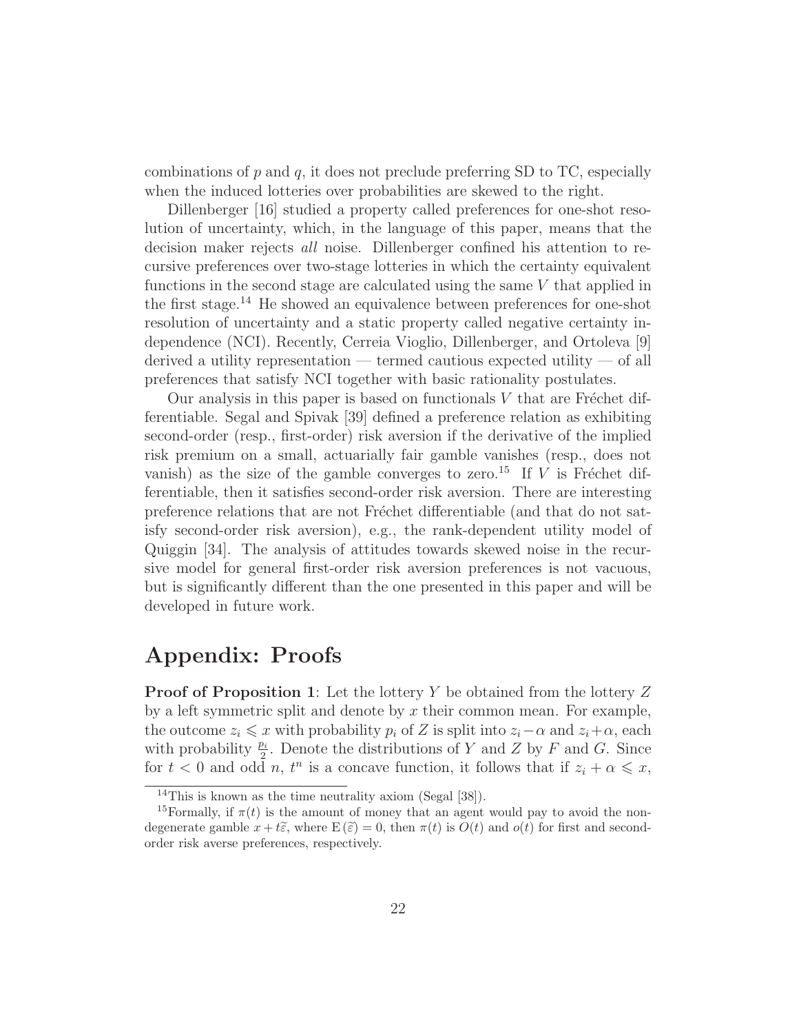combinations of $p$ and $q$, it does not preclude preferring SD to TC, especially when the induced lotteries over probabilities are skewed to the right.

Dillenberger [16] studied a property called preferences for one-shot resolution of uncertainty, which, in the language of this paper, means that the decision maker rejects *all* noise. Dillenberger confined his attention to recursive preferences over two-stage lotteries in which the certainty equivalent functions in the second stage are calculated using the same $V$ that applied in the first stage.[14] He showed an equivalence between preferences for one-shot resolution of uncertainty and a static property called negative certainty independence (NCI). Recently, Cerreia Vioglio, Dillenberger, and Ortoleva [9] derived a utility representation — termed cautious expected utility — of all preferences that satisfy NCI together with basic rationality postulates.

Our analysis in this paper is based on functionals $V$ that are Fréchet differentiable. Segal and Spivak [39] defined a preference relation as exhibiting second-order (resp., first-order) risk aversion if the derivative of the implied risk premium on a small, actuarially fair gamble vanishes (resp., does not vanish) as the size of the gamble converges to zero.[15] If $V$ is Fréchet differentiable, then it satisfies second-order risk aversion. There are interesting preference relations that are not Fréchet differentiable (and that do not satisfy second-order risk aversion), e.g., the rank-dependent utility model of Quiggin [34]. The analysis of attitudes towards skewed noise in the recursive model for general first-order risk aversion preferences is not vacuous, but is significantly different than the one presented in this paper and will be developed in future work.

# Appendix: Proofs

**Proof of Proposition 1**: Let the lottery $Y$ be obtained from the lottery $Z$ by a left symmetric split and denote by $x$ their common mean. For example, the outcome $z_i \leqslant x$ with probability $p_i$ of $Z$ is split into $z_i - \alpha$ and $z_i + \alpha$, each with probability $\frac{p_i}{2}$. Denote the distributions of $Y$ and $Z$ by $F$ and $G$. Since for $t < 0$ and odd $n$, $t^n$ is a concave function, it follows that if $z_i + \alpha \leqslant x$,

[14] This is known as the time neutrality axiom (Segal [38]).

[15] Formally, if $\pi(t)$ is the amount of money that an agent would pay to avoid the non-degenerate gamble $x + t\widetilde{\varepsilon}$, where $\mathrm{E}(\widetilde{\varepsilon}) = 0$, then $\pi(t)$ is $O(t)$ and $o(t)$ for first and second-order risk averse preferences, respectively.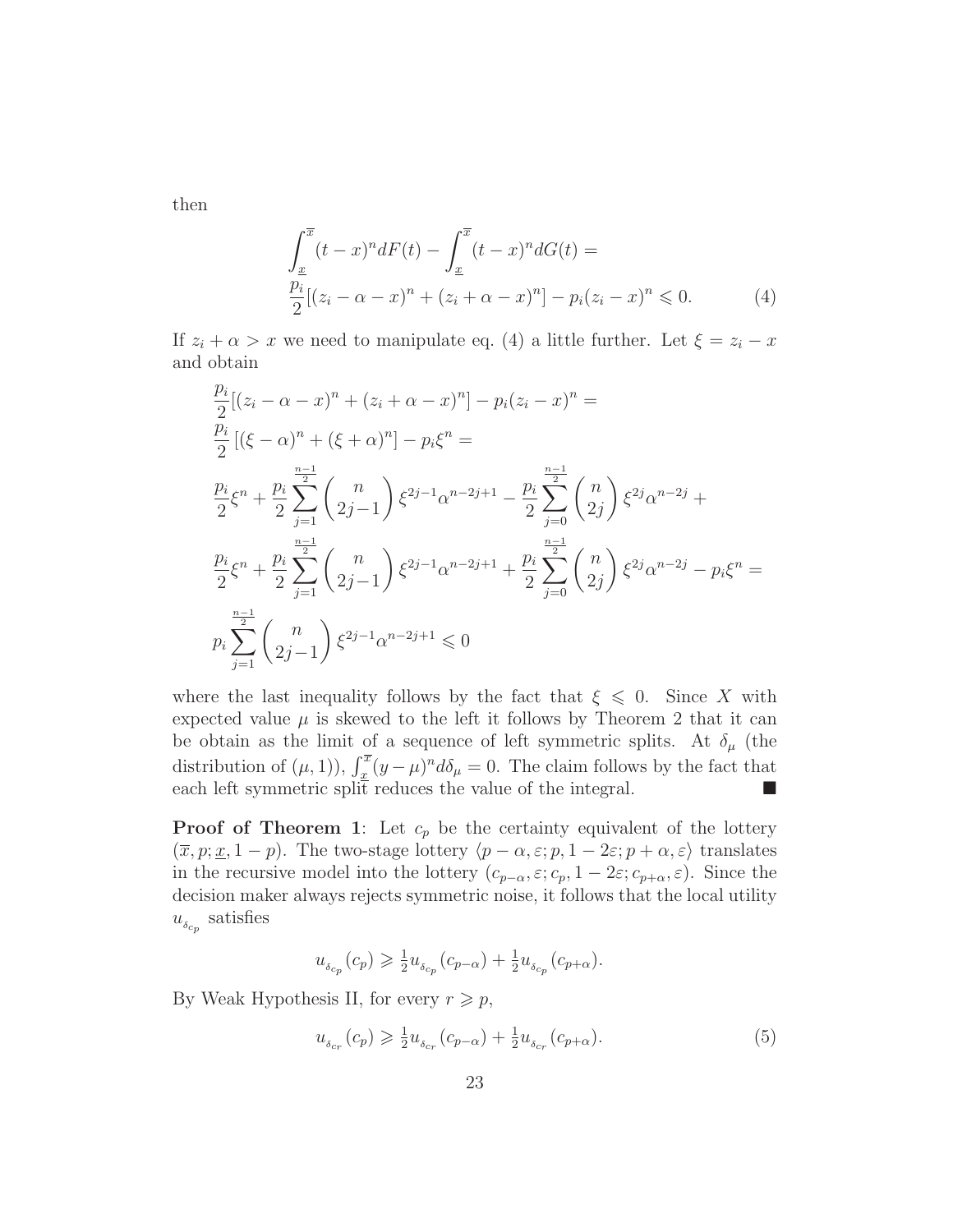then

$$\int_{\underline{x}}^{\overline{x}}(t-x)^n dF(t) - \int_{\underline{x}}^{\overline{x}}(t-x)^n dG(t) =$$
$$\frac{p_i}{2}[(z_i-\alpha-x)^n + (z_i+\alpha-x)^n] - p_i(z_i-x)^n \leqslant 0. \tag{4}$$

If $z_i + \alpha > x$ we need to manipulate eq. (4) a little further. Let $\xi = z_i - x$ and obtain

$$\frac{p_i}{2}[(z_i-\alpha-x)^n + (z_i+\alpha-x)^n] - p_i(z_i-x)^n =$$
$$\frac{p_i}{2}\left[(\xi-\alpha)^n + (\xi+\alpha)^n\right] - p_i\xi^n =$$
$$\frac{p_i}{2}\xi^n + \frac{p_i}{2}\sum_{j=1}^{\frac{n-1}{2}}\binom{n}{2j-1}\xi^{2j-1}\alpha^{n-2j+1} - \frac{p_i}{2}\sum_{j=0}^{\frac{n-1}{2}}\binom{n}{2j}\xi^{2j}\alpha^{n-2j} +$$
$$\frac{p_i}{2}\xi^n + \frac{p_i}{2}\sum_{j=1}^{\frac{n-1}{2}}\binom{n}{2j-1}\xi^{2j-1}\alpha^{n-2j+1} + \frac{p_i}{2}\sum_{j=0}^{\frac{n-1}{2}}\binom{n}{2j}\xi^{2j}\alpha^{n-2j} - p_i\xi^n =$$
$$p_i\sum_{j=1}^{\frac{n-1}{2}}\binom{n}{2j-1}\xi^{2j-1}\alpha^{n-2j+1} \leqslant 0$$

where the last inequality follows by the fact that $\xi \leqslant 0$. Since $X$ with expected value $\mu$ is skewed to the left it follows by Theorem 2 that it can be obtain as the limit of a sequence of left symmetric splits. At $\delta_\mu$ (the distribution of $(\mu, 1)$), $\int_{\underline{x}}^{\overline{x}}(y-\mu)^n d\delta_\mu = 0$. The claim follows by the fact that each left symmetric split reduces the value of the integral. ■

**Proof of Theorem 1**: Let $c_p$ be the certainty equivalent of the lottery $(\overline{x}, p; \underline{x}, 1-p)$. The two-stage lottery $\langle p-\alpha, \varepsilon; p, 1-2\varepsilon; p+\alpha, \varepsilon\rangle$ translates in the recursive model into the lottery $(c_{p-\alpha}, \varepsilon; c_p, 1-2\varepsilon; c_{p+\alpha}, \varepsilon)$. Since the decision maker always rejects symmetric noise, it follows that the local utility $u_{\delta_{c_p}}$ satisfies

$$u_{\delta_{c_p}}(c_p) \geqslant \tfrac{1}{2}u_{\delta_{c_p}}(c_{p-\alpha}) + \tfrac{1}{2}u_{\delta_{c_p}}(c_{p+\alpha}).$$

By Weak Hypothesis II, for every $r \geqslant p$,

$$u_{\delta_{c_r}}(c_p) \geqslant \tfrac{1}{2}u_{\delta_{c_r}}(c_{p-\alpha}) + \tfrac{1}{2}u_{\delta_{c_r}}(c_{p+\alpha}). \tag{5}$$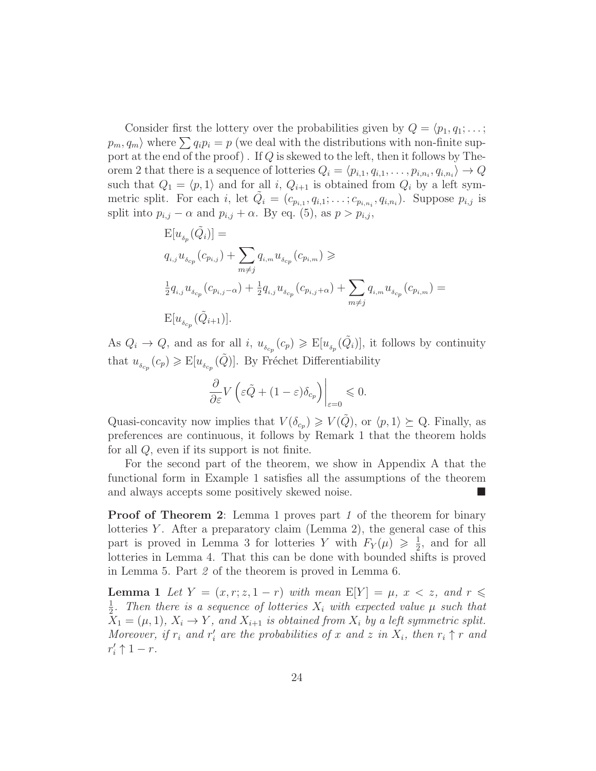Consider first the lottery over the probabilities given by $Q = \langle p_1, q_1; \ldots; p_m, q_m \rangle$ where $\sum q_i p_i = p$ (we deal with the distributions with non-finite support at the end of the proof) . If $Q$ is skewed to the left, then it follows by Theorem 2 that there is a sequence of lotteries $Q_i = \langle p_{i,1}, q_{i,1}, \ldots, p_{i,n_i}, q_{i,n_i} \rangle \to Q$ such that $Q_1 = \langle p, 1 \rangle$ and for all $i$, $Q_{i+1}$ is obtained from $Q_i$ by a left symmetric split. For each $i$, let $\tilde{Q}_i = (c_{p_{i,1}}, q_{i,1}; \ldots; c_{p_{i,n_i}}, q_{i,n_i})$. Suppose $p_{i,j}$ is split into $p_{i,j} - \alpha$ and $p_{i,j} + \alpha$. By eq. (5), as $p > p_{i,j}$,

$$
\begin{aligned}
&\mathrm{E}[u_{\delta_p}(\tilde{Q}_i)] = \\
&q_{i,j} u_{\delta_{c_p}}(c_{p_{i,j}}) + \sum_{m \neq j} q_{i,m} u_{\delta_{c_p}}(c_{p_{i,m}}) \geqslant \\
&\tfrac{1}{2} q_{i,j} u_{\delta_{c_p}}(c_{p_{i,j}-\alpha}) + \tfrac{1}{2} q_{i,j} u_{\delta_{c_p}}(c_{p_{i,j}+\alpha}) + \sum_{m \neq j} q_{i,m} u_{\delta_{c_p}}(c_{p_{i,m}}) = \\
&\mathrm{E}[u_{\delta_{c_p}}(\tilde{Q}_{i+1})].
\end{aligned}
$$

As $Q_i \to Q$, and as for all $i$, $u_{\delta_{c_p}}(c_p) \geqslant \mathrm{E}[u_{\delta_p}(\tilde{Q}_i)]$, it follows by continuity that $u_{\delta_{c_p}}(c_p) \geqslant \mathrm{E}[u_{\delta_{c_p}}(\tilde{Q})]$. By Fréchet Differentiability

$$
\left. \frac{\partial}{\partial \varepsilon} V\left(\varepsilon \tilde{Q} + (1-\varepsilon)\delta_{c_p}\right) \right|_{\varepsilon=0} \leqslant 0.
$$

Quasi-concavity now implies that $V(\delta_{c_p}) \geqslant V(\tilde{Q})$, or $\langle p, 1 \rangle \succeq$ Q. Finally, as preferences are continuous, it follows by Remark 1 that the theorem holds for all $Q$, even if its support is not finite.

For the second part of the theorem, we show in Appendix A that the functional form in Example 1 satisfies all the assumptions of the theorem and always accepts some positively skewed noise. ■

**Proof of Theorem 2**: Lemma 1 proves part *1* of the theorem for binary lotteries $Y$. After a preparatory claim (Lemma 2), the general case of this part is proved in Lemma 3 for lotteries $Y$ with $F_Y(\mu) \geqslant \frac{1}{2}$, and for all lotteries in Lemma 4. That this can be done with bounded shifts is proved in Lemma 5. Part *2* of the theorem is proved in Lemma 6.

**Lemma 1** *Let $Y = (x, r; z, 1-r)$ with mean $\mathrm{E}[Y] = \mu$, $x < z$, and $r \leqslant \frac{1}{2}$. Then there is a sequence of lotteries $X_i$ with expected value $\mu$ such that $X_1 = (\mu, 1)$, $X_i \to Y$, and $X_{i+1}$ is obtained from $X_i$ by a left symmetric split. Moreover, if $r_i$ and $r'_i$ are the probabilities of $x$ and $z$ in $X_i$, then $r_i \uparrow r$ and $r'_i \uparrow 1 - r$.*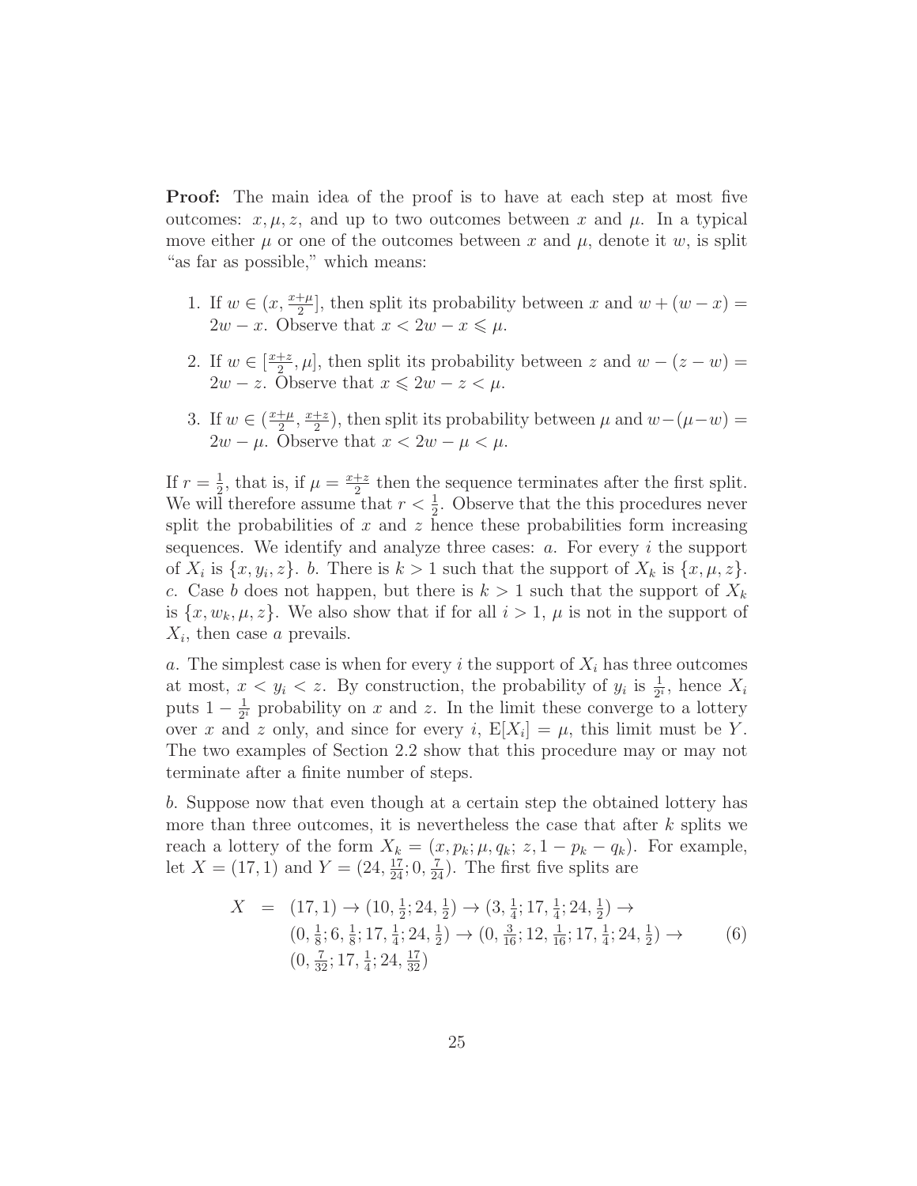**Proof:** The main idea of the proof is to have at each step at most five outcomes: $x, \mu, z$, and up to two outcomes between $x$ and $\mu$. In a typical move either $\mu$ or one of the outcomes between $x$ and $\mu$, denote it $w$, is split "as far as possible," which means:

1. If $w \in (x, \frac{x+\mu}{2}]$, then split its probability between $x$ and $w + (w - x) = 2w - x$. Observe that $x < 2w - x \leqslant \mu$.

2. If $w \in [\frac{x+z}{2}, \mu]$, then split its probability between $z$ and $w - (z - w) = 2w - z$. Observe that $x \leqslant 2w - z < \mu$.

3. If $w \in (\frac{x+\mu}{2}, \frac{x+z}{2})$, then split its probability between $\mu$ and $w - (\mu - w) = 2w - \mu$. Observe that $x < 2w - \mu < \mu$.

If $r = \frac{1}{2}$, that is, if $\mu = \frac{x+z}{2}$ then the sequence terminates after the first split. We will therefore assume that $r < \frac{1}{2}$. Observe that the this procedures never split the probabilities of $x$ and $z$ hence these probabilities form increasing sequences. We identify and analyze three cases: *a*. For every $i$ the support of $X_i$ is $\{x, y_i, z\}$. *b*. There is $k > 1$ such that the support of $X_k$ is $\{x, \mu, z\}$. *c*. Case *b* does not happen, but there is $k > 1$ such that the support of $X_k$ is $\{x, w_k, \mu, z\}$. We also show that if for all $i > 1$, $\mu$ is not in the support of $X_i$, then case *a* prevails.

*a*. The simplest case is when for every $i$ the support of $X_i$ has three outcomes at most, $x < y_i < z$. By construction, the probability of $y_i$ is $\frac{1}{2^i}$, hence $X_i$ puts $1 - \frac{1}{2^i}$ probability on $x$ and $z$. In the limit these converge to a lottery over $x$ and $z$ only, and since for every $i$, $\mathrm{E}[X_i] = \mu$, this limit must be $Y$. The two examples of Section 2.2 show that this procedure may or may not terminate after a finite number of steps.

*b*. Suppose now that even though at a certain step the obtained lottery has more than three outcomes, it is nevertheless the case that after $k$ splits we reach a lottery of the form $X_k = (x, p_k; \mu, q_k;\ z, 1 - p_k - q_k)$. For example, let $X = (17, 1)$ and $Y = (24, \frac{17}{24}; 0, \frac{7}{24})$. The first five splits are

$$
\begin{aligned}
X &= (17,1) \to (10, \tfrac{1}{2}; 24, \tfrac{1}{2}) \to (3, \tfrac{1}{4}; 17, \tfrac{1}{4}; 24, \tfrac{1}{2}) \to \\
&\quad (0, \tfrac{1}{8}; 6, \tfrac{1}{8}; 17, \tfrac{1}{4}; 24, \tfrac{1}{2}) \to (0, \tfrac{3}{16}; 12, \tfrac{1}{16}; 17, \tfrac{1}{4}; 24, \tfrac{1}{2}) \to \\
&\quad (0, \tfrac{7}{32}; 17, \tfrac{1}{4}; 24, \tfrac{17}{32})
\end{aligned} \tag{6}
$$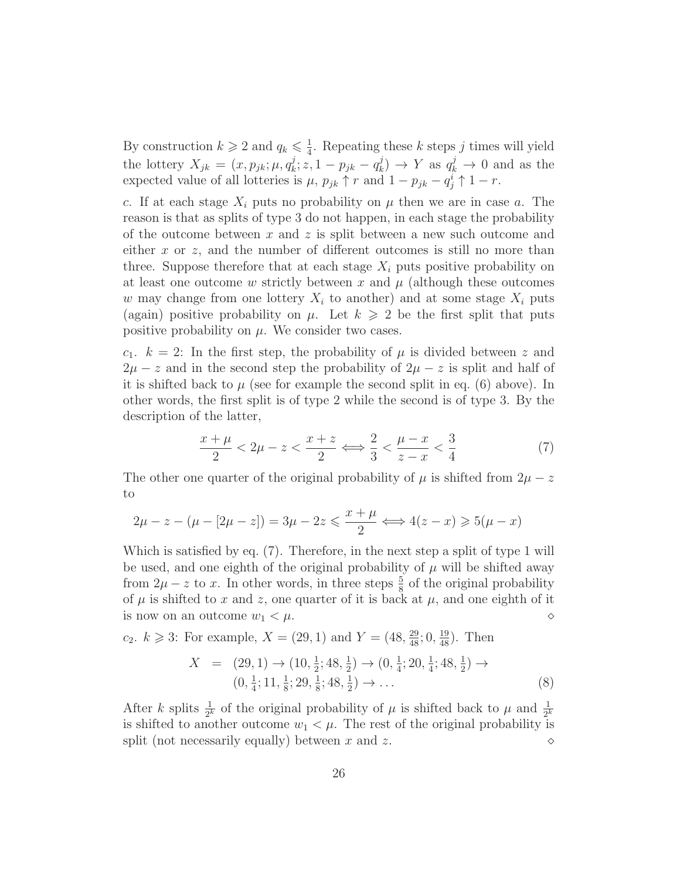By construction $k \geqslant 2$ and $q_k \leqslant \frac{1}{4}$. Repeating these $k$ steps $j$ times will yield the lottery $X_{jk} = (x, p_{jk}; \mu, q_k^j; z, 1 - p_{jk} - q_k^j) \to Y$ as $q_k^j \to 0$ and as the expected value of all lotteries is $\mu$, $p_{jk} \uparrow r$ and $1 - p_{jk} - q_j^i \uparrow 1 - r$.

*c*. If at each stage $X_i$ puts no probability on $\mu$ then we are in case *a*. The reason is that as splits of type 3 do not happen, in each stage the probability of the outcome between $x$ and $z$ is split between a new such outcome and either $x$ or $z$, and the number of different outcomes is still no more than three. Suppose therefore that at each stage $X_i$ puts positive probability on at least one outcome $w$ strictly between $x$ and $\mu$ (although these outcomes $w$ may change from one lottery $X_i$ to another) and at some stage $X_i$ puts (again) positive probability on $\mu$. Let $k \geqslant 2$ be the first split that puts positive probability on $\mu$. We consider two cases.

$c_1$. $k = 2$: In the first step, the probability of $\mu$ is divided between $z$ and $2\mu - z$ and in the second step the probability of $2\mu - z$ is split and half of it is shifted back to $\mu$ (see for example the second split in eq. (6) above). In other words, the first split is of type 2 while the second is of type 3. By the description of the latter,

$$\frac{x + \mu}{2} < 2\mu - z < \frac{x + z}{2} \Longleftrightarrow \frac{2}{3} < \frac{\mu - x}{z - x} < \frac{3}{4} \tag{7}$$

The other one quarter of the original probability of $\mu$ is shifted from $2\mu - z$ to

$$2\mu - z - (\mu - [2\mu - z]) = 3\mu - 2z \leqslant \frac{x + \mu}{2} \Longleftrightarrow 4(z - x) \geqslant 5(\mu - x)$$

Which is satisfied by eq. (7). Therefore, in the next step a split of type 1 will be used, and one eighth of the original probability of $\mu$ will be shifted away from $2\mu - z$ to $x$. In other words, in three steps $\frac{5}{8}$ of the original probability of $\mu$ is shifted to $x$ and $z$, one quarter of it is back at $\mu$, and one eighth of it is now on an outcome $w_1 < \mu$. $\diamond$

$c_2$. $k \geqslant 3$: For example, $X = (29, 1)$ and $Y = (48, \frac{29}{48}; 0, \frac{19}{48})$. Then

$$\begin{aligned} X &= (29, 1) \to (10, \tfrac{1}{2}; 48, \tfrac{1}{2}) \to (0, \tfrac{1}{4}; 20, \tfrac{1}{4}; 48, \tfrac{1}{2}) \to \\ & \quad (0, \tfrac{1}{4}; 11, \tfrac{1}{8}; 29, \tfrac{1}{8}; 48, \tfrac{1}{2}) \to \dots \end{aligned} \tag{8}$$

After $k$ splits $\frac{1}{2^k}$ of the original probability of $\mu$ is shifted back to $\mu$ and $\frac{1}{2^k}$ is shifted to another outcome $w_1 < \mu$. The rest of the original probability is split (not necessarily equally) between $x$ and $z$. $\diamond$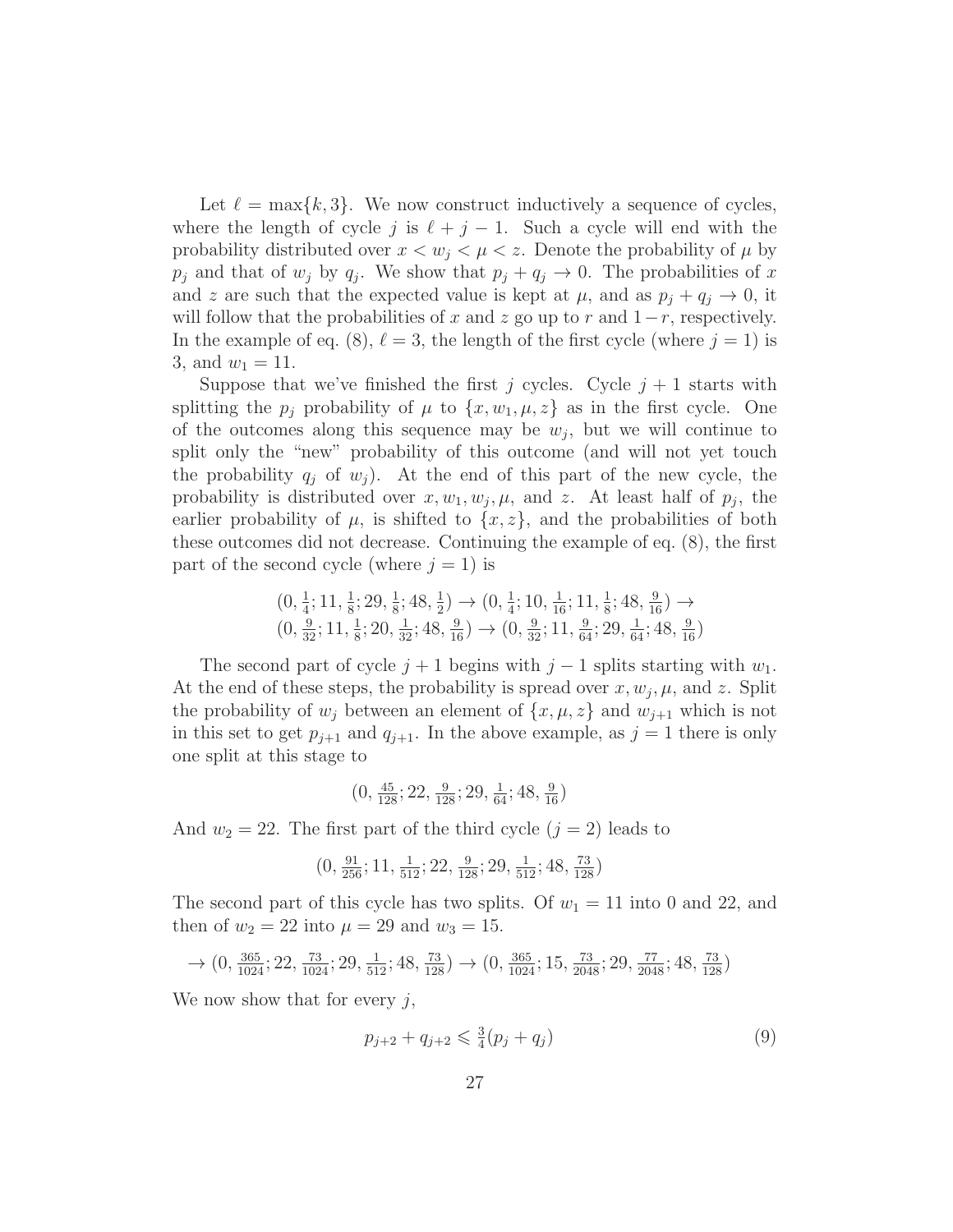Let $\ell = \max\{k, 3\}$. We now construct inductively a sequence of cycles, where the length of cycle $j$ is $\ell + j - 1$. Such a cycle will end with the probability distributed over $x < w_j < \mu < z$. Denote the probability of $\mu$ by $p_j$ and that of $w_j$ by $q_j$. We show that $p_j + q_j \to 0$. The probabilities of $x$ and $z$ are such that the expected value is kept at $\mu$, and as $p_j + q_j \to 0$, it will follow that the probabilities of $x$ and $z$ go up to $r$ and $1-r$, respectively. In the example of eq. (8), $\ell = 3$, the length of the first cycle (where $j = 1$) is 3, and $w_1 = 11$.

Suppose that we've finished the first $j$ cycles. Cycle $j + 1$ starts with splitting the $p_j$ probability of $\mu$ to $\{x, w_1, \mu, z\}$ as in the first cycle. One of the outcomes along this sequence may be $w_j$, but we will continue to split only the "new" probability of this outcome (and will not yet touch the probability $q_j$ of $w_j$). At the end of this part of the new cycle, the probability is distributed over $x, w_1, w_j, \mu$, and $z$. At least half of $p_j$, the earlier probability of $\mu$, is shifted to $\{x, z\}$, and the probabilities of both these outcomes did not decrease. Continuing the example of eq. (8), the first part of the second cycle (where $j = 1$) is

$$(0, \tfrac{1}{4}; 11, \tfrac{1}{8}; 29, \tfrac{1}{8}; 48, \tfrac{1}{2}) \to (0, \tfrac{1}{4}; 10, \tfrac{1}{16}; 11, \tfrac{1}{8}; 48, \tfrac{9}{16}) \to$$
$$(0, \tfrac{9}{32}; 11, \tfrac{1}{8}; 20, \tfrac{1}{32}; 48, \tfrac{9}{16}) \to (0, \tfrac{9}{32}; 11, \tfrac{9}{64}; 29, \tfrac{1}{64}; 48, \tfrac{9}{16})$$

The second part of cycle $j + 1$ begins with $j - 1$ splits starting with $w_1$. At the end of these steps, the probability is spread over $x, w_j, \mu$, and $z$. Split the probability of $w_j$ between an element of $\{x, \mu, z\}$ and $w_{j+1}$ which is not in this set to get $p_{j+1}$ and $q_{j+1}$. In the above example, as $j = 1$ there is only one split at this stage to

$$(0, \tfrac{45}{128}; 22, \tfrac{9}{128}; 29, \tfrac{1}{64}; 48, \tfrac{9}{16})$$

And $w_2 = 22$. The first part of the third cycle ($j = 2$) leads to

$$(0, \tfrac{91}{256}; 11, \tfrac{1}{512}; 22, \tfrac{9}{128}; 29, \tfrac{1}{512}; 48, \tfrac{73}{128})$$

The second part of this cycle has two splits. Of $w_1 = 11$ into 0 and 22, and then of $w_2 = 22$ into $\mu = 29$ and $w_3 = 15$.

$$\to (0, \tfrac{365}{1024}; 22, \tfrac{73}{1024}; 29, \tfrac{1}{512}; 48, \tfrac{73}{128}) \to (0, \tfrac{365}{1024}; 15, \tfrac{73}{2048}; 29, \tfrac{77}{2048}; 48, \tfrac{73}{128})$$

We now show that for every $j$,

$$p_{j+2} + q_{j+2} \leqslant \tfrac{3}{4}(p_j + q_j) \tag{9}$$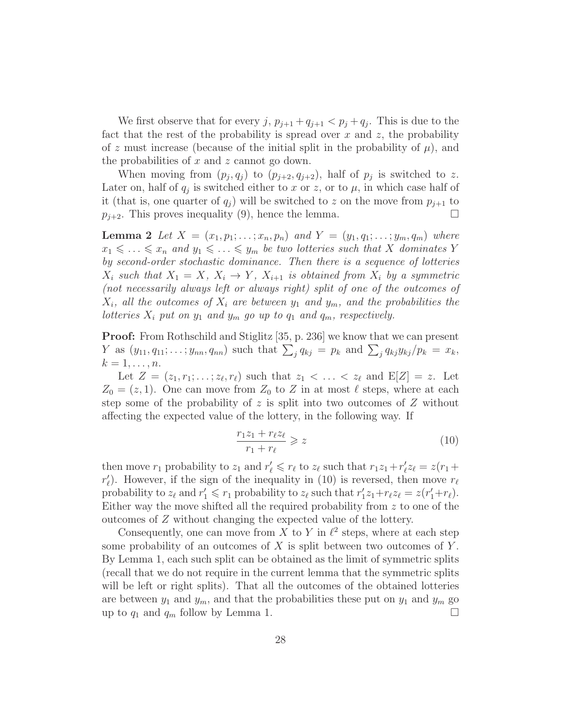We first observe that for every $j$, $p_{j+1} + q_{j+1} < p_j + q_j$. This is due to the fact that the rest of the probability is spread over $x$ and $z$, the probability of $z$ must increase (because of the initial split in the probability of $\mu$), and the probabilities of $x$ and $z$ cannot go down.

When moving from $(p_j, q_j)$ to $(p_{j+2}, q_{j+2})$, half of $p_j$ is switched to $z$. Later on, half of $q_j$ is switched either to $x$ or $z$, or to $\mu$, in which case half of it (that is, one quarter of $q_j$) will be switched to $z$ on the move from $p_{j+1}$ to $p_{j+2}$. This proves inequality (9), hence the lemma. $\square$

**Lemma 2** *Let $X = (x_1, p_1; \ldots; x_n, p_n)$ and $Y = (y_1, q_1; \ldots; y_m, q_m)$ where $x_1 \leqslant \ldots \leqslant x_n$ and $y_1 \leqslant \ldots \leqslant y_m$ be two lotteries such that $X$ dominates $Y$ by second-order stochastic dominance. Then there is a sequence of lotteries $X_i$ such that $X_1 = X$, $X_i \to Y$, $X_{i+1}$ is obtained from $X_i$ by a symmetric (not necessarily always left or always right) split of one of the outcomes of $X_i$, all the outcomes of $X_i$ are between $y_1$ and $y_m$, and the probabilities the lotteries $X_i$ put on $y_1$ and $y_m$ go up to $q_1$ and $q_m$, respectively.*

**Proof:** From Rothschild and Stiglitz [35, p. 236] we know that we can present $Y$ as $(y_{11}, q_{11}; \ldots; y_{nn}, q_{nn})$ such that $\sum_j q_{kj} = p_k$ and $\sum_j q_{kj} y_{kj}/p_k = x_k$, $k = 1, \ldots, n$.

Let $Z = (z_1, r_1; \ldots; z_\ell, r_\ell)$ such that $z_1 < \ldots < z_\ell$ and $\mathrm{E}[Z] = z$. Let $Z_0 = (z, 1)$. One can move from $Z_0$ to $Z$ in at most $\ell$ steps, where at each step some of the probability of $z$ is split into two outcomes of $Z$ without affecting the expected value of the lottery, in the following way. If

$$\frac{r_1 z_1 + r_\ell z_\ell}{r_1 + r_\ell} \geqslant z \tag{10}$$

then move $r_1$ probability to $z_1$ and $r'_\ell \leqslant r_\ell$ to $z_\ell$ such that $r_1 z_1 + r'_\ell z_\ell = z(r_1 + r'_\ell)$. However, if the sign of the inequality in (10) is reversed, then move $r_\ell$ probability to $z_\ell$ and $r'_1 \leqslant r_1$ probability to $z_\ell$ such that $r'_1 z_1 + r_\ell z_\ell = z(r'_1 + r_\ell)$. Either way the move shifted all the required probability from $z$ to one of the outcomes of $Z$ without changing the expected value of the lottery.

Consequently, one can move from $X$ to $Y$ in $\ell^2$ steps, where at each step some probability of an outcomes of $X$ is split between two outcomes of $Y$. By Lemma 1, each such split can be obtained as the limit of symmetric splits (recall that we do not require in the current lemma that the symmetric splits will be left or right splits). That all the outcomes of the obtained lotteries are between $y_1$ and $y_m$, and that the probabilities these put on $y_1$ and $y_m$ go up to $q_1$ and $q_m$ follow by Lemma 1. $\square$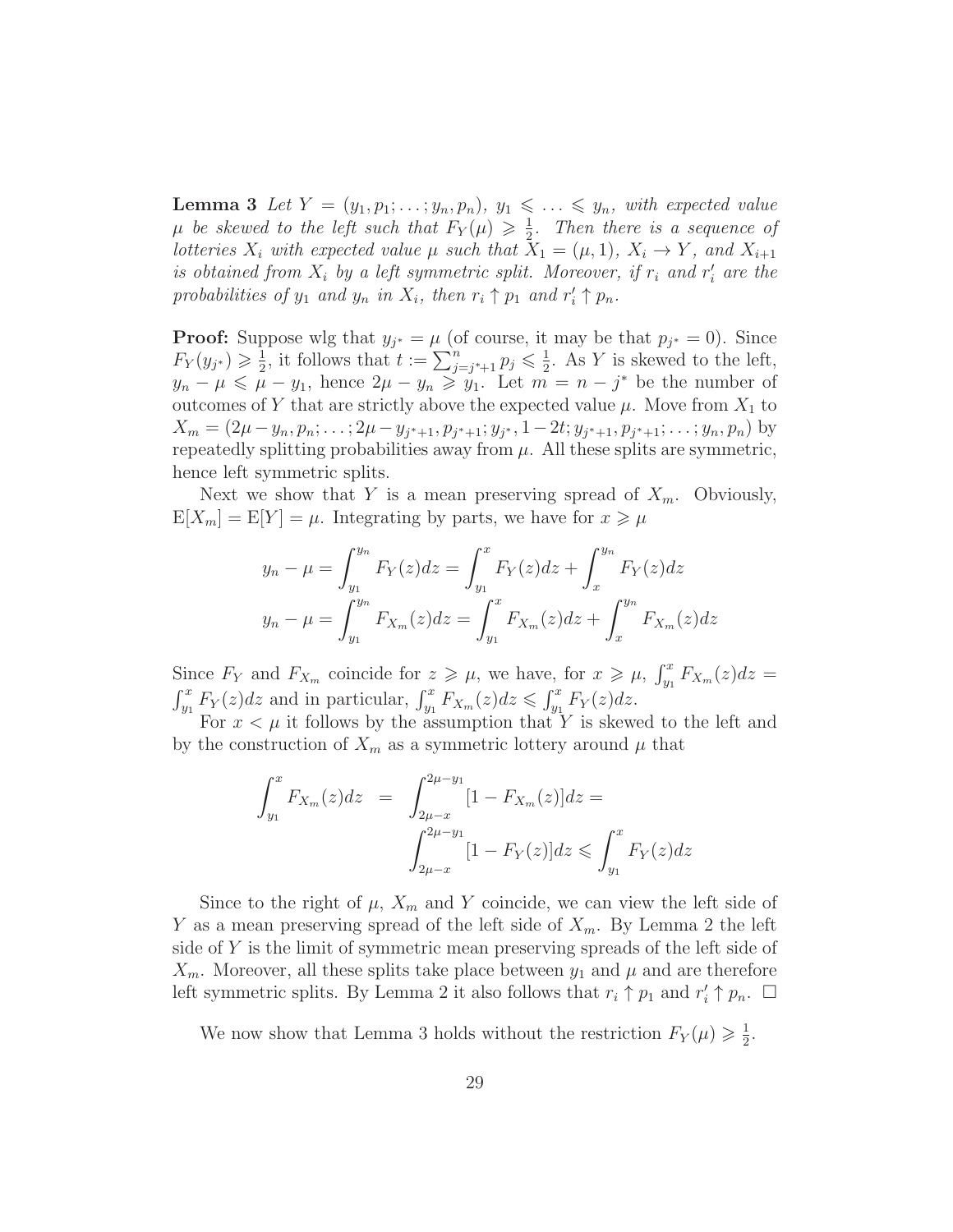**Lemma 3** *Let $Y = (y_1, p_1; \ldots; y_n, p_n)$, $y_1 \leqslant \ldots \leqslant y_n$, with expected value $\mu$ be skewed to the left such that $F_Y(\mu) \geqslant \frac{1}{2}$. Then there is a sequence of lotteries $X_i$ with expected value $\mu$ such that $X_1 = (\mu, 1)$, $X_i \to Y$, and $X_{i+1}$ is obtained from $X_i$ by a left symmetric split. Moreover, if $r_i$ and $r'_i$ are the probabilities of $y_1$ and $y_n$ in $X_i$, then $r_i \uparrow p_1$ and $r'_i \uparrow p_n$.*

**Proof:** Suppose wlg that $y_{j^*} = \mu$ (of course, it may be that $p_{j^*} = 0$). Since $F_Y(y_{j^*}) \geqslant \frac{1}{2}$, it follows that $t := \sum_{j=j^*+1}^{n} p_j \leqslant \frac{1}{2}$. As $Y$ is skewed to the left, $y_n - \mu \leqslant \mu - y_1$, hence $2\mu - y_n \geqslant y_1$. Let $m = n - j^*$ be the number of outcomes of $Y$ that are strictly above the expected value $\mu$. Move from $X_1$ to $X_m = (2\mu - y_n, p_n; \ldots; 2\mu - y_{j^*+1}, p_{j^*+1}; y_{j^*}, 1-2t; y_{j^*+1}, p_{j^*+1}; \ldots; y_n, p_n)$ by repeatedly splitting probabilities away from $\mu$. All these splits are symmetric, hence left symmetric splits.

Next we show that $Y$ is a mean preserving spread of $X_m$. Obviously, $\mathrm{E}[X_m] = \mathrm{E}[Y] = \mu$. Integrating by parts, we have for $x \geqslant \mu$

$$y_n - \mu = \int_{y_1}^{y_n} F_Y(z)dz = \int_{y_1}^{x} F_Y(z)dz + \int_{x}^{y_n} F_Y(z)dz$$

$$y_n - \mu = \int_{y_1}^{y_n} F_{X_m}(z)dz = \int_{y_1}^{x} F_{X_m}(z)dz + \int_{x}^{y_n} F_{X_m}(z)dz$$

Since $F_Y$ and $F_{X_m}$ coincide for $z \geqslant \mu$, we have, for $x \geqslant \mu$, $\int_{y_1}^{x} F_{X_m}(z)dz = \int_{y_1}^{x} F_Y(z)dz$ and in particular, $\int_{y_1}^{x} F_{X_m}(z)dz \leqslant \int_{y_1}^{x} F_Y(z)dz$.

For $x < \mu$ it follows by the assumption that $Y$ is skewed to the left and by the construction of $X_m$ as a symmetric lottery around $\mu$ that

$$\int_{y_1}^{x} F_{X_m}(z)dz = \int_{2\mu - x}^{2\mu - y_1} [1 - F_{X_m}(z)]dz = \int_{2\mu - x}^{2\mu - y_1} [1 - F_Y(z)]dz \leqslant \int_{y_1}^{x} F_Y(z)dz$$

Since to the right of $\mu$, $X_m$ and $Y$ coincide, we can view the left side of $Y$ as a mean preserving spread of the left side of $X_m$. By Lemma 2 the left side of $Y$ is the limit of symmetric mean preserving spreads of the left side of $X_m$. Moreover, all these splits take place between $y_1$ and $\mu$ and are therefore left symmetric splits. By Lemma 2 it also follows that $r_i \uparrow p_1$ and $r'_i \uparrow p_n$. $\square$

We now show that Lemma 3 holds without the restriction $F_Y(\mu) \geqslant \frac{1}{2}$.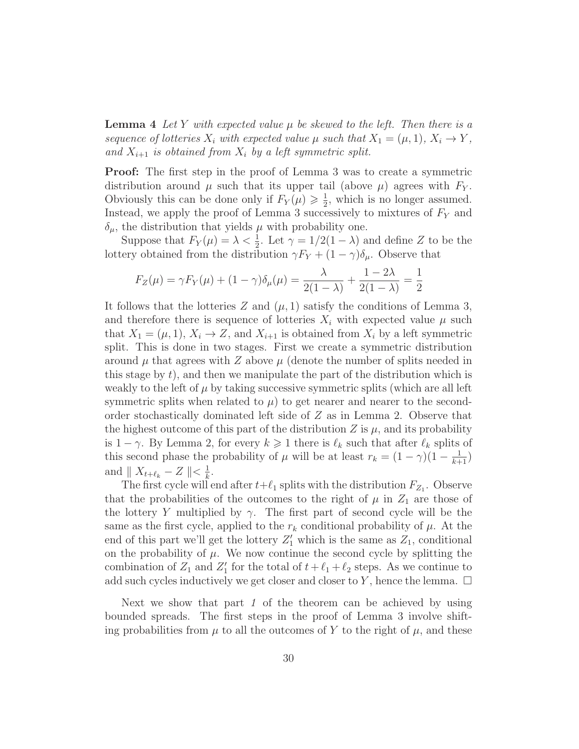**Lemma 4** *Let $Y$ with expected value $\mu$ be skewed to the left. Then there is a sequence of lotteries $X_i$ with expected value $\mu$ such that $X_1 = (\mu, 1)$, $X_i \to Y$, and $X_{i+1}$ is obtained from $X_i$ by a left symmetric split.*

**Proof:** The first step in the proof of Lemma 3 was to create a symmetric distribution around $\mu$ such that its upper tail (above $\mu$) agrees with $F_Y$. Obviously this can be done only if $F_Y(\mu) \geqslant \frac{1}{2}$, which is no longer assumed. Instead, we apply the proof of Lemma 3 successively to mixtures of $F_Y$ and $\delta_\mu$, the distribution that yields $\mu$ with probability one.

Suppose that $F_Y(\mu) = \lambda < \frac{1}{2}$. Let $\gamma = 1/2(1-\lambda)$ and define $Z$ to be the lottery obtained from the distribution $\gamma F_Y + (1-\gamma)\delta_\mu$. Observe that

$$F_Z(\mu) = \gamma F_Y(\mu) + (1-\gamma)\delta_\mu(\mu) = \frac{\lambda}{2(1-\lambda)} + \frac{1-2\lambda}{2(1-\lambda)} = \frac{1}{2}$$

It follows that the lotteries $Z$ and $(\mu, 1)$ satisfy the conditions of Lemma 3, and therefore there is sequence of lotteries $X_i$ with expected value $\mu$ such that $X_1 = (\mu, 1)$, $X_i \to Z$, and $X_{i+1}$ is obtained from $X_i$ by a left symmetric split. This is done in two stages. First we create a symmetric distribution around $\mu$ that agrees with $Z$ above $\mu$ (denote the number of splits needed in this stage by $t$), and then we manipulate the part of the distribution which is weakly to the left of $\mu$ by taking successive symmetric splits (which are all left symmetric splits when related to $\mu$) to get nearer and nearer to the second-order stochastically dominated left side of $Z$ as in Lemma 2. Observe that the highest outcome of this part of the distribution $Z$ is $\mu$, and its probability is $1-\gamma$. By Lemma 2, for every $k \geqslant 1$ there is $\ell_k$ such that after $\ell_k$ splits of this second phase the probability of $\mu$ will be at least $r_k = (1-\gamma)(1-\frac{1}{k+1})$ and $\parallel X_{t+\ell_k} - Z \parallel < \frac{1}{k}$.

The first cycle will end after $t+\ell_1$ splits with the distribution $F_{Z_1}$. Observe that the probabilities of the outcomes to the right of $\mu$ in $Z_1$ are those of the lottery $Y$ multiplied by $\gamma$. The first part of second cycle will be the same as the first cycle, applied to the $r_k$ conditional probability of $\mu$. At the end of this part we'll get the lottery $Z_1'$ which is the same as $Z_1$, conditional on the probability of $\mu$. We now continue the second cycle by splitting the combination of $Z_1$ and $Z_1'$ for the total of $t + \ell_1 + \ell_2$ steps. As we continue to add such cycles inductively we get closer and closer to $Y$, hence the lemma. □

Next we show that part *1* of the theorem can be achieved by using bounded spreads. The first steps in the proof of Lemma 3 involve shifting probabilities from $\mu$ to all the outcomes of $Y$ to the right of $\mu$, and these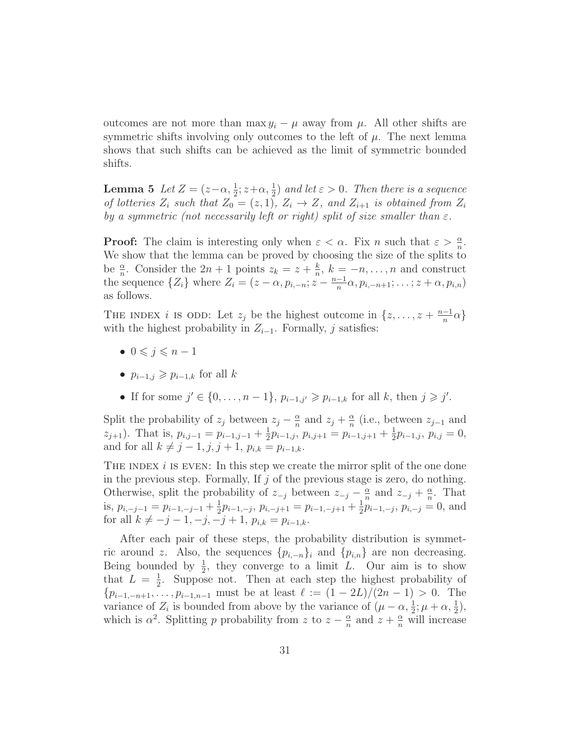outcomes are not more than $\max y_i - \mu$ away from $\mu$. All other shifts are symmetric shifts involving only outcomes to the left of $\mu$. The next lemma shows that such shifts can be achieved as the limit of symmetric bounded shifts.

**Lemma 5** *Let $Z = (z-\alpha, \frac{1}{2}; z+\alpha, \frac{1}{2})$ and let $\varepsilon > 0$. Then there is a sequence of lotteries $Z_i$ such that $Z_0 = (z, 1)$, $Z_i \to Z$, and $Z_{i+1}$ is obtained from $Z_i$ by a symmetric (not necessarily left or right) split of size smaller than $\varepsilon$.*

**Proof:** The claim is interesting only when $\varepsilon < \alpha$. Fix $n$ such that $\varepsilon > \frac{\alpha}{n}$. We show that the lemma can be proved by choosing the size of the splits to be $\frac{\alpha}{n}$. Consider the $2n+1$ points $z_k = z + \frac{k}{n}$, $k = -n, \ldots, n$ and construct the sequence $\{Z_i\}$ where $Z_i = (z - \alpha, p_{i,-n}; z - \frac{n-1}{n}\alpha, p_{i,-n+1}; \ldots; z + \alpha, p_{i,n})$ as follows.

The index $i$ is odd: Let $z_j$ be the highest outcome in $\{z, \ldots, z + \frac{n-1}{n}\alpha\}$ with the highest probability in $Z_{i-1}$. Formally, $j$ satisfies:

- $0 \leqslant j \leqslant n-1$
- $p_{i-1,j} \geqslant p_{i-1,k}$ for all $k$
- If for some $j' \in \{0, \ldots, n-1\}$, $p_{i-1,j'} \geqslant p_{i-1,k}$ for all $k$, then $j \geqslant j'$.

Split the probability of $z_j$ between $z_j - \frac{\alpha}{n}$ and $z_j + \frac{\alpha}{n}$ (i.e., between $z_{j-1}$ and $z_{j+1}$). That is, $p_{i,j-1} = p_{i-1,j-1} + \frac{1}{2}p_{i-1,j}$, $p_{i,j+1} = p_{i-1,j+1} + \frac{1}{2}p_{i-1,j}$, $p_{i,j} = 0$, and for all $k \neq j-1, j, j+1$, $p_{i,k} = p_{i-1,k}$.

The index $i$ is even: In this step we create the mirror split of the one done in the previous step. Formally, If $j$ of the previous stage is zero, do nothing. Otherwise, split the probability of $z_{-j}$ between $z_{-j} - \frac{\alpha}{n}$ and $z_{-j} + \frac{\alpha}{n}$. That is, $p_{i,-j-1} = p_{i-1,-j-1} + \frac{1}{2}p_{i-1,-j}$, $p_{i,-j+1} = p_{i-1,-j+1} + \frac{1}{2}p_{i-1,-j}$, $p_{i,-j} = 0$, and for all $k \neq -j-1, -j, -j+1$, $p_{i,k} = p_{i-1,k}$.

After each pair of these steps, the probability distribution is symmetric around $z$. Also, the sequences $\{p_{i,-n}\}_i$ and $\{p_{i,n}\}$ are non decreasing. Being bounded by $\frac{1}{2}$, they converge to a limit $L$. Our aim is to show that $L = \frac{1}{2}$. Suppose not. Then at each step the highest probability of $\{p_{i-1,-n+1}, \ldots, p_{i-1,n-1}$ must be at least $\ell := (1-2L)/(2n-1) > 0$. The variance of $Z_i$ is bounded from above by the variance of $(\mu - \alpha, \frac{1}{2}; \mu + \alpha, \frac{1}{2})$, which is $\alpha^2$. Splitting $p$ probability from $z$ to $z - \frac{\alpha}{n}$ and $z + \frac{\alpha}{n}$ will increase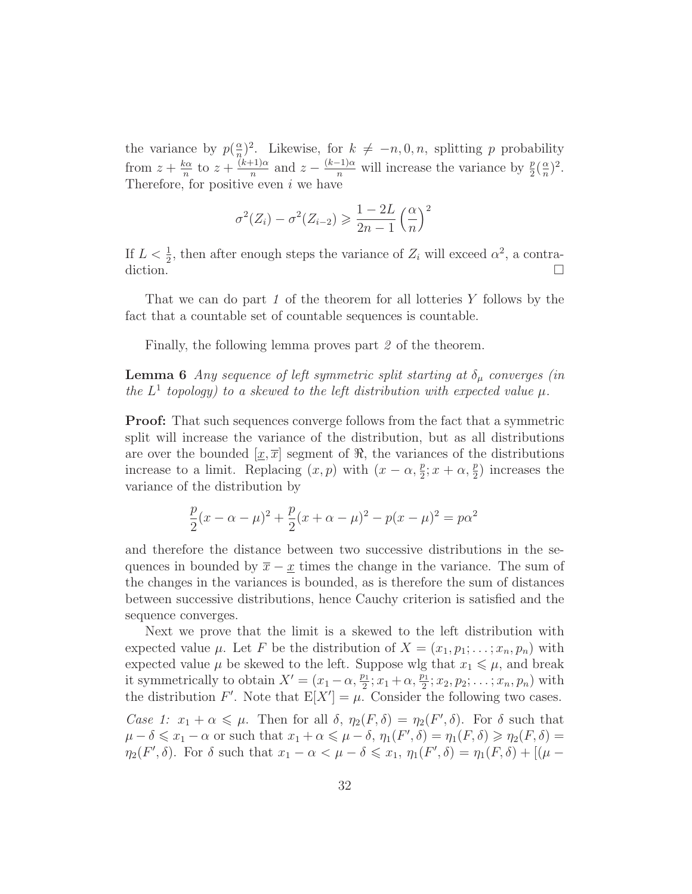the variance by $p(\frac{\alpha}{n})^2$. Likewise, for $k \neq -n, 0, n$, splitting $p$ probability from $z + \frac{k\alpha}{n}$ to $z + \frac{(k+1)\alpha}{n}$ and $z - \frac{(k-1)\alpha}{n}$ will increase the variance by $\frac{p}{2}(\frac{\alpha}{n})^2$. Therefore, for positive even $i$ we have

$$\sigma^2(Z_i) - \sigma^2(Z_{i-2}) \geqslant \frac{1-2L}{2n-1}\left(\frac{\alpha}{n}\right)^2$$

If $L < \frac{1}{2}$, then after enough steps the variance of $Z_i$ will exceed $\alpha^2$, a contradiction. □

That we can do part *1* of the theorem for all lotteries $Y$ follows by the fact that a countable set of countable sequences is countable.

Finally, the following lemma proves part *2* of the theorem.

**Lemma 6** *Any sequence of left symmetric split starting at $\delta_\mu$ converges (in the $L^1$ topology) to a skewed to the left distribution with expected value $\mu$.*

**Proof:** That such sequences converge follows from the fact that a symmetric split will increase the variance of the distribution, but as all distributions are over the bounded $[\underline{x}, \overline{x}]$ segment of $\Re$, the variances of the distributions increase to a limit. Replacing $(x, p)$ with $(x - \alpha, \frac{p}{2}; x + \alpha, \frac{p}{2})$ increases the variance of the distribution by

$$\frac{p}{2}(x - \alpha - \mu)^2 + \frac{p}{2}(x + \alpha - \mu)^2 - p(x - \mu)^2 = p\alpha^2$$

and therefore the distance between two successive distributions in the sequences in bounded by $\overline{x} - \underline{x}$ times the change in the variance. The sum of the changes in the variances is bounded, as is therefore the sum of distances between successive distributions, hence Cauchy criterion is satisfied and the sequence converges.

Next we prove that the limit is a skewed to the left distribution with expected value $\mu$. Let $F$ be the distribution of $X = (x_1, p_1; \ldots; x_n, p_n)$ with expected value $\mu$ be skewed to the left. Suppose wlg that $x_1 \leqslant \mu$, and break it symmetrically to obtain $X' = (x_1 - \alpha, \frac{p_1}{2}; x_1 + \alpha, \frac{p_1}{2}; x_2, p_2; \ldots; x_n, p_n)$ with the distribution $F'$. Note that $\mathrm{E}[X'] = \mu$. Consider the following two cases.

*Case 1:* $x_1 + \alpha \leqslant \mu$. Then for all $\delta$, $\eta_2(F, \delta) = \eta_2(F', \delta)$. For $\delta$ such that $\mu - \delta \leqslant x_1 - \alpha$ or such that $x_1 + \alpha \leqslant \mu - \delta$, $\eta_1(F', \delta) = \eta_1(F, \delta) \geqslant \eta_2(F, \delta) = \eta_2(F', \delta)$. For $\delta$ such that $x_1 - \alpha < \mu - \delta \leqslant x_1$, $\eta_1(F', \delta) = \eta_1(F, \delta) + [(\mu -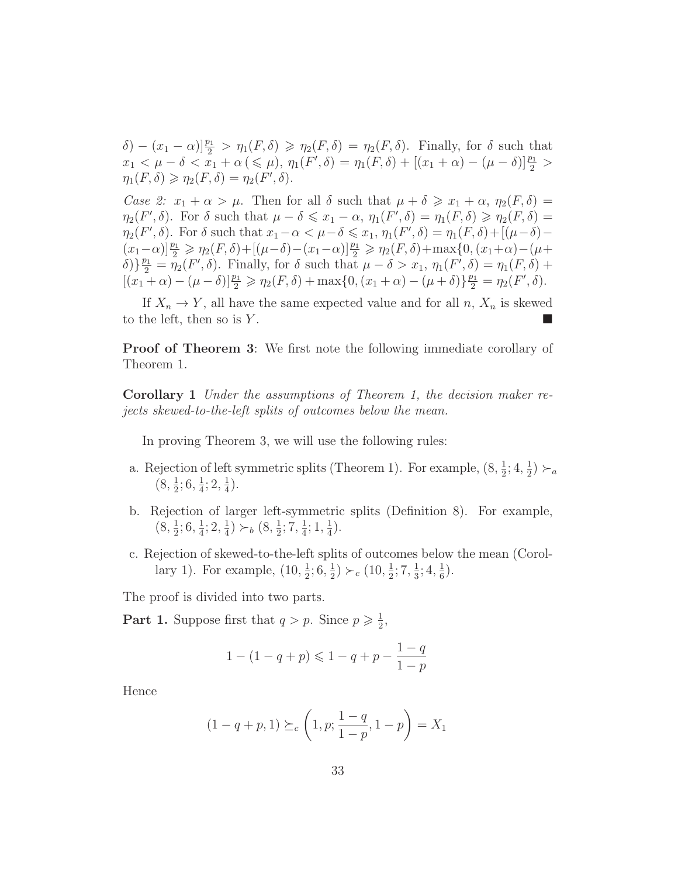$\delta) - (x_1 - \alpha)]\frac{p_1}{2} > \eta_1(F,\delta) \geqslant \eta_2(F,\delta) = \eta_2(F,\delta)$. Finally, for $\delta$ such that $x_1 < \mu - \delta < x_1 + \alpha\,(\leqslant \mu)$, $\eta_1(F',\delta) = \eta_1(F,\delta) + [(x_1+\alpha) - (\mu-\delta)]\frac{p_1}{2} > \eta_1(F,\delta) \geqslant \eta_2(F,\delta) = \eta_2(F',\delta)$.

*Case 2:* $x_1 + \alpha > \mu$. Then for all $\delta$ such that $\mu + \delta \geqslant x_1 + \alpha$, $\eta_2(F,\delta) = \eta_2(F',\delta)$. For $\delta$ such that $\mu - \delta \leqslant x_1 - \alpha$, $\eta_1(F',\delta) = \eta_1(F,\delta) \geqslant \eta_2(F,\delta) = \eta_2(F',\delta)$. For $\delta$ such that $x_1 - \alpha < \mu - \delta \leqslant x_1$, $\eta_1(F',\delta) = \eta_1(F,\delta) + [(\mu-\delta) - (x_1-\alpha)]\frac{p_1}{2} \geqslant \eta_2(F,\delta) + [(\mu-\delta)-(x_1-\alpha)]\frac{p_1}{2} \geqslant \eta_2(F,\delta) + \max\{0, (x_1+\alpha) - (\mu+\delta)\}\frac{p_1}{2} = \eta_2(F',\delta)$. Finally, for $\delta$ such that $\mu - \delta > x_1$, $\eta_1(F',\delta) = \eta_1(F,\delta) + [(x_1+\alpha) - (\mu-\delta)]\frac{p_1}{2} \geqslant \eta_2(F,\delta) + \max\{0, (x_1+\alpha) - (\mu+\delta)\}\frac{p_1}{2} = \eta_2(F',\delta)$.

If $X_n \to Y$, all have the same expected value and for all $n$, $X_n$ is skewed to the left, then so is $Y$. ■

**Proof of Theorem 3**: We first note the following immediate corollary of Theorem 1.

**Corollary 1** *Under the assumptions of Theorem 1, the decision maker rejects skewed-to-the-left splits of outcomes below the mean.*

In proving Theorem 3, we will use the following rules:

a. Rejection of left symmetric splits (Theorem 1). For example, $(8, \frac{1}{2}; 4, \frac{1}{2}) \succ_a (8, \frac{1}{2}; 6, \frac{1}{4}; 2, \frac{1}{4})$.

b. Rejection of larger left-symmetric splits (Definition 8). For example, $(8, \frac{1}{2}; 6, \frac{1}{4}; 2, \frac{1}{4}) \succ_b (8, \frac{1}{2}; 7, \frac{1}{4}; 1, \frac{1}{4})$.

c. Rejection of skewed-to-the-left splits of outcomes below the mean (Corollary 1). For example, $(10, \frac{1}{2}; 6, \frac{1}{2}) \succ_c (10, \frac{1}{2}; 7, \frac{1}{3}; 4, \frac{1}{6})$.

The proof is divided into two parts.

**Part 1.** Suppose first that $q > p$. Since $p \geqslant \frac{1}{2}$,

$$1 - (1 - q + p) \leqslant 1 - q + p - \frac{1-q}{1-p}$$

Hence

$$(1 - q + p, 1) \succeq_c \left(1, p; \frac{1-q}{1-p}, 1-p\right) = X_1$$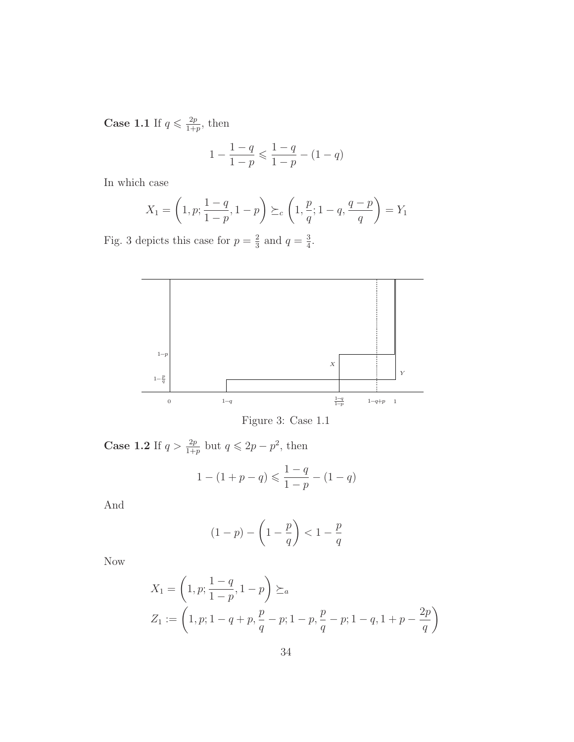**Case 1.1** If $q \leqslant \frac{2p}{1+p}$, then

$$1 - \frac{1-q}{1-p} \leqslant \frac{1-q}{1-p} - (1-q)$$

In which case

$$X_1 = \left(1, p; \frac{1-q}{1-p}, 1-p\right) \succeq_c \left(1, \frac{p}{q}; 1-q, \frac{q-p}{q}\right) = Y_1$$

Fig. 3 depicts this case for $p = \frac{2}{3}$ and $q = \frac{3}{4}$.

Figure 3: Case 1.1

**Case 1.2** If $q > \frac{2p}{1+p}$ but $q \leqslant 2p - p^2$, then

$$1 - (1 + p - q) \leqslant \frac{1-q}{1-p} - (1-q)$$

And

$$(1-p) - \left(1 - \frac{p}{q}\right) < 1 - \frac{p}{q}$$

Now

$$\begin{aligned} X_1 &= \left(1, p; \frac{1-q}{1-p}, 1-p\right) \succeq_a \\ Z_1 &:= \left(1, p; 1-q+p, \frac{p}{q} - p; 1-p, \frac{p}{q} - p; 1-q, 1+p-\frac{2p}{q}\right) \end{aligned}$$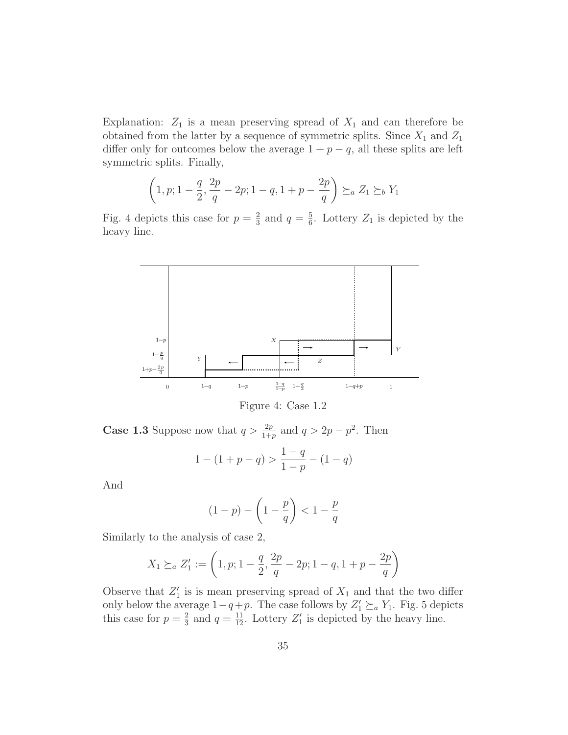Explanation: $Z_1$ is a mean preserving spread of $X_1$ and can therefore be obtained from the latter by a sequence of symmetric splits. Since $X_1$ and $Z_1$ differ only for outcomes below the average $1 + p - q$, all these splits are left symmetric splits. Finally,

$$\left(1, p; 1 - \frac{q}{2}, \frac{2p}{q} - 2p; 1 - q, 1 + p - \frac{2p}{q}\right) \succeq_a Z_1 \succeq_b Y_1$$

Fig. 4 depicts this case for $p = \frac{2}{3}$ and $q = \frac{5}{6}$. Lottery $Z_1$ is depicted by the heavy line.

Figure 4: Case 1.2

**Case 1.3** Suppose now that $q > \frac{2p}{1+p}$ and $q > 2p - p^2$. Then

$$1 - (1 + p - q) > \frac{1 - q}{1 - p} - (1 - q)$$

And

$$(1 - p) - \left(1 - \frac{p}{q}\right) < 1 - \frac{p}{q}$$

Similarly to the analysis of case 2,

$$X_1 \succeq_a Z_1' := \left(1, p; 1 - \frac{q}{2}, \frac{2p}{q} - 2p; 1 - q, 1 + p - \frac{2p}{q}\right)$$

Observe that $Z_1'$ is is mean preserving spread of $X_1$ and that the two differ only below the average $1 - q + p$. The case follows by $Z_1' \succeq_a Y_1$. Fig. 5 depicts this case for $p = \frac{2}{3}$ and $q = \frac{11}{12}$. Lottery $Z_1'$ is depicted by the heavy line.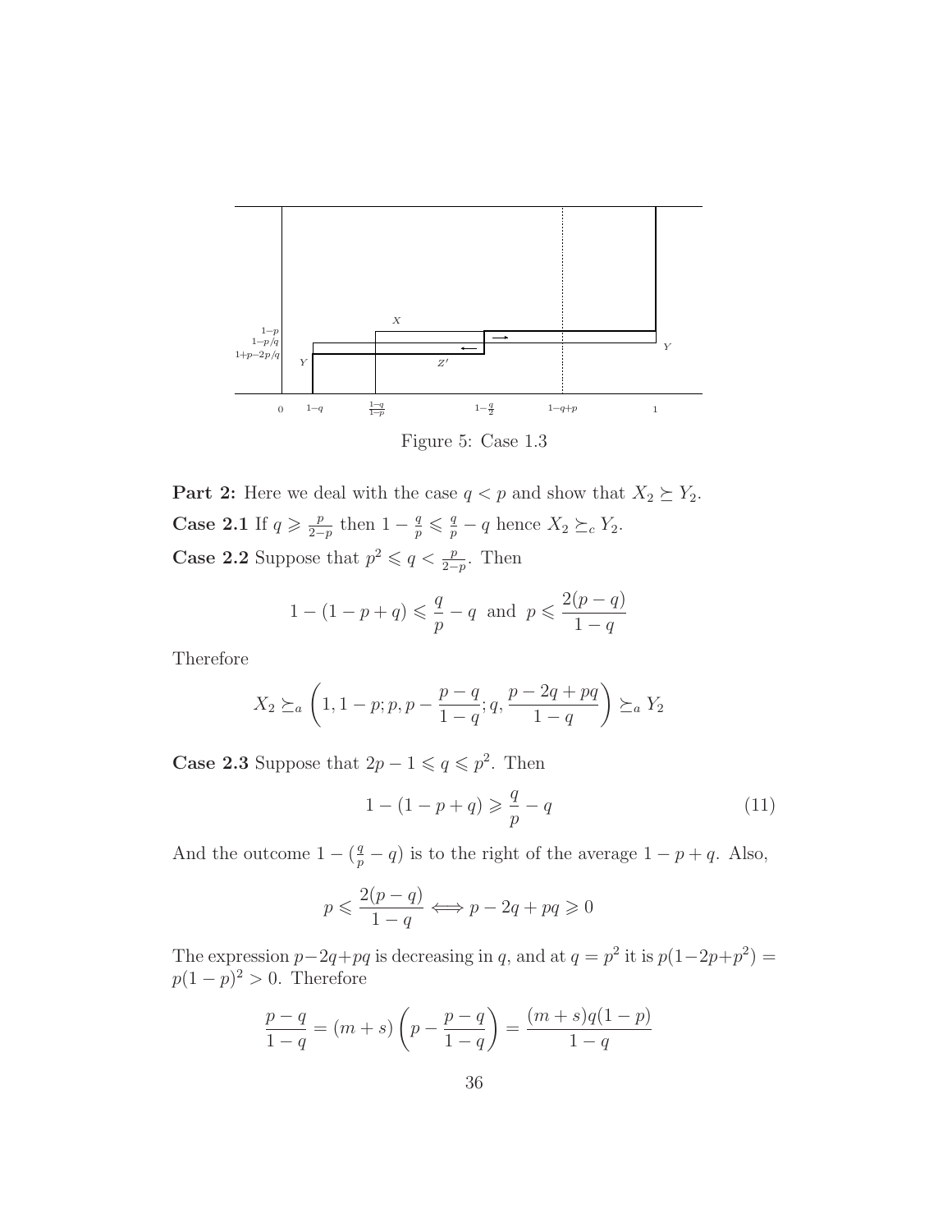Figure 5: Case 1.3

**Part 2:** Here we deal with the case $q < p$ and show that $X_2 \succeq Y_2$.

**Case 2.1** If $q \geqslant \frac{p}{2-p}$ then $1 - \frac{q}{p} \leqslant \frac{q}{p} - q$ hence $X_2 \succeq_c Y_2$.

**Case 2.2** Suppose that $p^2 \leqslant q < \frac{p}{2-p}$. Then

$$1 - (1 - p + q) \leqslant \frac{q}{p} - q \;\text{ and }\; p \leqslant \frac{2(p-q)}{1-q}$$

Therefore

$$X_2 \succeq_a \left(1, 1-p; p, p - \frac{p-q}{1-q}; q, \frac{p-2q+pq}{1-q}\right) \succeq_a Y_2$$

**Case 2.3** Suppose that $2p - 1 \leqslant q \leqslant p^2$. Then

$$1 - (1 - p + q) \geqslant \frac{q}{p} - q \tag{11}$$

And the outcome $1 - (\frac{q}{p} - q)$ is to the right of the average $1 - p + q$. Also,

$$p \leqslant \frac{2(p-q)}{1-q} \iff p - 2q + pq \geqslant 0$$

The expression $p - 2q + pq$ is decreasing in $q$, and at $q = p^2$ it is $p(1 - 2p + p^2) = p(1-p)^2 > 0$. Therefore

$$\frac{p-q}{1-q} = (m+s)\left(p - \frac{p-q}{1-q}\right) = \frac{(m+s)q(1-p)}{1-q}$$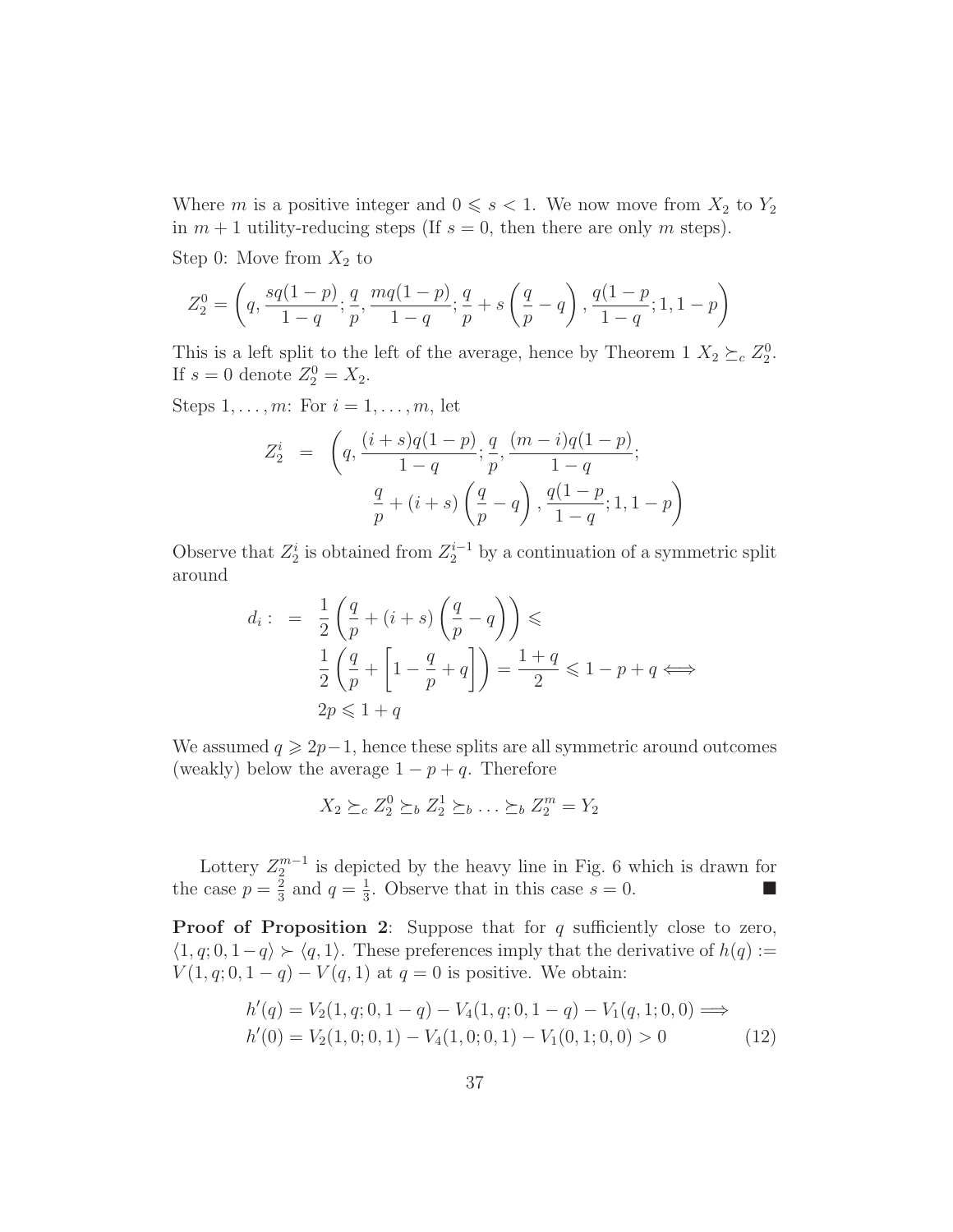Where $m$ is a positive integer and $0 \leqslant s < 1$. We now move from $X_2$ to $Y_2$ in $m+1$ utility-reducing steps (If $s = 0$, then there are only $m$ steps).

Step 0: Move from $X_2$ to

$$Z_2^0 = \left(q, \frac{sq(1-p)}{1-q}; \frac{q}{p}, \frac{mq(1-p)}{1-q}; \frac{q}{p} + s\left(\frac{q}{p} - q\right), \frac{q(1-p}{1-q}; 1, 1-p\right)$$

This is a left split to the left of the average, hence by Theorem 1 $X_2 \succeq_c Z_2^0$. If $s = 0$ denote $Z_2^0 = X_2$.

Steps $1, \ldots, m$: For $i = 1, \ldots, m$, let

$$\begin{aligned} Z_2^i &= \left(q, \frac{(i+s)q(1-p)}{1-q}; \frac{q}{p}, \frac{(m-i)q(1-p)}{1-q};\right. \\ &\qquad \left.\frac{q}{p} + (i+s)\left(\frac{q}{p} - q\right), \frac{q(1-p}{1-q}; 1, 1-p\right) \end{aligned}$$

Observe that $Z_2^i$ is obtained from $Z_2^{i-1}$ by a continuation of a symmetric split around

$$\begin{aligned} d_i : &= \frac{1}{2}\left(\frac{q}{p} + (i+s)\left(\frac{q}{p} - q\right)\right) \leqslant \\ &\frac{1}{2}\left(\frac{q}{p} + \left[1 - \frac{q}{p} + q\right]\right) = \frac{1+q}{2} \leqslant 1 - p + q \Longleftrightarrow \\ &2p \leqslant 1 + q \end{aligned}$$

We assumed $q \geqslant 2p-1$, hence these splits are all symmetric around outcomes (weakly) below the average $1 - p + q$. Therefore

$$X_2 \succeq_c Z_2^0 \succeq_b Z_2^1 \succeq_b \ldots \succeq_b Z_2^m = Y_2$$

Lottery $Z_2^{m-1}$ is depicted by the heavy line in Fig. 6 which is drawn for the case $p = \frac{2}{3}$ and $q = \frac{1}{3}$. Observe that in this case $s = 0$. ■

**Proof of Proposition 2**: Suppose that for $q$ sufficiently close to zero, $\langle 1, q; 0, 1-q\rangle \succ \langle q, 1\rangle$. These preferences imply that the derivative of $h(q) := V(1, q; 0, 1-q) - V(q, 1)$ at $q = 0$ is positive. We obtain:

$$\begin{aligned} h'(q) &= V_2(1, q; 0, 1-q) - V_4(1, q; 0, 1-q) - V_1(q, 1; 0, 0) \Longrightarrow \\ h'(0) &= V_2(1, 0; 0, 1) - V_4(1, 0; 0, 1) - V_1(0, 1; 0, 0) > 0 \end{aligned} \tag{12}$$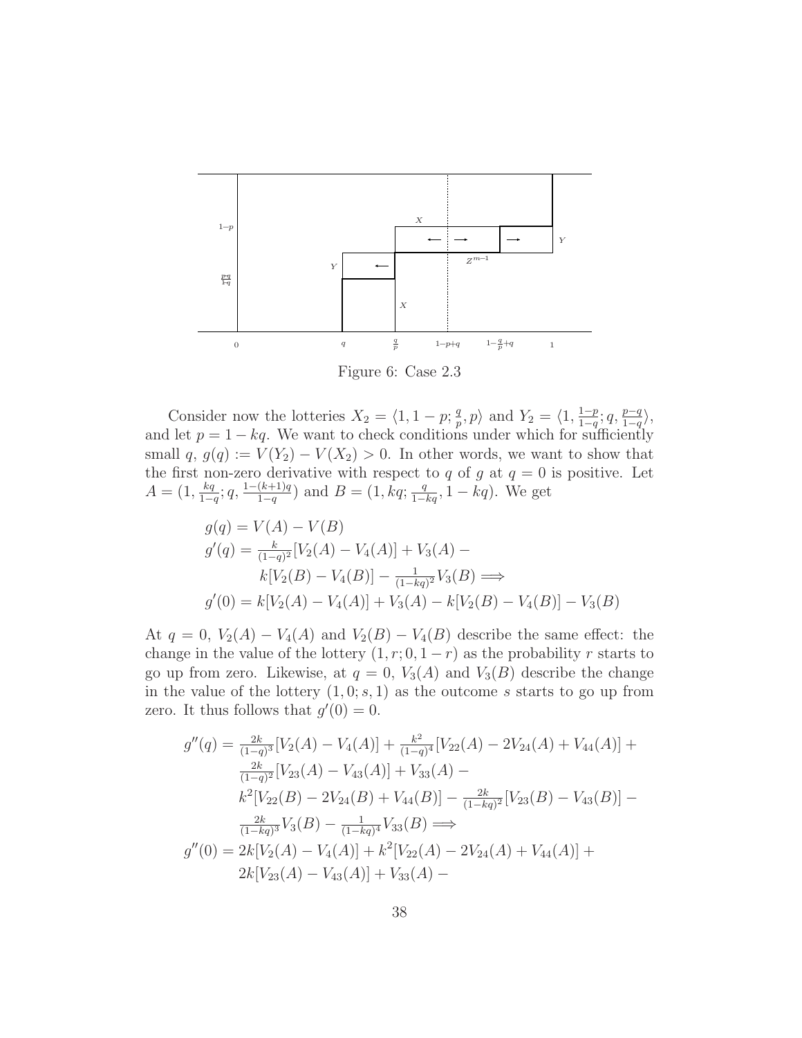Figure 6: Case 2.3

Consider now the lotteries $X_2 = \langle 1, 1-p; \frac{q}{p}, p\rangle$ and $Y_2 = \langle 1, \frac{1-p}{1-q}; q, \frac{p-q}{1-q}\rangle$, and let $p = 1 - kq$. We want to check conditions under which for sufficiently small $q$, $g(q) := V(Y_2) - V(X_2) > 0$. In other words, we want to show that the first non-zero derivative with respect to $q$ of $g$ at $q = 0$ is positive. Let $A = (1, \frac{kq}{1-q}; q, \frac{1-(k+1)q}{1-q})$ and $B = (1, kq; \frac{q}{1-kq}, 1-kq)$. We get

$$
\begin{aligned}
g(q) &= V(A) - V(B) \\
g'(q) &= \tfrac{k}{(1-q)^2}[V_2(A) - V_4(A)] + V_3(A) - \\
&\qquad k[V_2(B) - V_4(B)] - \tfrac{1}{(1-kq)^2}V_3(B) \Longrightarrow \\
g'(0) &= k[V_2(A) - V_4(A)] + V_3(A) - k[V_2(B) - V_4(B)] - V_3(B)
\end{aligned}
$$

At $q = 0$, $V_2(A) - V_4(A)$ and $V_2(B) - V_4(B)$ describe the same effect: the change in the value of the lottery $(1, r; 0, 1-r)$ as the probability $r$ starts to go up from zero. Likewise, at $q = 0$, $V_3(A)$ and $V_3(B)$ describe the change in the value of the lottery $(1, 0; s, 1)$ as the outcome $s$ starts to go up from zero. It thus follows that $g'(0) = 0$.

$$
\begin{aligned}
g''(q) &= \tfrac{2k}{(1-q)^3}[V_2(A) - V_4(A)] + \tfrac{k^2}{(1-q)^4}[V_{22}(A) - 2V_{24}(A) + V_{44}(A)] + \\
&\qquad \tfrac{2k}{(1-q)^2}[V_{23}(A) - V_{43}(A)] + V_{33}(A) - \\
&\qquad k^2[V_{22}(B) - 2V_{24}(B) + V_{44}(B)] - \tfrac{2k}{(1-kq)^2}[V_{23}(B) - V_{43}(B)] - \\
&\qquad \tfrac{2k}{(1-kq)^3}V_3(B) - \tfrac{1}{(1-kq)^4}V_{33}(B) \Longrightarrow \\
g''(0) &= 2k[V_2(A) - V_4(A)] + k^2[V_{22}(A) - 2V_{24}(A) + V_{44}(A)] + \\
&\qquad 2k[V_{23}(A) - V_{43}(A)] + V_{33}(A) -
\end{aligned}
$$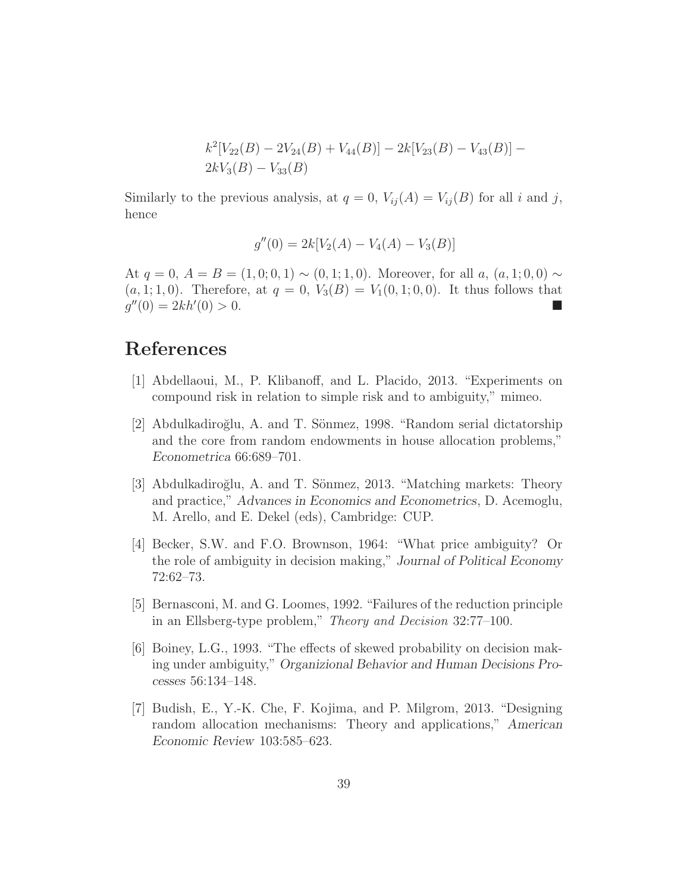$$k^2[V_{22}(B) - 2V_{24}(B) + V_{44}(B)] - 2k[V_{23}(B) - V_{43}(B)] -$$
$$2kV_3(B) - V_{33}(B)$$

Similarly to the previous analysis, at $q = 0$, $V_{ij}(A) = V_{ij}(B)$ for all $i$ and $j$, hence

$$g''(0) = 2k[V_2(A) - V_4(A) - V_3(B)]$$

At $q = 0$, $A = B = (1, 0; 0, 1) \sim (0, 1; 1, 0)$. Moreover, for all $a$, $(a, 1; 0, 0) \sim (a, 1; 1, 0)$. Therefore, at $q = 0$, $V_3(B) = V_1(0, 1; 0, 0)$. It thus follows that $g''(0) = 2kh'(0) > 0$. ■

# References

[1] Abdellaoui, M., P. Klibanoff, and L. Placido, 2013. "Experiments on compound risk in relation to simple risk and to ambiguity," mimeo.

[2] Abdulkadiroğlu, A. and T. Sönmez, 1998. "Random serial dictatorship and the core from random endowments in house allocation problems," *Econometrica* 66:689–701.

[3] Abdulkadiroğlu, A. and T. Sönmez, 2013. "Matching markets: Theory and practice," *Advances in Economics and Econometrics*, D. Acemoglu, M. Arello, and E. Dekel (eds), Cambridge: CUP.

[4] Becker, S.W. and F.O. Brownson, 1964: "What price ambiguity? Or the role of ambiguity in decision making," *Journal of Political Economy* 72:62–73.

[5] Bernasconi, M. and G. Loomes, 1992. "Failures of the reduction principle in an Ellsberg-type problem," *Theory and Decision* 32:77–100.

[6] Boiney, L.G., 1993. "The effects of skewed probability on decision making under ambiguity," *Organizional Behavior and Human Decisions Processes* 56:134–148.

[7] Budish, E., Y.-K. Che, F. Kojima, and P. Milgrom, 2013. "Designing random allocation mechanisms: Theory and applications," *American Economic Review* 103:585–623.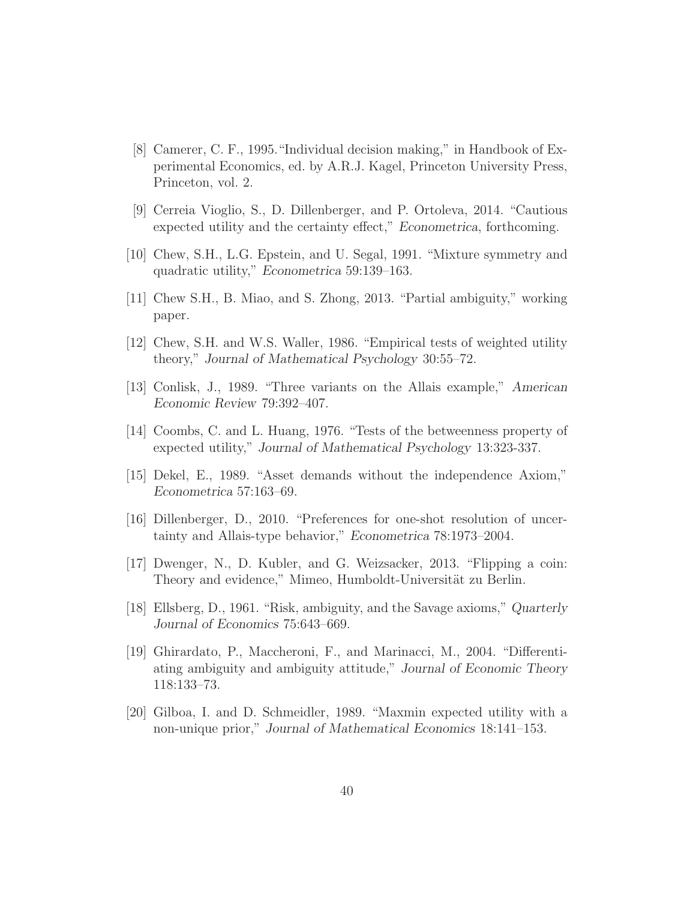[8] Camerer, C. F., 1995."Individual decision making," in Handbook of Experimental Economics, ed. by A.R.J. Kagel, Princeton University Press, Princeton, vol. 2.

[9] Cerreia Vioglio, S., D. Dillenberger, and P. Ortoleva, 2014. "Cautious expected utility and the certainty effect," *Econometrica*, forthcoming.

[10] Chew, S.H., L.G. Epstein, and U. Segal, 1991. "Mixture symmetry and quadratic utility," *Econometrica* 59:139–163.

[11] Chew S.H., B. Miao, and S. Zhong, 2013. "Partial ambiguity," working paper.

[12] Chew, S.H. and W.S. Waller, 1986. "Empirical tests of weighted utility theory," *Journal of Mathematical Psychology* 30:55–72.

[13] Conlisk, J., 1989. "Three variants on the Allais example," *American Economic Review* 79:392–407.

[14] Coombs, C. and L. Huang, 1976. "Tests of the betweenness property of expected utility," *Journal of Mathematical Psychology* 13:323-337.

[15] Dekel, E., 1989. "Asset demands without the independence Axiom," *Econometrica* 57:163–69.

[16] Dillenberger, D., 2010. "Preferences for one-shot resolution of uncertainty and Allais-type behavior," *Econometrica* 78:1973–2004.

[17] Dwenger, N., D. Kubler, and G. Weizsacker, 2013. "Flipping a coin: Theory and evidence," Mimeo, Humboldt-Universität zu Berlin.

[18] Ellsberg, D., 1961. "Risk, ambiguity, and the Savage axioms," *Quarterly Journal of Economics* 75:643–669.

[19] Ghirardato, P., Maccheroni, F., and Marinacci, M., 2004. "Differentiating ambiguity and ambiguity attitude," *Journal of Economic Theory* 118:133–73.

[20] Gilboa, I. and D. Schmeidler, 1989. "Maxmin expected utility with a non-unique prior," *Journal of Mathematical Economics* 18:141–153.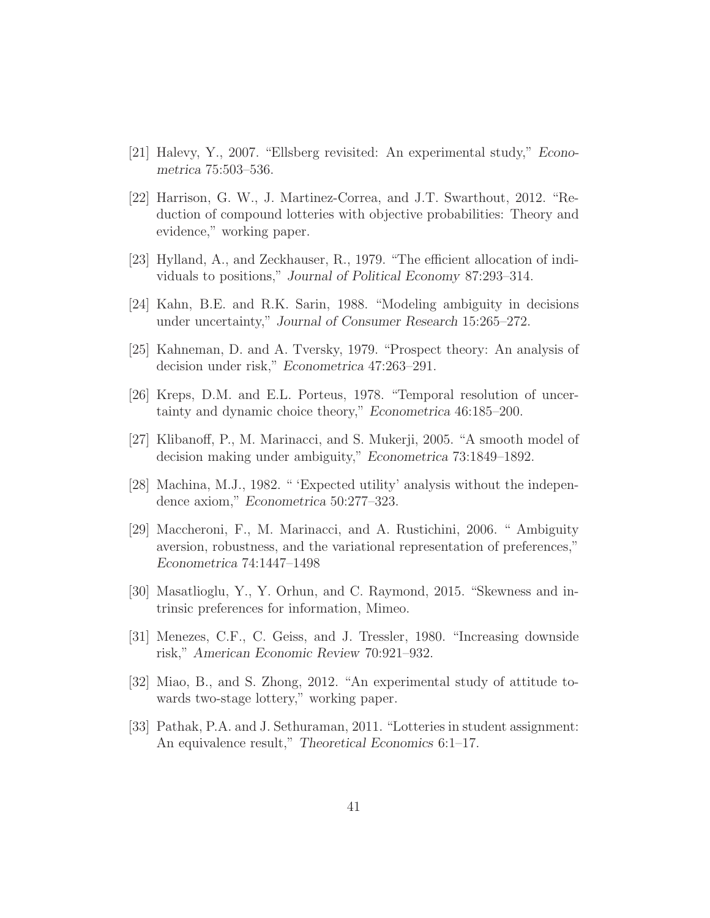[21] Halevy, Y., 2007. "Ellsberg revisited: An experimental study," *Econometrica* 75:503–536.

[22] Harrison, G. W., J. Martinez-Correa, and J.T. Swarthout, 2012. "Reduction of compound lotteries with objective probabilities: Theory and evidence," working paper.

[23] Hylland, A., and Zeckhauser, R., 1979. "The efficient allocation of individuals to positions," *Journal of Political Economy* 87:293–314.

[24] Kahn, B.E. and R.K. Sarin, 1988. "Modeling ambiguity in decisions under uncertainty," *Journal of Consumer Research* 15:265–272.

[25] Kahneman, D. and A. Tversky, 1979. "Prospect theory: An analysis of decision under risk," *Econometrica* 47:263–291.

[26] Kreps, D.M. and E.L. Porteus, 1978. "Temporal resolution of uncertainty and dynamic choice theory," *Econometrica* 46:185–200.

[27] Klibanoff, P., M. Marinacci, and S. Mukerji, 2005. "A smooth model of decision making under ambiguity," *Econometrica* 73:1849–1892.

[28] Machina, M.J., 1982. " 'Expected utility' analysis without the independence axiom," *Econometrica* 50:277–323.

[29] Maccheroni, F., M. Marinacci, and A. Rustichini, 2006. " Ambiguity aversion, robustness, and the variational representation of preferences," *Econometrica* 74:1447–1498

[30] Masatlioglu, Y., Y. Orhun, and C. Raymond, 2015. "Skewness and intrinsic preferences for information, Mimeo.

[31] Menezes, C.F., C. Geiss, and J. Tressler, 1980. "Increasing downside risk," *American Economic Review* 70:921–932.

[32] Miao, B., and S. Zhong, 2012. "An experimental study of attitude towards two-stage lottery," working paper.

[33] Pathak, P.A. and J. Sethuraman, 2011. "Lotteries in student assignment: An equivalence result," *Theoretical Economics* 6:1–17.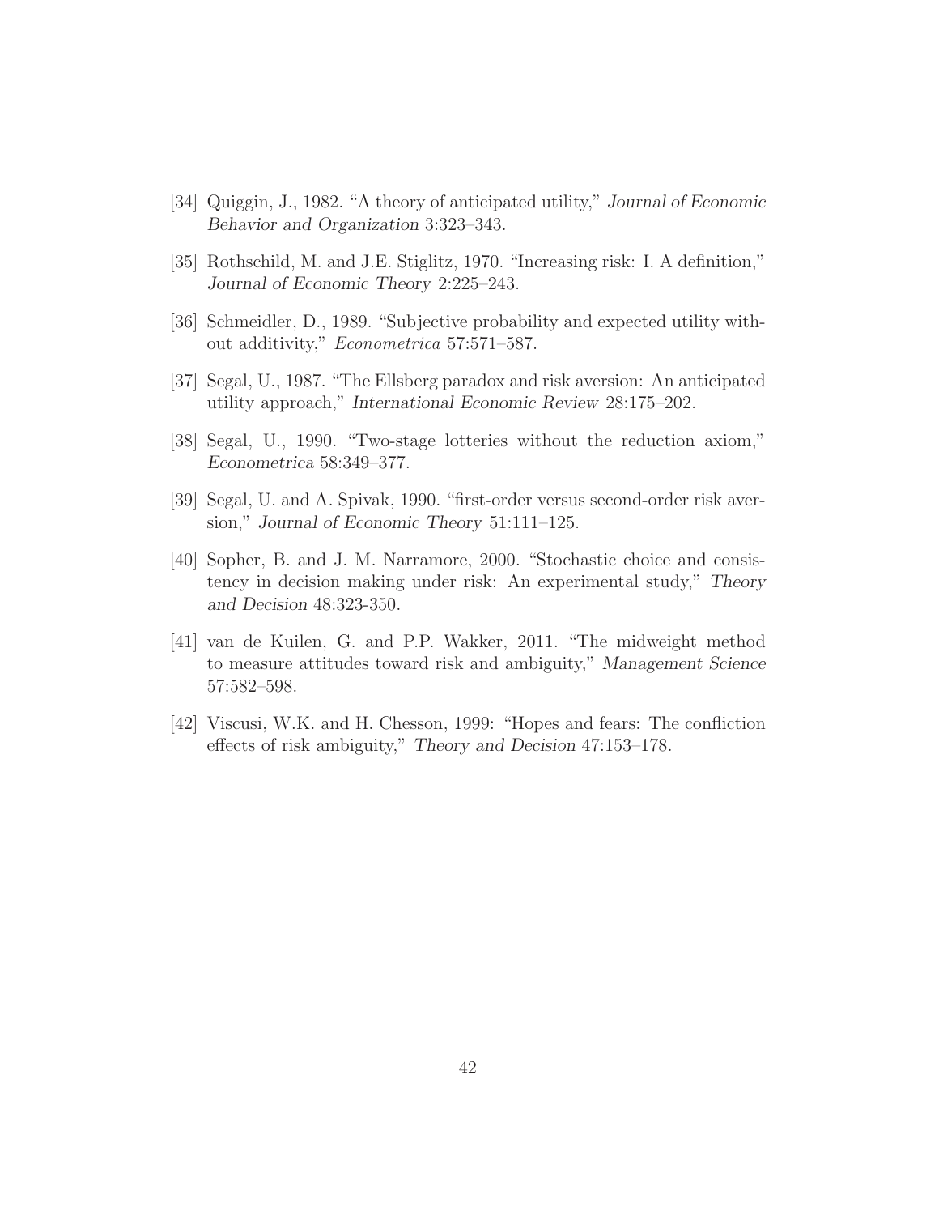[34] Quiggin, J., 1982. "A theory of anticipated utility," *Journal of Economic Behavior and Organization* 3:323–343.

[35] Rothschild, M. and J.E. Stiglitz, 1970. "Increasing risk: I. A definition," *Journal of Economic Theory* 2:225–243.

[36] Schmeidler, D., 1989. "Subjective probability and expected utility without additivity," *Econometrica* 57:571–587.

[37] Segal, U., 1987. "The Ellsberg paradox and risk aversion: An anticipated utility approach," *International Economic Review* 28:175–202.

[38] Segal, U., 1990. "Two-stage lotteries without the reduction axiom," *Econometrica* 58:349–377.

[39] Segal, U. and A. Spivak, 1990. "first-order versus second-order risk aversion," *Journal of Economic Theory* 51:111–125.

[40] Sopher, B. and J. M. Narramore, 2000. "Stochastic choice and consistency in decision making under risk: An experimental study," *Theory and Decision* 48:323-350.

[41] van de Kuilen, G. and P.P. Wakker, 2011. "The midweight method to measure attitudes toward risk and ambiguity," *Management Science* 57:582–598.

[42] Viscusi, W.K. and H. Chesson, 1999: "Hopes and fears: The confliction effects of risk ambiguity," *Theory and Decision* 47:153–178.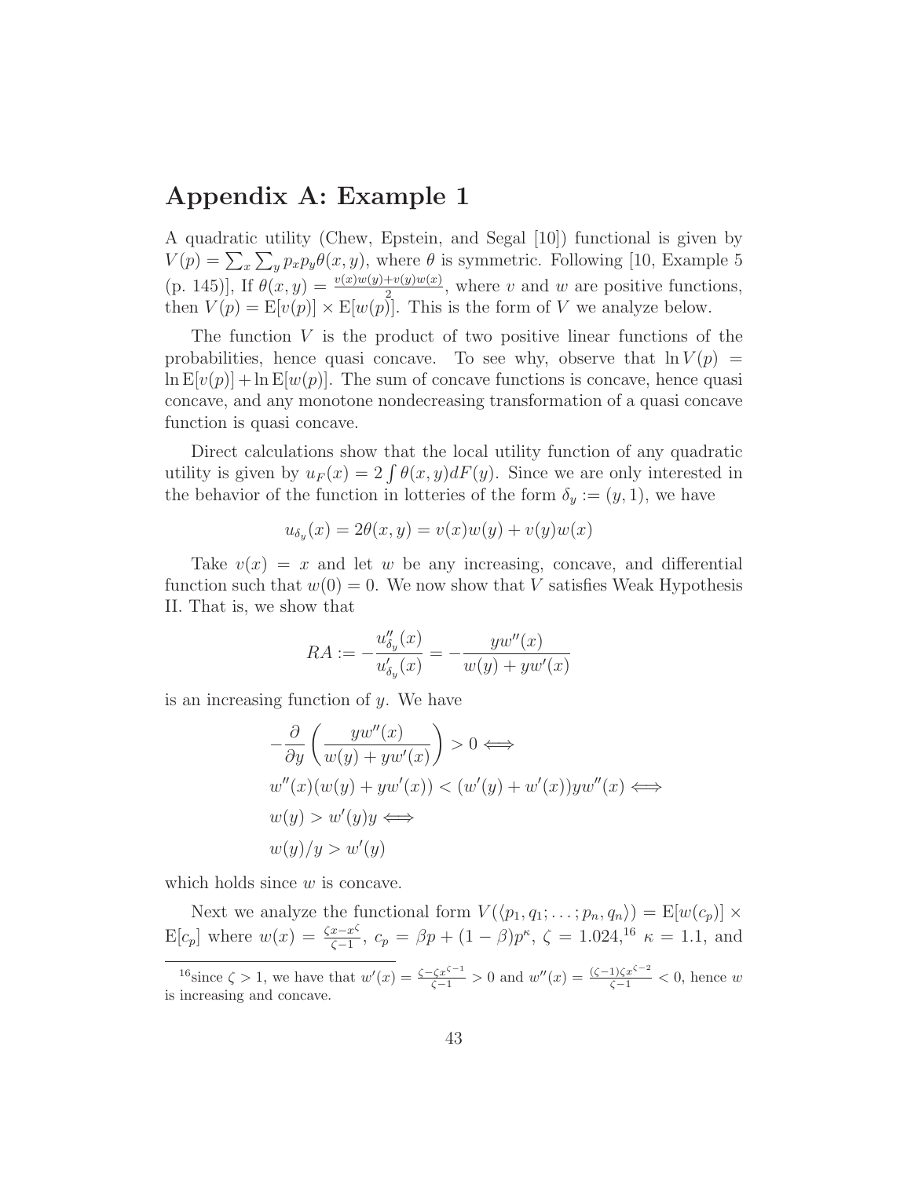## Appendix A: Example 1

A quadratic utility (Chew, Epstein, and Segal [10]) functional is given by $V(p) = \sum_x \sum_y p_x p_y \theta(x,y)$, where $\theta$ is symmetric. Following [10, Example 5 (p. 145)], If $\theta(x,y) = \frac{v(x)w(y)+v(y)w(x)}{2}$, where $v$ and $w$ are positive functions, then $V(p) = \mathrm{E}[v(p)] \times \mathrm{E}[w(p)]$. This is the form of $V$ we analyze below.

The function $V$ is the product of two positive linear functions of the probabilities, hence quasi concave. To see why, observe that $\ln V(p) = \ln \mathrm{E}[v(p)] + \ln \mathrm{E}[w(p)]$. The sum of concave functions is concave, hence quasi concave, and any monotone nondecreasing transformation of a quasi concave function is quasi concave.

Direct calculations show that the local utility function of any quadratic utility is given by $u_F(x) = 2\int \theta(x,y)dF(y)$. Since we are only interested in the behavior of the function in lotteries of the form $\delta_y := (y,1)$, we have

$$u_{\delta_y}(x) = 2\theta(x,y) = v(x)w(y) + v(y)w(x)$$

Take $v(x) = x$ and let $w$ be any increasing, concave, and differential function such that $w(0) = 0$. We now show that $V$ satisfies Weak Hypothesis II. That is, we show that

$$RA := -\frac{u''_{\delta_y}(x)}{u'_{\delta_y}(x)} = -\frac{yw''(x)}{w(y) + yw'(x)}$$

is an increasing function of $y$. We have

$$\begin{aligned}
&-\frac{\partial}{\partial y}\left(\frac{yw''(x)}{w(y)+yw'(x)}\right) > 0 \iff \\
&w''(x)(w(y)+yw'(x)) < (w'(y)+w'(x))yw''(x) \iff \\
&w(y) > w'(y)y \iff \\
&w(y)/y > w'(y)
\end{aligned}$$

which holds since $w$ is concave.

Next we analyze the functional form $V(\langle p_1, q_1; \ldots; p_n, q_n\rangle) = \mathrm{E}[w(c_p)] \times \mathrm{E}[c_p]$ where $w(x) = \frac{\zeta x - x^\zeta}{\zeta - 1}$, $c_p = \beta p + (1-\beta)p^\kappa$, $\zeta = 1.024$,[16] $\kappa = 1.1$, and

[16] since $\zeta > 1$, we have that $w'(x) = \frac{\zeta - \zeta x^{\zeta-1}}{\zeta-1} > 0$ and $w''(x) = \frac{(\zeta-1)\zeta x^{\zeta-2}}{\zeta-1} < 0$, hence $w$ is increasing and concave.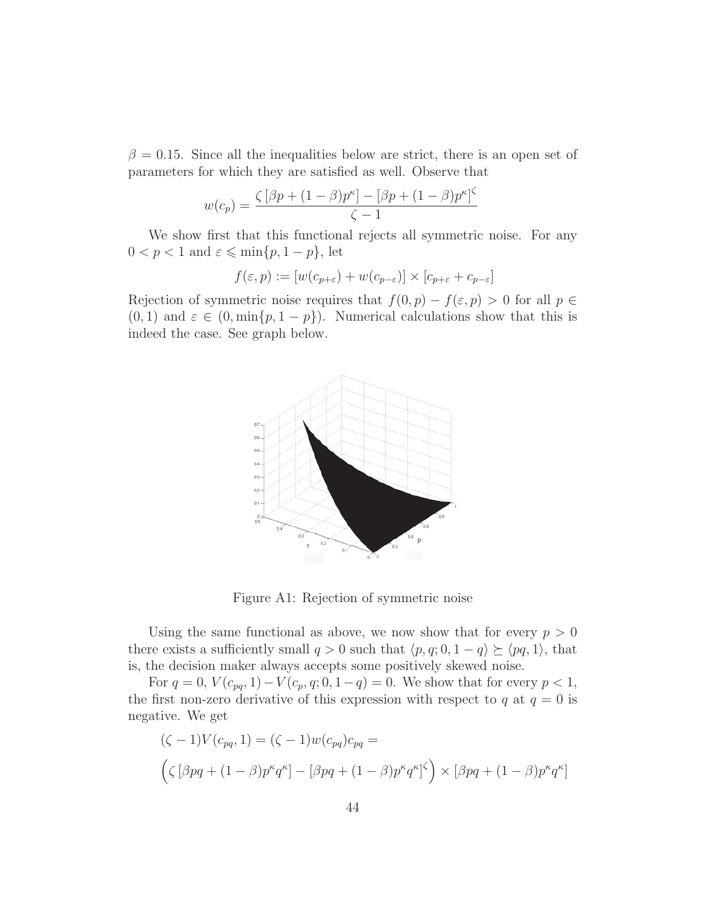$\beta = 0.15$. Since all the inequalities below are strict, there is an open set of parameters for which they are satisfied as well. Observe that

$$w(c_p) = \frac{\zeta\left[\beta p + (1-\beta)p^\kappa\right] - \left[\beta p + (1-\beta)p^\kappa\right]^\zeta}{\zeta - 1}$$

We show first that this functional rejects all symmetric noise. For any $0 < p < 1$ and $\varepsilon \leqslant \min\{p, 1-p\}$, let

$$f(\varepsilon, p) := [w(c_{p+\varepsilon}) + w(c_{p-\varepsilon})] \times [c_{p+\varepsilon} + c_{p-\varepsilon}]$$

Rejection of symmetric noise requires that $f(0,p) - f(\varepsilon, p) > 0$ for all $p \in (0,1)$ and $\varepsilon \in (0, \min\{p, 1-p\})$. Numerical calculations show that this is indeed the case. See graph below.

Figure A1: Rejection of symmetric noise

Using the same functional as above, we now show that for every $p > 0$ there exists a sufficiently small $q > 0$ such that $\langle p, q; 0, 1-q\rangle \succeq \langle pq, 1\rangle$, that is, the decision maker always accepts some positively skewed noise.

For $q = 0$, $V(c_{pq}, 1) - V(c_p, q; 0, 1-q) = 0$. We show that for every $p < 1$, the first non-zero derivative of this expression with respect to $q$ at $q = 0$ is negative. We get

$$(\zeta - 1)V(c_{pq}, 1) = (\zeta - 1)w(c_{pq})c_{pq} =$$

$$\left(\zeta\left[\beta pq + (1-\beta)p^\kappa q^\kappa\right] - \left[\beta pq + (1-\beta)p^\kappa q^\kappa\right]^\zeta\right) \times \left[\beta pq + (1-\beta)p^\kappa q^\kappa\right]$$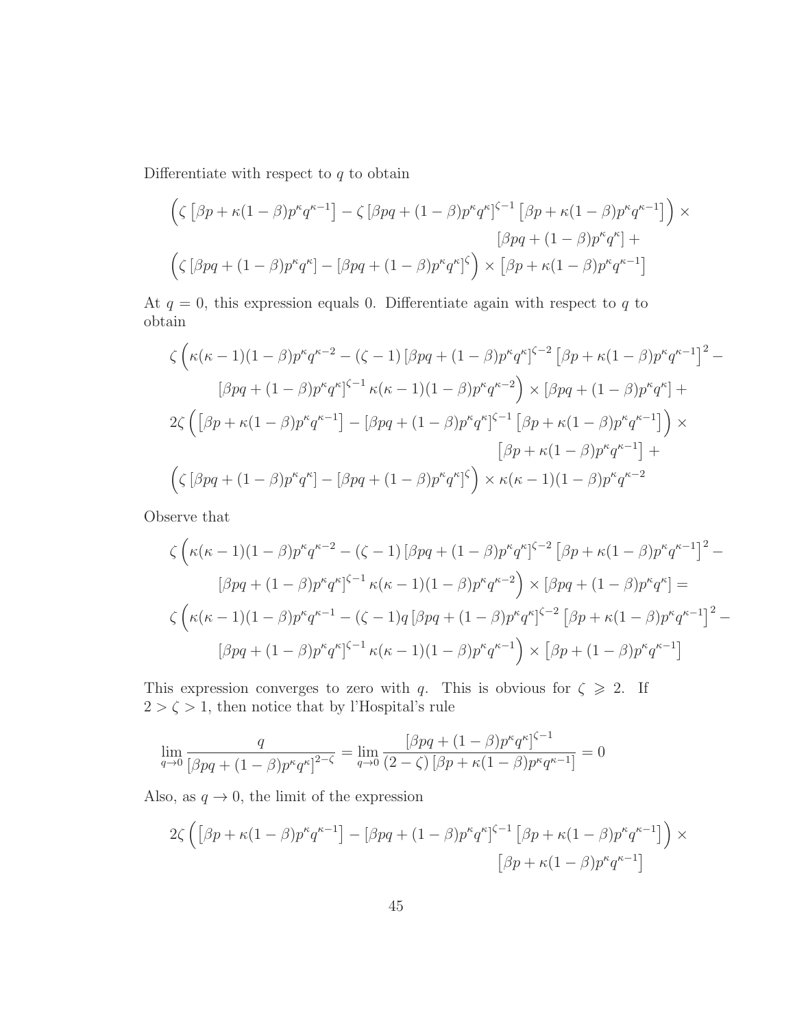Differentiate with respect to $q$ to obtain

$$\Big(\zeta\left[\beta p+\kappa(1-\beta)p^{\kappa}q^{\kappa-1}\right]-\zeta\left[\beta pq+(1-\beta)p^{\kappa}q^{\kappa}\right]^{\zeta-1}\left[\beta p+\kappa(1-\beta)p^{\kappa}q^{\kappa-1}\right]\Big)\times \left[\beta pq+(1-\beta)p^{\kappa}q^{\kappa}\right]+$$
$$\Big(\zeta\left[\beta pq+(1-\beta)p^{\kappa}q^{\kappa}\right]-\left[\beta pq+(1-\beta)p^{\kappa}q^{\kappa}\right]^{\zeta}\Big)\times\left[\beta p+\kappa(1-\beta)p^{\kappa}q^{\kappa-1}\right]$$

At $q=0$, this expression equals 0. Differentiate again with respect to $q$ to obtain

$$\zeta\Big(\kappa(\kappa-1)(1-\beta)p^{\kappa}q^{\kappa-2}-(\zeta-1)\left[\beta pq+(1-\beta)p^{\kappa}q^{\kappa}\right]^{\zeta-2}\left[\beta p+\kappa(1-\beta)p^{\kappa}q^{\kappa-1}\right]^{2}-$$
$$\left[\beta pq+(1-\beta)p^{\kappa}q^{\kappa}\right]^{\zeta-1}\kappa(\kappa-1)(1-\beta)p^{\kappa}q^{\kappa-2}\Big)\times\left[\beta pq+(1-\beta)p^{\kappa}q^{\kappa}\right]+$$
$$2\zeta\Big(\left[\beta p+\kappa(1-\beta)p^{\kappa}q^{\kappa-1}\right]-\left[\beta pq+(1-\beta)p^{\kappa}q^{\kappa}\right]^{\zeta-1}\left[\beta p+\kappa(1-\beta)p^{\kappa}q^{\kappa-1}\right]\Big)\times \left[\beta p+\kappa(1-\beta)p^{\kappa}q^{\kappa-1}\right]+$$
$$\Big(\zeta\left[\beta pq+(1-\beta)p^{\kappa}q^{\kappa}\right]-\left[\beta pq+(1-\beta)p^{\kappa}q^{\kappa}\right]^{\zeta}\Big)\times\kappa(\kappa-1)(1-\beta)p^{\kappa}q^{\kappa-2}$$

Observe that

$$\zeta\Big(\kappa(\kappa-1)(1-\beta)p^{\kappa}q^{\kappa-2}-(\zeta-1)\left[\beta pq+(1-\beta)p^{\kappa}q^{\kappa}\right]^{\zeta-2}\left[\beta p+\kappa(1-\beta)p^{\kappa}q^{\kappa-1}\right]^{2}-$$
$$\left[\beta pq+(1-\beta)p^{\kappa}q^{\kappa}\right]^{\zeta-1}\kappa(\kappa-1)(1-\beta)p^{\kappa}q^{\kappa-2}\Big)\times\left[\beta pq+(1-\beta)p^{\kappa}q^{\kappa}\right]=$$
$$\zeta\Big(\kappa(\kappa-1)(1-\beta)p^{\kappa}q^{\kappa-1}-(\zeta-1)q\left[\beta pq+(1-\beta)p^{\kappa}q^{\kappa}\right]^{\zeta-2}\left[\beta p+\kappa(1-\beta)p^{\kappa}q^{\kappa-1}\right]^{2}-$$
$$\left[\beta pq+(1-\beta)p^{\kappa}q^{\kappa}\right]^{\zeta-1}\kappa(\kappa-1)(1-\beta)p^{\kappa}q^{\kappa-1}\Big)\times\left[\beta p+(1-\beta)p^{\kappa}q^{\kappa-1}\right]$$

This expression converges to zero with $q$. This is obvious for $\zeta\geqslant 2$. If $2>\zeta>1$, then notice that by l'Hospital's rule

$$\lim_{q\to 0}\frac{q}{\left[\beta pq+(1-\beta)p^{\kappa}q^{\kappa}\right]^{2-\zeta}}=\lim_{q\to 0}\frac{\left[\beta pq+(1-\beta)p^{\kappa}q^{\kappa}\right]^{\zeta-1}}{(2-\zeta)\left[\beta p+\kappa(1-\beta)p^{\kappa}q^{\kappa-1}\right]}=0$$

Also, as $q\to 0$, the limit of the expression

$$2\zeta\Big(\left[\beta p+\kappa(1-\beta)p^{\kappa}q^{\kappa-1}\right]-\left[\beta pq+(1-\beta)p^{\kappa}q^{\kappa}\right]^{\zeta-1}\left[\beta p+\kappa(1-\beta)p^{\kappa}q^{\kappa-1}\right]\Big)\times \left[\beta p+\kappa(1-\beta)p^{\kappa}q^{\kappa-1}\right]$$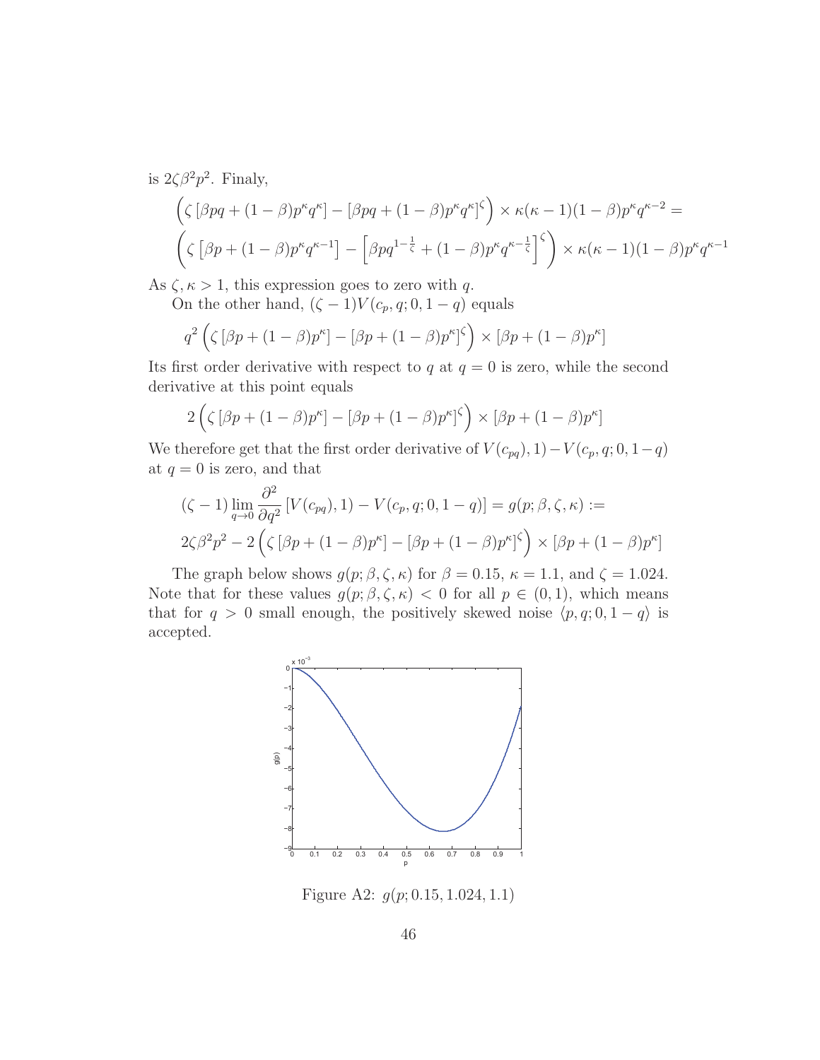is $2\zeta\beta^2 p^2$. Finaly,

$$\left(\zeta\left[\beta pq + (1-\beta)p^\kappa q^\kappa\right] - \left[\beta pq + (1-\beta)p^\kappa q^\kappa\right]^\zeta\right) \times \kappa(\kappa-1)(1-\beta)p^\kappa q^{\kappa-2} =$$

$$\left(\zeta\left[\beta p + (1-\beta)p^\kappa q^{\kappa-1}\right] - \left[\beta p q^{1-\frac{1}{\zeta}} + (1-\beta)p^\kappa q^{\kappa-\frac{1}{\zeta}}\right]^\zeta\right) \times \kappa(\kappa-1)(1-\beta)p^\kappa q^{\kappa-1}$$

As $\zeta, \kappa > 1$, this expression goes to zero with $q$.

On the other hand, $(\zeta-1)V(c_p, q; 0, 1-q)$ equals

$$q^2\left(\zeta\left[\beta p + (1-\beta)p^\kappa\right] - \left[\beta p + (1-\beta)p^\kappa\right]^\zeta\right) \times \left[\beta p + (1-\beta)p^\kappa\right]$$

Its first order derivative with respect to $q$ at $q = 0$ is zero, while the second derivative at this point equals

$$2\left(\zeta\left[\beta p + (1-\beta)p^\kappa\right] - \left[\beta p + (1-\beta)p^\kappa\right]^\zeta\right) \times \left[\beta p + (1-\beta)p^\kappa\right]$$

We therefore get that the first order derivative of $V(c_{pq}), 1) - V(c_p, q; 0, 1-q)$ at $q = 0$ is zero, and that

$$(\zeta-1)\lim_{q\to 0}\frac{\partial^2}{\partial q^2}\left[V(c_{pq}), 1) - V(c_p, q; 0, 1-q)\right] = g(p; \beta, \zeta, \kappa) :=$$

$$2\zeta\beta^2 p^2 - 2\left(\zeta\left[\beta p + (1-\beta)p^\kappa\right] - \left[\beta p + (1-\beta)p^\kappa\right]^\zeta\right) \times \left[\beta p + (1-\beta)p^\kappa\right]$$

The graph below shows $g(p; \beta, \zeta, \kappa)$ for $\beta = 0.15$, $\kappa = 1.1$, and $\zeta = 1.024$. Note that for these values $g(p; \beta, \zeta, \kappa) < 0$ for all $p \in (0, 1)$, which means that for $q > 0$ small enough, the positively skewed noise $\langle p, q; 0, 1-q\rangle$ is accepted.

Figure A2: $g(p; 0.15, 1.024, 1.1)$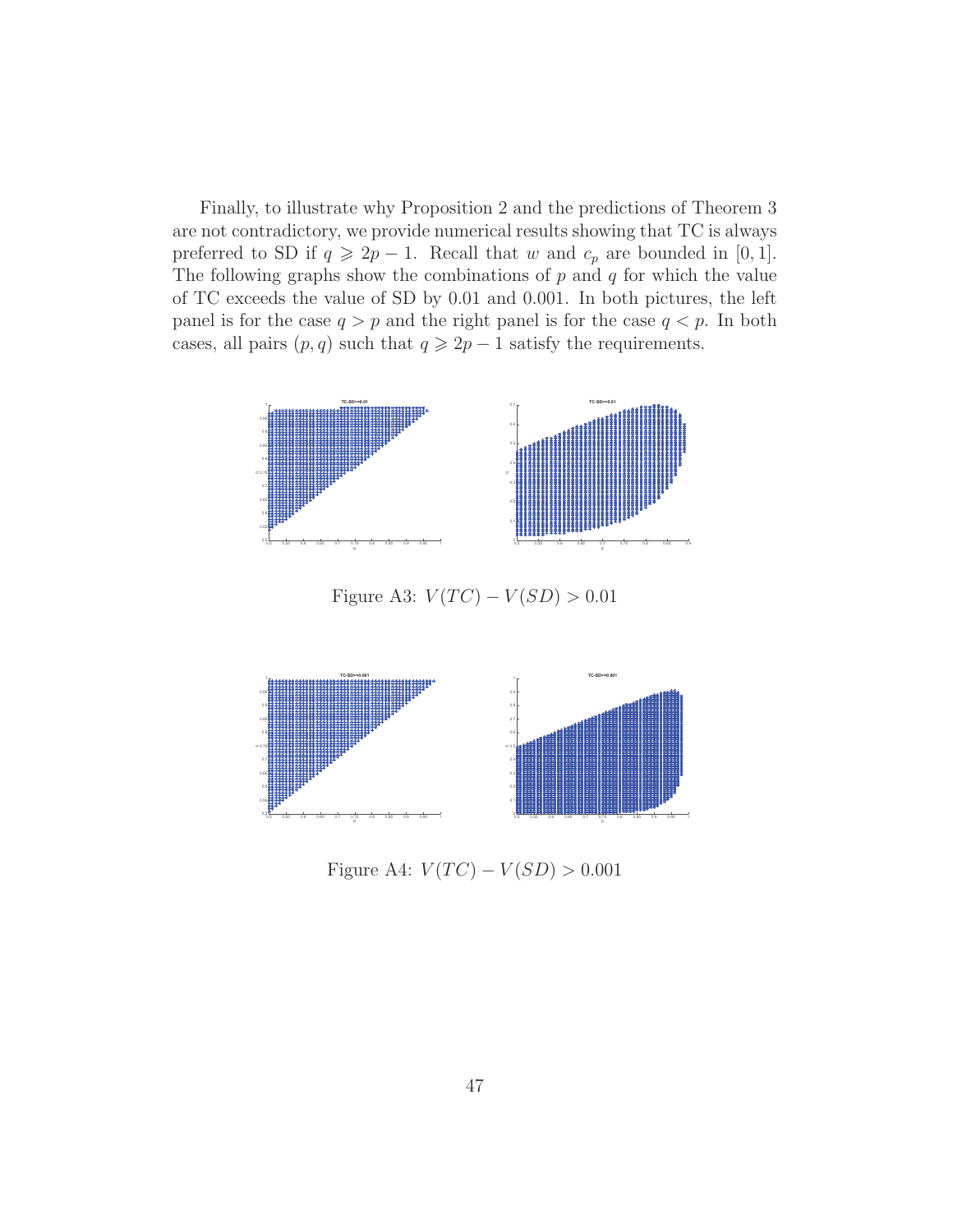Finally, to illustrate why Proposition 2 and the predictions of Theorem 3 are not contradictory, we provide numerical results showing that TC is always preferred to SD if $q \geqslant 2p - 1$. Recall that $w$ and $c_p$ are bounded in $[0, 1]$. The following graphs show the combinations of $p$ and $q$ for which the value of TC exceeds the value of SD by 0.01 and 0.001. In both pictures, the left panel is for the case $q > p$ and the right panel is for the case $q < p$. In both cases, all pairs $(p, q)$ such that $q \geqslant 2p - 1$ satisfy the requirements.

TC-SD>=0.01

TC-SD>=0.01

Figure A3: $V(TC) - V(SD) > 0.01$

TC-SD>=0.001

TC-SD>=0.001

Figure A4: $V(TC) - V(SD) > 0.001$